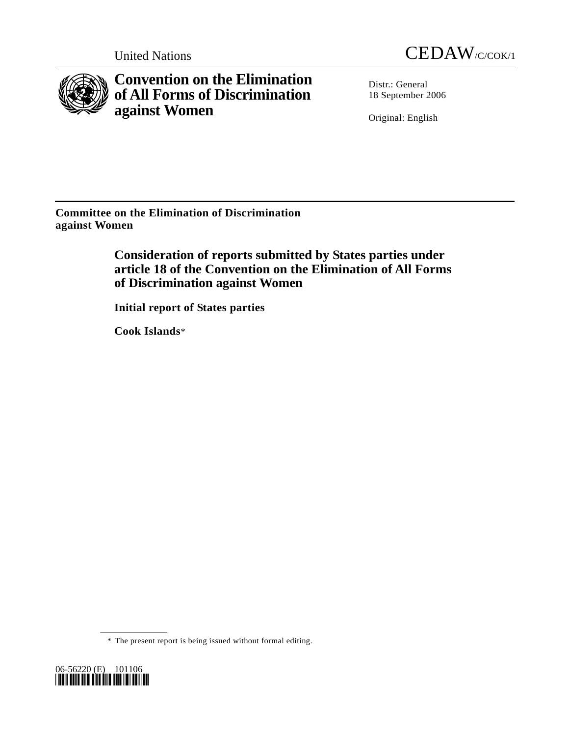United Nations CEDAW/C/COK/1

# Convention on the Elimination of All Forms of Discrimination against Women

Distr.: General
18 September 2006

Original: English

**Committee on the Elimination of Discrimination against Women**

## Consideration of reports submitted by States parties under article 18 of the Convention on the Elimination of All Forms of Discrimination against Women

**Initial report of States parties**

**Cook Islands***

---

\* The present report is being issued without formal editing.

06-56220 (E) 101106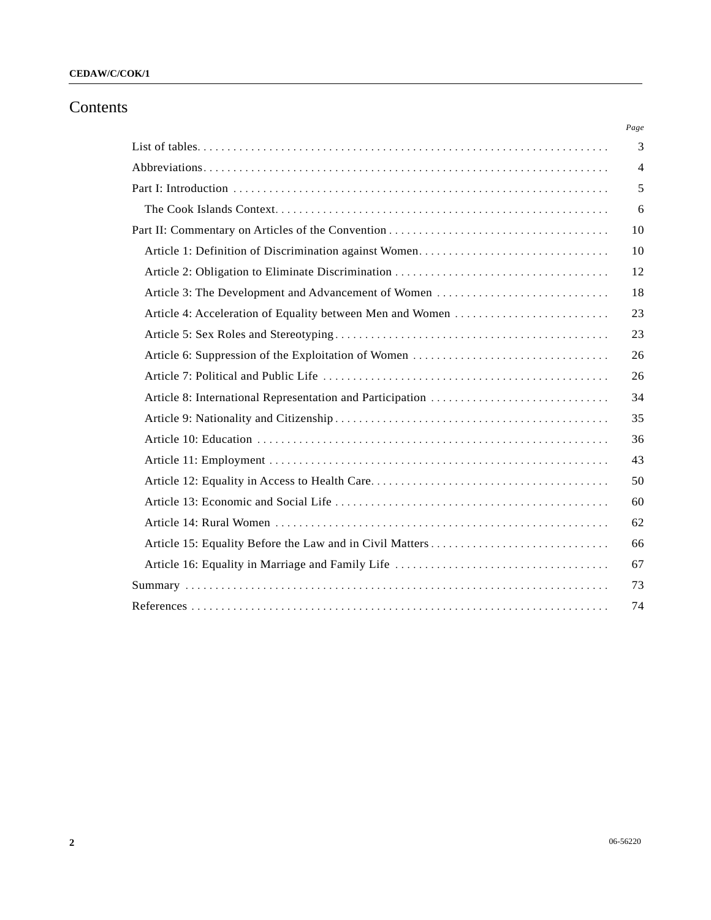# Contents

| | Page |
|---|---|
| List of tables | 3 |
| Abbreviations | 4 |
| Part I: Introduction | 5 |
| The Cook Islands Context | 6 |
| Part II: Commentary on Articles of the Convention | 10 |
| Article 1: Definition of Discrimination against Women | 10 |
| Article 2: Obligation to Eliminate Discrimination | 12 |
| Article 3: The Development and Advancement of Women | 18 |
| Article 4: Acceleration of Equality between Men and Women | 23 |
| Article 5: Sex Roles and Stereotyping | 23 |
| Article 6: Suppression of the Exploitation of Women | 26 |
| Article 7: Political and Public Life | 26 |
| Article 8: International Representation and Participation | 34 |
| Article 9: Nationality and Citizenship | 35 |
| Article 10: Education | 36 |
| Article 11: Employment | 43 |
| Article 12: Equality in Access to Health Care | 50 |
| Article 13: Economic and Social Life | 60 |
| Article 14: Rural Women | 62 |
| Article 15: Equality Before the Law and in Civil Matters | 66 |
| Article 16: Equality in Marriage and Family Life | 67 |
| Summary | 73 |
| References | 74 |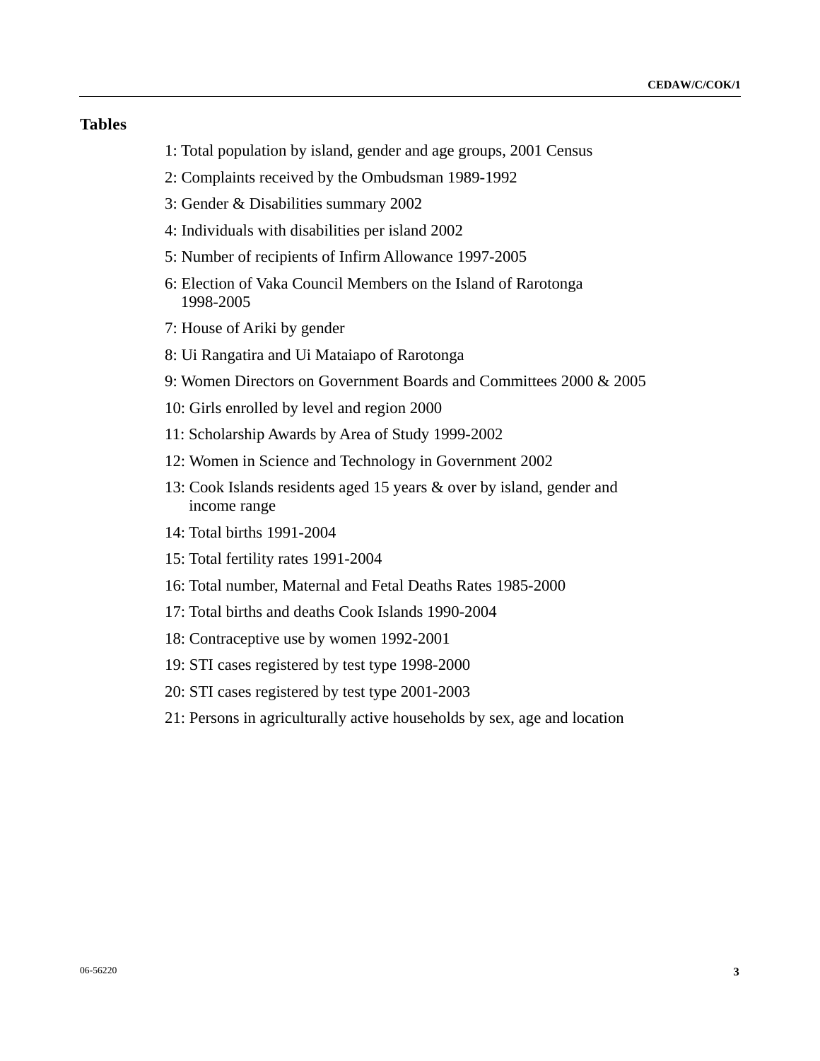## Tables

1: Total population by island, gender and age groups, 2001 Census

2: Complaints received by the Ombudsman 1989-1992

3: Gender & Disabilities summary 2002

4: Individuals with disabilities per island 2002

5: Number of recipients of Infirm Allowance 1997-2005

6: Election of Vaka Council Members on the Island of Rarotonga 1998-2005

7: House of Ariki by gender

8: Ui Rangatira and Ui Mataiapo of Rarotonga

9: Women Directors on Government Boards and Committees 2000 & 2005

10: Girls enrolled by level and region 2000

11: Scholarship Awards by Area of Study 1999-2002

12: Women in Science and Technology in Government 2002

13: Cook Islands residents aged 15 years & over by island, gender and income range

14: Total births 1991-2004

15: Total fertility rates 1991-2004

16: Total number, Maternal and Fetal Deaths Rates 1985-2000

17: Total births and deaths Cook Islands 1990-2004

18: Contraceptive use by women 1992-2001

19: STI cases registered by test type 1998-2000

20: STI cases registered by test type 2001-2003

21: Persons in agriculturally active households by sex, age and location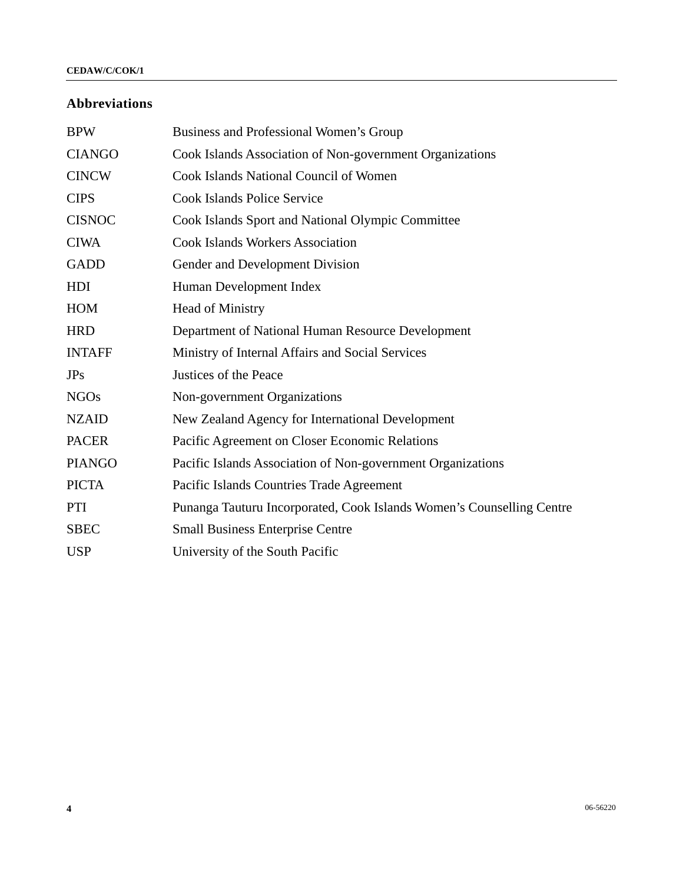## Abbreviations

| | |
|---|---|
| BPW | Business and Professional Women’s Group |
| CIANGO | Cook Islands Association of Non-government Organizations |
| CINCW | Cook Islands National Council of Women |
| CIPS | Cook Islands Police Service |
| CISNOC | Cook Islands Sport and National Olympic Committee |
| CIWA | Cook Islands Workers Association |
| GADD | Gender and Development Division |
| HDI | Human Development Index |
| HOM | Head of Ministry |
| HRD | Department of National Human Resource Development |
| INTAFF | Ministry of Internal Affairs and Social Services |
| JPs | Justices of the Peace |
| NGOs | Non-government Organizations |
| NZAID | New Zealand Agency for International Development |
| PACER | Pacific Agreement on Closer Economic Relations |
| PIANGO | Pacific Islands Association of Non-government Organizations |
| PICTA | Pacific Islands Countries Trade Agreement |
| PTI | Punanga Tauturu Incorporated, Cook Islands Women’s Counselling Centre |
| SBEC | Small Business Enterprise Centre |
| USP | University of the South Pacific |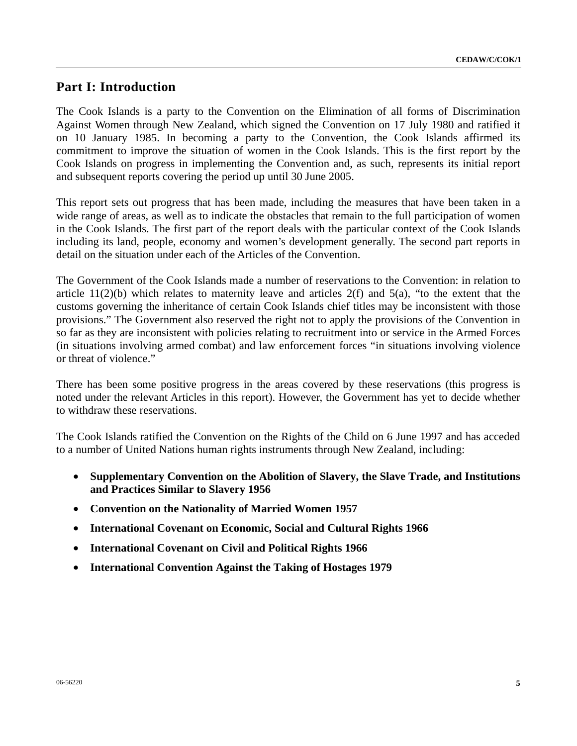# Part I: Introduction

The Cook Islands is a party to the Convention on the Elimination of all forms of Discrimination Against Women through New Zealand, which signed the Convention on 17 July 1980 and ratified it on 10 January 1985. In becoming a party to the Convention, the Cook Islands affirmed its commitment to improve the situation of women in the Cook Islands. This is the first report by the Cook Islands on progress in implementing the Convention and, as such, represents its initial report and subsequent reports covering the period up until 30 June 2005.

This report sets out progress that has been made, including the measures that have been taken in a wide range of areas, as well as to indicate the obstacles that remain to the full participation of women in the Cook Islands. The first part of the report deals with the particular context of the Cook Islands including its land, people, economy and women's development generally. The second part reports in detail on the situation under each of the Articles of the Convention.

The Government of the Cook Islands made a number of reservations to the Convention: in relation to article 11(2)(b) which relates to maternity leave and articles 2(f) and 5(a), "to the extent that the customs governing the inheritance of certain Cook Islands chief titles may be inconsistent with those provisions." The Government also reserved the right not to apply the provisions of the Convention in so far as they are inconsistent with policies relating to recruitment into or service in the Armed Forces (in situations involving armed combat) and law enforcement forces "in situations involving violence or threat of violence."

There has been some positive progress in the areas covered by these reservations (this progress is noted under the relevant Articles in this report). However, the Government has yet to decide whether to withdraw these reservations.

The Cook Islands ratified the Convention on the Rights of the Child on 6 June 1997 and has acceded to a number of United Nations human rights instruments through New Zealand, including:

- **Supplementary Convention on the Abolition of Slavery, the Slave Trade, and Institutions and Practices Similar to Slavery 1956**
- **Convention on the Nationality of Married Women 1957**
- **International Covenant on Economic, Social and Cultural Rights 1966**
- **International Covenant on Civil and Political Rights 1966**
- **International Convention Against the Taking of Hostages 1979**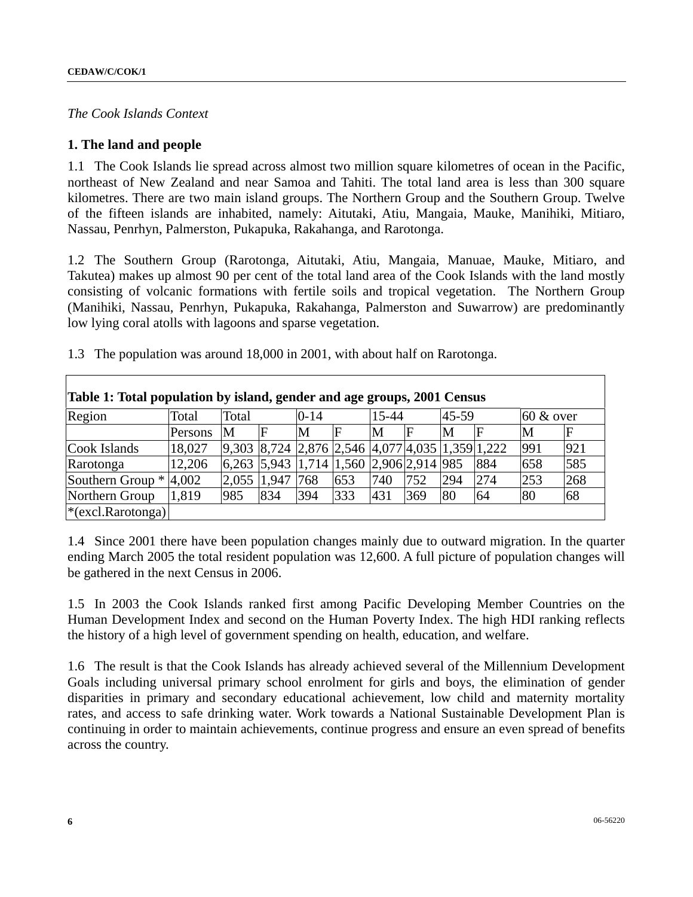*The Cook Islands Context*

## 1. The land and people

1.1 The Cook Islands lie spread across almost two million square kilometres of ocean in the Pacific, northeast of New Zealand and near Samoa and Tahiti. The total land area is less than 300 square kilometres. There are two main island groups. The Northern Group and the Southern Group. Twelve of the fifteen islands are inhabited, namely: Aitutaki, Atiu, Mangaia, Mauke, Manihiki, Mitiaro, Nassau, Penrhyn, Palmerston, Pukapuka, Rakahanga, and Rarotonga.

1.2 The Southern Group (Rarotonga, Aitutaki, Atiu, Mangaia, Manuae, Mauke, Mitiaro, and Takutea) makes up almost 90 per cent of the total land area of the Cook Islands with the land mostly consisting of volcanic formations with fertile soils and tropical vegetation. The Northern Group (Manihiki, Nassau, Penrhyn, Pukapuka, Rakahanga, Palmerston and Suwarrow) are predominantly low lying coral atolls with lagoons and sparse vegetation.

1.3 The population was around 18,000 in 2001, with about half on Rarotonga.

**Table 1: Total population by island, gender and age groups, 2001 Census**

| Region | Total | Total | | 0-14 | | 15-44 | | 45-59 | | 60 & over | |
|---|---|---|---|---|---|---|---|---|---|---|---|
| | Persons | M | F | M | F | M | F | M | F | M | F |
| Cook Islands | 18,027 | 9,303 | 8,724 | 2,876 | 2,546 | 4,077 | 4,035 | 1,359 | 1,222 | 991 | 921 |
| Rarotonga | 12,206 | 6,263 | 5,943 | 1,714 | 1,560 | 2,906 | 2,914 | 985 | 884 | 658 | 585 |
| Southern Group * | 4,002 | 2,055 | 1,947 | 768 | 653 | 740 | 752 | 294 | 274 | 253 | 268 |
| Northern Group | 1,819 | 985 | 834 | 394 | 333 | 431 | 369 | 80 | 64 | 80 | 68 |
| *(excl.Rarotonga) | | | | | | | | | | | |

1.4 Since 2001 there have been population changes mainly due to outward migration. In the quarter ending March 2005 the total resident population was 12,600. A full picture of population changes will be gathered in the next Census in 2006.

1.5 In 2003 the Cook Islands ranked first among Pacific Developing Member Countries on the Human Development Index and second on the Human Poverty Index. The high HDI ranking reflects the history of a high level of government spending on health, education, and welfare.

1.6 The result is that the Cook Islands has already achieved several of the Millennium Development Goals including universal primary school enrolment for girls and boys, the elimination of gender disparities in primary and secondary educational achievement, low child and maternity mortality rates, and access to safe drinking water. Work towards a National Sustainable Development Plan is continuing in order to maintain achievements, continue progress and ensure an even spread of benefits across the country.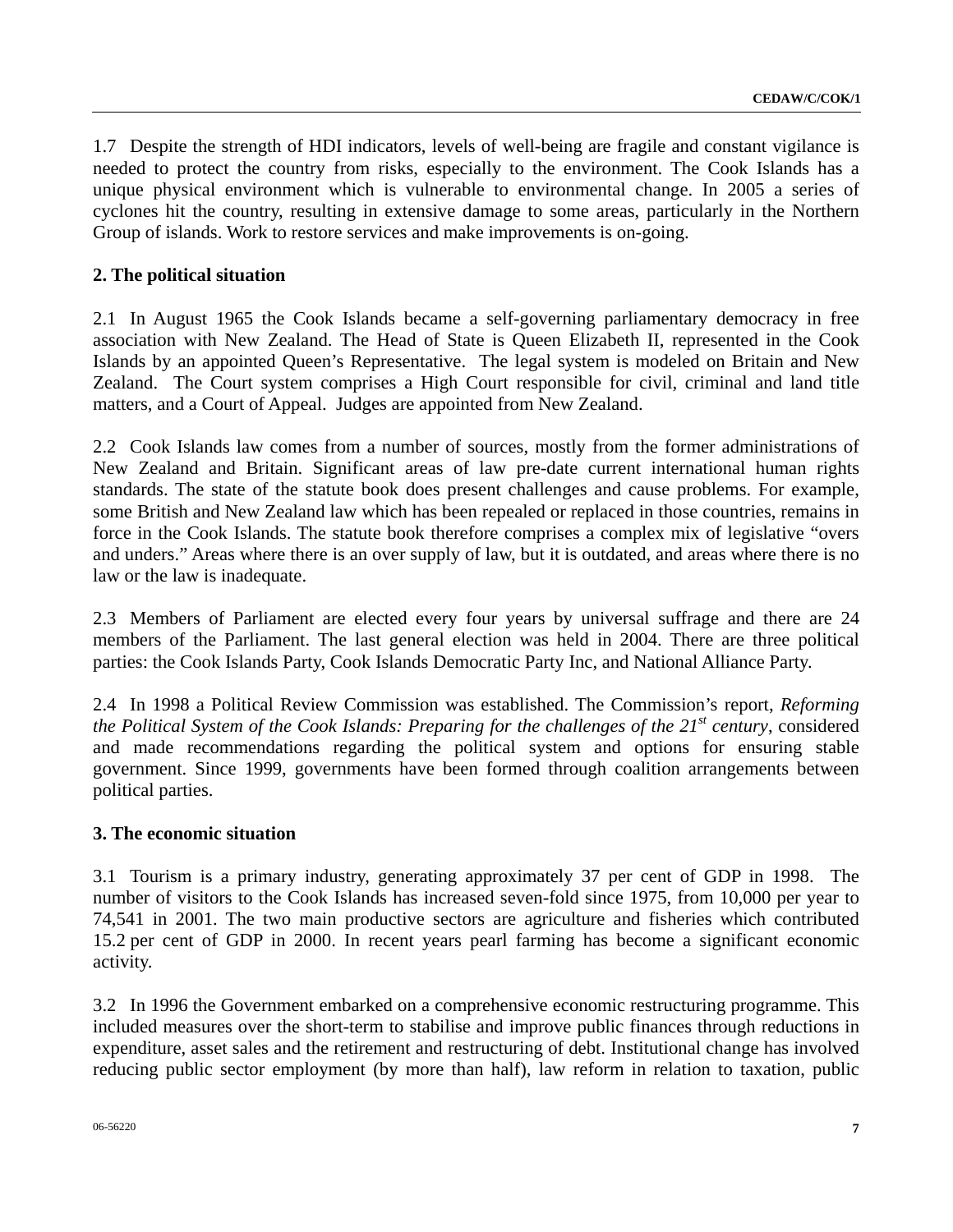1.7 Despite the strength of HDI indicators, levels of well-being are fragile and constant vigilance is needed to protect the country from risks, especially to the environment. The Cook Islands has a unique physical environment which is vulnerable to environmental change. In 2005 a series of cyclones hit the country, resulting in extensive damage to some areas, particularly in the Northern Group of islands. Work to restore services and make improvements is on-going.

## 2. The political situation

2.1 In August 1965 the Cook Islands became a self-governing parliamentary democracy in free association with New Zealand. The Head of State is Queen Elizabeth II, represented in the Cook Islands by an appointed Queen's Representative. The legal system is modeled on Britain and New Zealand. The Court system comprises a High Court responsible for civil, criminal and land title matters, and a Court of Appeal. Judges are appointed from New Zealand.

2.2 Cook Islands law comes from a number of sources, mostly from the former administrations of New Zealand and Britain. Significant areas of law pre-date current international human rights standards. The state of the statute book does present challenges and cause problems. For example, some British and New Zealand law which has been repealed or replaced in those countries, remains in force in the Cook Islands. The statute book therefore comprises a complex mix of legislative "overs and unders." Areas where there is an over supply of law, but it is outdated, and areas where there is no law or the law is inadequate.

2.3 Members of Parliament are elected every four years by universal suffrage and there are 24 members of the Parliament. The last general election was held in 2004. There are three political parties: the Cook Islands Party, Cook Islands Democratic Party Inc, and National Alliance Party.

2.4 In 1998 a Political Review Commission was established. The Commission's report, *Reforming the Political System of the Cook Islands: Preparing for the challenges of the 21st century*, considered and made recommendations regarding the political system and options for ensuring stable government. Since 1999, governments have been formed through coalition arrangements between political parties.

## 3. The economic situation

3.1 Tourism is a primary industry, generating approximately 37 per cent of GDP in 1998. The number of visitors to the Cook Islands has increased seven-fold since 1975, from 10,000 per year to 74,541 in 2001. The two main productive sectors are agriculture and fisheries which contributed 15.2 per cent of GDP in 2000. In recent years pearl farming has become a significant economic activity.

3.2 In 1996 the Government embarked on a comprehensive economic restructuring programme. This included measures over the short-term to stabilise and improve public finances through reductions in expenditure, asset sales and the retirement and restructuring of debt. Institutional change has involved reducing public sector employment (by more than half), law reform in relation to taxation, public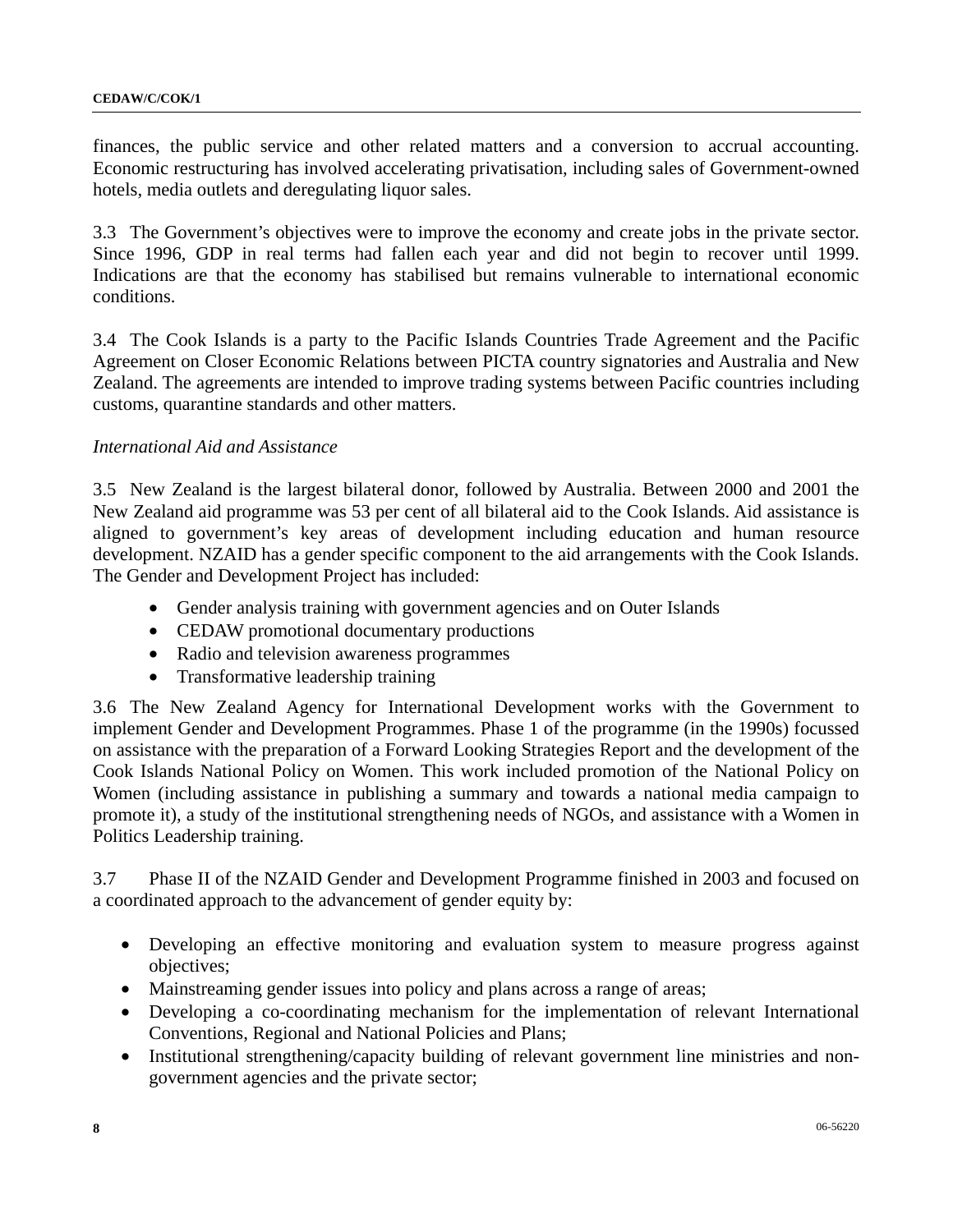finances, the public service and other related matters and a conversion to accrual accounting. Economic restructuring has involved accelerating privatisation, including sales of Government-owned hotels, media outlets and deregulating liquor sales.

3.3 The Government's objectives were to improve the economy and create jobs in the private sector. Since 1996, GDP in real terms had fallen each year and did not begin to recover until 1999. Indications are that the economy has stabilised but remains vulnerable to international economic conditions.

3.4 The Cook Islands is a party to the Pacific Islands Countries Trade Agreement and the Pacific Agreement on Closer Economic Relations between PICTA country signatories and Australia and New Zealand. The agreements are intended to improve trading systems between Pacific countries including customs, quarantine standards and other matters.

*International Aid and Assistance*

3.5 New Zealand is the largest bilateral donor, followed by Australia. Between 2000 and 2001 the New Zealand aid programme was 53 per cent of all bilateral aid to the Cook Islands. Aid assistance is aligned to government's key areas of development including education and human resource development. NZAID has a gender specific component to the aid arrangements with the Cook Islands. The Gender and Development Project has included:

- Gender analysis training with government agencies and on Outer Islands
- CEDAW promotional documentary productions
- Radio and television awareness programmes
- Transformative leadership training

3.6 The New Zealand Agency for International Development works with the Government to implement Gender and Development Programmes. Phase 1 of the programme (in the 1990s) focussed on assistance with the preparation of a Forward Looking Strategies Report and the development of the Cook Islands National Policy on Women. This work included promotion of the National Policy on Women (including assistance in publishing a summary and towards a national media campaign to promote it), a study of the institutional strengthening needs of NGOs, and assistance with a Women in Politics Leadership training.

3.7 Phase II of the NZAID Gender and Development Programme finished in 2003 and focused on a coordinated approach to the advancement of gender equity by:

- Developing an effective monitoring and evaluation system to measure progress against objectives;
- Mainstreaming gender issues into policy and plans across a range of areas;
- Developing a co-coordinating mechanism for the implementation of relevant International Conventions, Regional and National Policies and Plans;
- Institutional strengthening/capacity building of relevant government line ministries and non-government agencies and the private sector;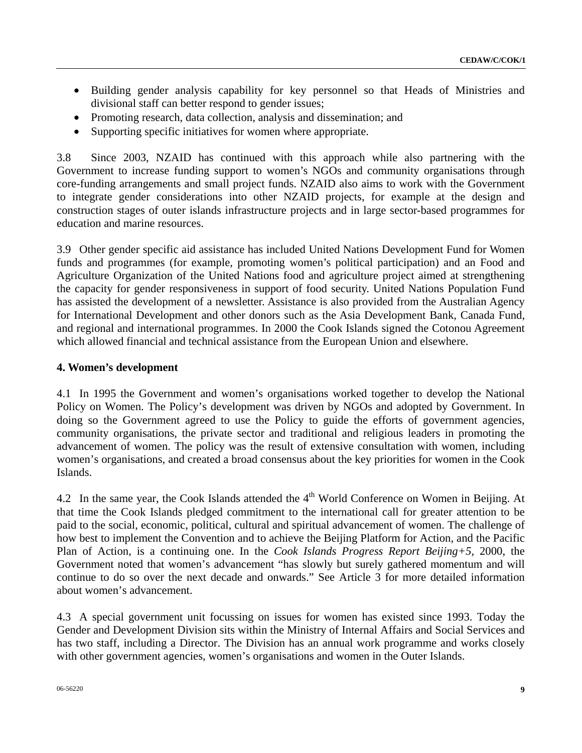- Building gender analysis capability for key personnel so that Heads of Ministries and divisional staff can better respond to gender issues;
- Promoting research, data collection, analysis and dissemination; and
- Supporting specific initiatives for women where appropriate.

3.8 Since 2003, NZAID has continued with this approach while also partnering with the Government to increase funding support to women's NGOs and community organisations through core-funding arrangements and small project funds. NZAID also aims to work with the Government to integrate gender considerations into other NZAID projects, for example at the design and construction stages of outer islands infrastructure projects and in large sector-based programmes for education and marine resources.

3.9 Other gender specific aid assistance has included United Nations Development Fund for Women funds and programmes (for example, promoting women's political participation) and an Food and Agriculture Organization of the United Nations food and agriculture project aimed at strengthening the capacity for gender responsiveness in support of food security. United Nations Population Fund has assisted the development of a newsletter. Assistance is also provided from the Australian Agency for International Development and other donors such as the Asia Development Bank, Canada Fund, and regional and international programmes. In 2000 the Cook Islands signed the Cotonou Agreement which allowed financial and technical assistance from the European Union and elsewhere.

**4. Women's development**

4.1 In 1995 the Government and women's organisations worked together to develop the National Policy on Women. The Policy's development was driven by NGOs and adopted by Government. In doing so the Government agreed to use the Policy to guide the efforts of government agencies, community organisations, the private sector and traditional and religious leaders in promoting the advancement of women. The policy was the result of extensive consultation with women, including women's organisations, and created a broad consensus about the key priorities for women in the Cook Islands.

4.2 In the same year, the Cook Islands attended the 4th World Conference on Women in Beijing. At that time the Cook Islands pledged commitment to the international call for greater attention to be paid to the social, economic, political, cultural and spiritual advancement of women. The challenge of how best to implement the Convention and to achieve the Beijing Platform for Action, and the Pacific Plan of Action, is a continuing one. In the *Cook Islands Progress Report Beijing+5*, 2000, the Government noted that women's advancement "has slowly but surely gathered momentum and will continue to do so over the next decade and onwards." See Article 3 for more detailed information about women's advancement.

4.3 A special government unit focussing on issues for women has existed since 1993. Today the Gender and Development Division sits within the Ministry of Internal Affairs and Social Services and has two staff, including a Director. The Division has an annual work programme and works closely with other government agencies, women's organisations and women in the Outer Islands.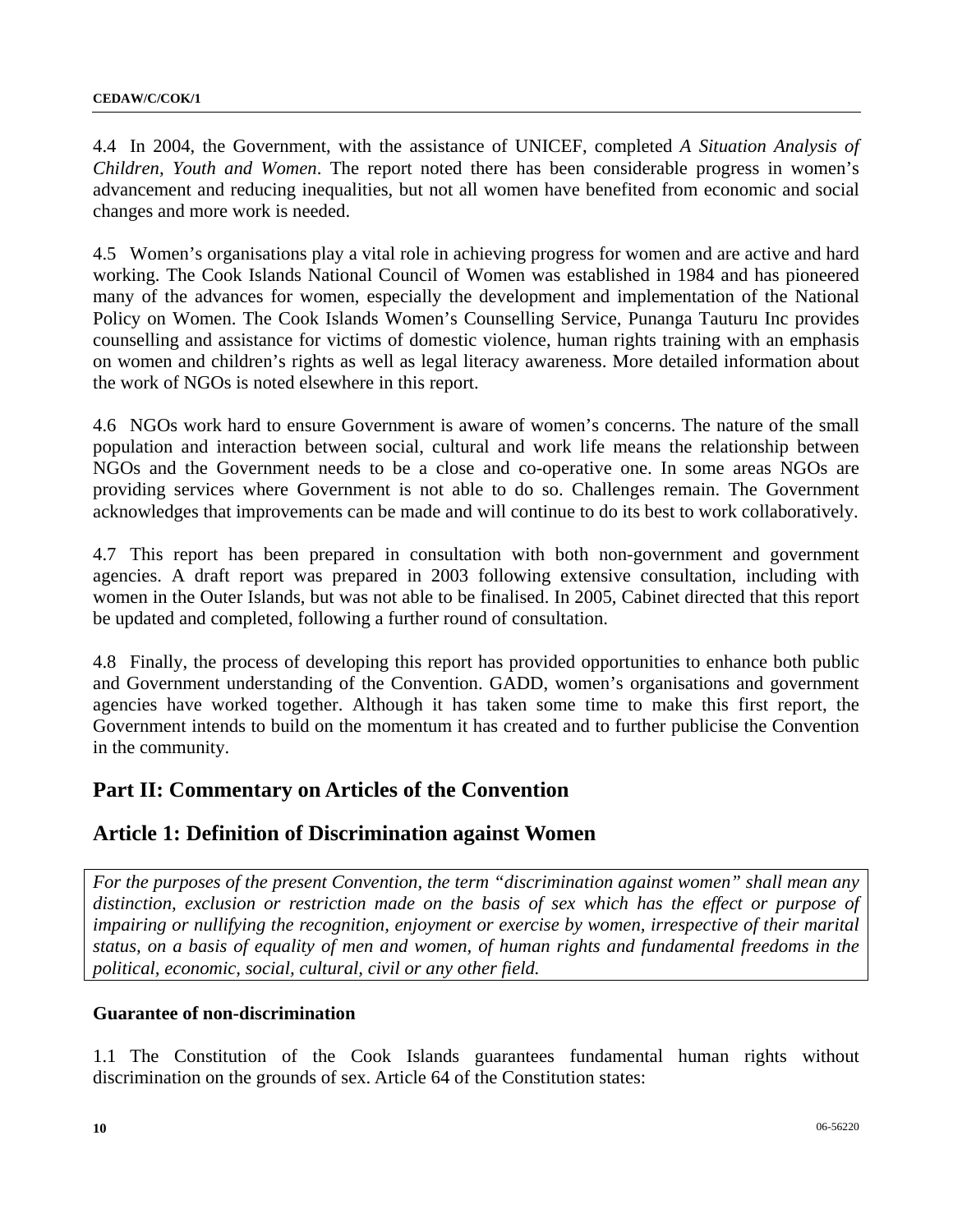4.4 In 2004, the Government, with the assistance of UNICEF, completed *A Situation Analysis of Children, Youth and Women*. The report noted there has been considerable progress in women's advancement and reducing inequalities, but not all women have benefited from economic and social changes and more work is needed.

4.5 Women's organisations play a vital role in achieving progress for women and are active and hard working. The Cook Islands National Council of Women was established in 1984 and has pioneered many of the advances for women, especially the development and implementation of the National Policy on Women. The Cook Islands Women's Counselling Service, Punanga Tauturu Inc provides counselling and assistance for victims of domestic violence, human rights training with an emphasis on women and children's rights as well as legal literacy awareness. More detailed information about the work of NGOs is noted elsewhere in this report.

4.6 NGOs work hard to ensure Government is aware of women's concerns. The nature of the small population and interaction between social, cultural and work life means the relationship between NGOs and the Government needs to be a close and co-operative one. In some areas NGOs are providing services where Government is not able to do so. Challenges remain. The Government acknowledges that improvements can be made and will continue to do its best to work collaboratively.

4.7 This report has been prepared in consultation with both non-government and government agencies. A draft report was prepared in 2003 following extensive consultation, including with women in the Outer Islands, but was not able to be finalised. In 2005, Cabinet directed that this report be updated and completed, following a further round of consultation.

4.8 Finally, the process of developing this report has provided opportunities to enhance both public and Government understanding of the Convention. GADD, women's organisations and government agencies have worked together. Although it has taken some time to make this first report, the Government intends to build on the momentum it has created and to further publicise the Convention in the community.

## Part II: Commentary on Articles of the Convention

## Article 1: Definition of Discrimination against Women

*For the purposes of the present Convention, the term "discrimination against women" shall mean any distinction, exclusion or restriction made on the basis of sex which has the effect or purpose of impairing or nullifying the recognition, enjoyment or exercise by women, irrespective of their marital status, on a basis of equality of men and women, of human rights and fundamental freedoms in the political, economic, social, cultural, civil or any other field.*

**Guarantee of non-discrimination**

1.1 The Constitution of the Cook Islands guarantees fundamental human rights without discrimination on the grounds of sex. Article 64 of the Constitution states: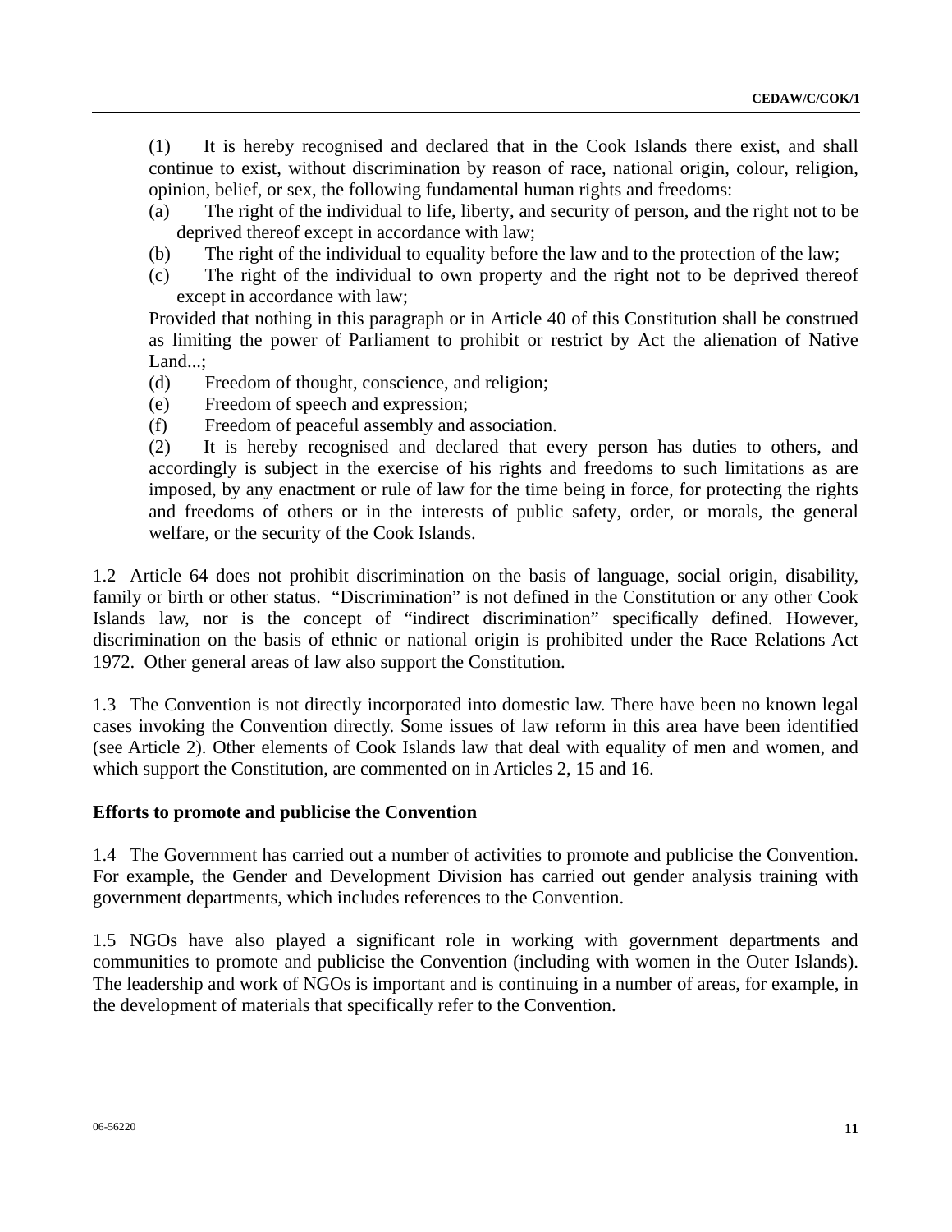(1) It is hereby recognised and declared that in the Cook Islands there exist, and shall continue to exist, without discrimination by reason of race, national origin, colour, religion, opinion, belief, or sex, the following fundamental human rights and freedoms:

(a) The right of the individual to life, liberty, and security of person, and the right not to be deprived thereof except in accordance with law;

(b) The right of the individual to equality before the law and to the protection of the law;

(c) The right of the individual to own property and the right not to be deprived thereof except in accordance with law;

Provided that nothing in this paragraph or in Article 40 of this Constitution shall be construed as limiting the power of Parliament to prohibit or restrict by Act the alienation of Native Land...;

(d) Freedom of thought, conscience, and religion;

(e) Freedom of speech and expression;

(f) Freedom of peaceful assembly and association.

(2) It is hereby recognised and declared that every person has duties to others, and accordingly is subject in the exercise of his rights and freedoms to such limitations as are imposed, by any enactment or rule of law for the time being in force, for protecting the rights and freedoms of others or in the interests of public safety, order, or morals, the general welfare, or the security of the Cook Islands.

1.2 Article 64 does not prohibit discrimination on the basis of language, social origin, disability, family or birth or other status. "Discrimination" is not defined in the Constitution or any other Cook Islands law, nor is the concept of "indirect discrimination" specifically defined. However, discrimination on the basis of ethnic or national origin is prohibited under the Race Relations Act 1972. Other general areas of law also support the Constitution.

1.3 The Convention is not directly incorporated into domestic law. There have been no known legal cases invoking the Convention directly. Some issues of law reform in this area have been identified (see Article 2). Other elements of Cook Islands law that deal with equality of men and women, and which support the Constitution, are commented on in Articles 2, 15 and 16.

**Efforts to promote and publicise the Convention**

1.4 The Government has carried out a number of activities to promote and publicise the Convention. For example, the Gender and Development Division has carried out gender analysis training with government departments, which includes references to the Convention.

1.5 NGOs have also played a significant role in working with government departments and communities to promote and publicise the Convention (including with women in the Outer Islands). The leadership and work of NGOs is important and is continuing in a number of areas, for example, in the development of materials that specifically refer to the Convention.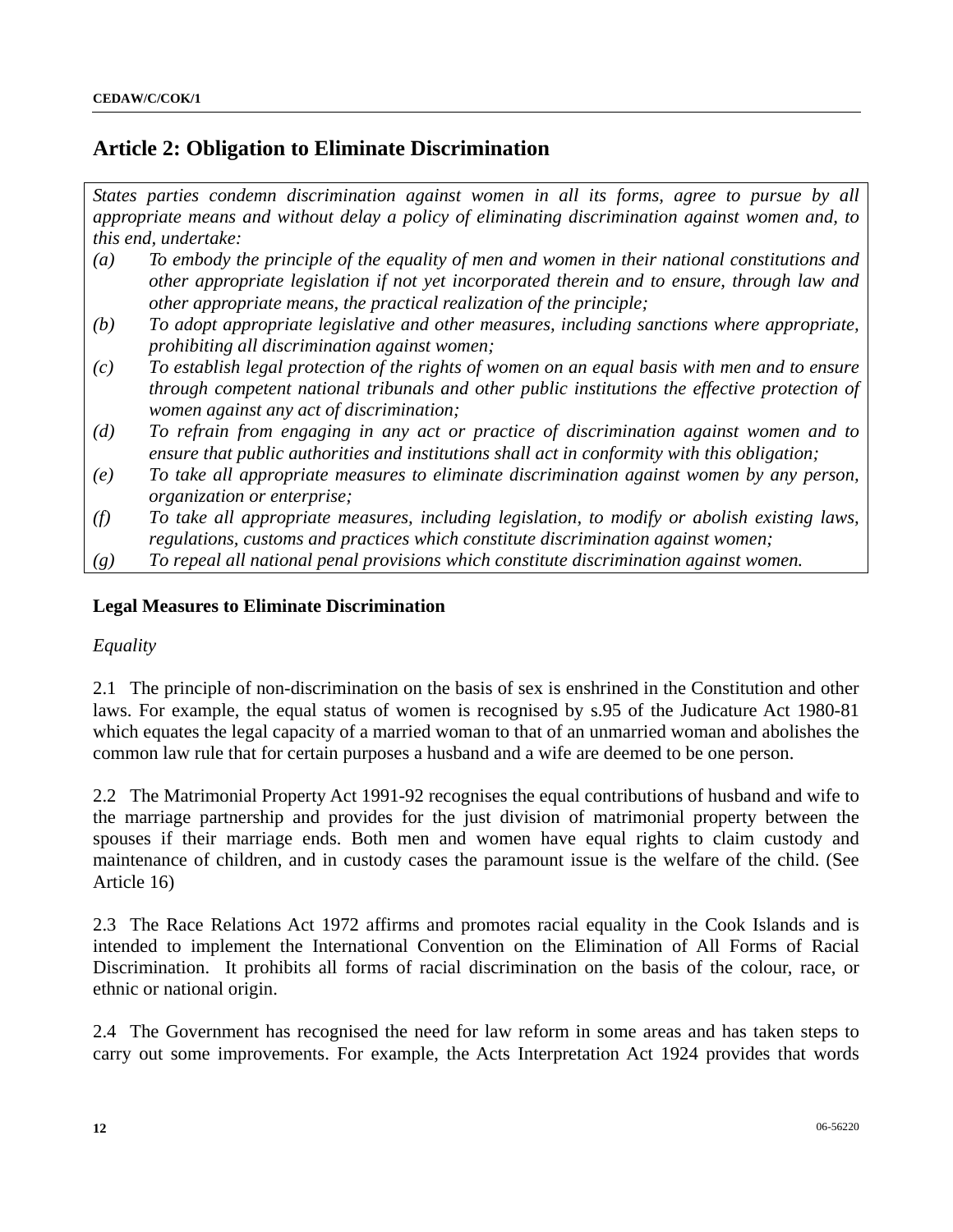## Article 2: Obligation to Eliminate Discrimination

*States parties condemn discrimination against women in all its forms, agree to pursue by all appropriate means and without delay a policy of eliminating discrimination against women and, to this end, undertake:*

*(a) To embody the principle of the equality of men and women in their national constitutions and other appropriate legislation if not yet incorporated therein and to ensure, through law and other appropriate means, the practical realization of the principle;*

*(b) To adopt appropriate legislative and other measures, including sanctions where appropriate, prohibiting all discrimination against women;*

*(c) To establish legal protection of the rights of women on an equal basis with men and to ensure through competent national tribunals and other public institutions the effective protection of women against any act of discrimination;*

*(d) To refrain from engaging in any act or practice of discrimination against women and to ensure that public authorities and institutions shall act in conformity with this obligation;*

*(e) To take all appropriate measures to eliminate discrimination against women by any person, organization or enterprise;*

*(f) To take all appropriate measures, including legislation, to modify or abolish existing laws, regulations, customs and practices which constitute discrimination against women;*

*(g) To repeal all national penal provisions which constitute discrimination against women.*

### Legal Measures to Eliminate Discrimination

*Equality*

2.1 The principle of non-discrimination on the basis of sex is enshrined in the Constitution and other laws. For example, the equal status of women is recognised by s.95 of the Judicature Act 1980-81 which equates the legal capacity of a married woman to that of an unmarried woman and abolishes the common law rule that for certain purposes a husband and a wife are deemed to be one person.

2.2 The Matrimonial Property Act 1991-92 recognises the equal contributions of husband and wife to the marriage partnership and provides for the just division of matrimonial property between the spouses if their marriage ends. Both men and women have equal rights to claim custody and maintenance of children, and in custody cases the paramount issue is the welfare of the child. (See Article 16)

2.3 The Race Relations Act 1972 affirms and promotes racial equality in the Cook Islands and is intended to implement the International Convention on the Elimination of All Forms of Racial Discrimination. It prohibits all forms of racial discrimination on the basis of the colour, race, or ethnic or national origin.

2.4 The Government has recognised the need for law reform in some areas and has taken steps to carry out some improvements. For example, the Acts Interpretation Act 1924 provides that words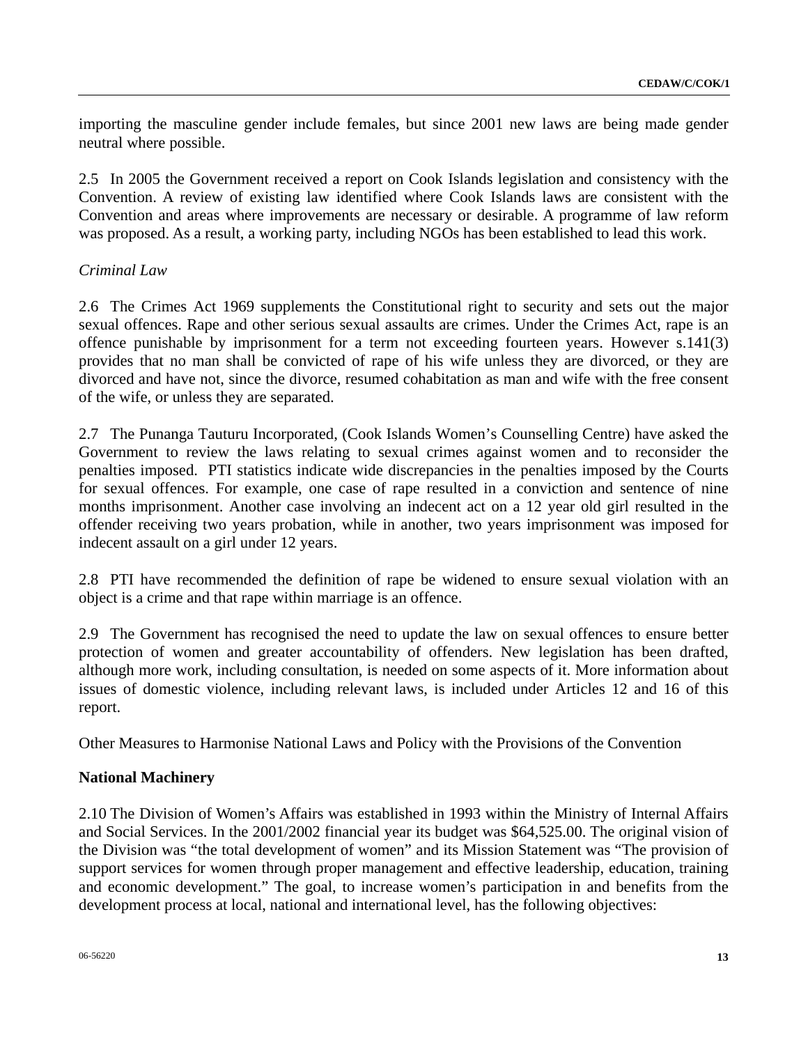importing the masculine gender include females, but since 2001 new laws are being made gender neutral where possible.

2.5 In 2005 the Government received a report on Cook Islands legislation and consistency with the Convention. A review of existing law identified where Cook Islands laws are consistent with the Convention and areas where improvements are necessary or desirable. A programme of law reform was proposed. As a result, a working party, including NGOs has been established to lead this work.

*Criminal Law*

2.6 The Crimes Act 1969 supplements the Constitutional right to security and sets out the major sexual offences. Rape and other serious sexual assaults are crimes. Under the Crimes Act, rape is an offence punishable by imprisonment for a term not exceeding fourteen years. However s.141(3) provides that no man shall be convicted of rape of his wife unless they are divorced, or they are divorced and have not, since the divorce, resumed cohabitation as man and wife with the free consent of the wife, or unless they are separated.

2.7 The Punanga Tauturu Incorporated, (Cook Islands Women's Counselling Centre) have asked the Government to review the laws relating to sexual crimes against women and to reconsider the penalties imposed. PTI statistics indicate wide discrepancies in the penalties imposed by the Courts for sexual offences. For example, one case of rape resulted in a conviction and sentence of nine months imprisonment. Another case involving an indecent act on a 12 year old girl resulted in the offender receiving two years probation, while in another, two years imprisonment was imposed for indecent assault on a girl under 12 years.

2.8 PTI have recommended the definition of rape be widened to ensure sexual violation with an object is a crime and that rape within marriage is an offence.

2.9 The Government has recognised the need to update the law on sexual offences to ensure better protection of women and greater accountability of offenders. New legislation has been drafted, although more work, including consultation, is needed on some aspects of it. More information about issues of domestic violence, including relevant laws, is included under Articles 12 and 16 of this report.

Other Measures to Harmonise National Laws and Policy with the Provisions of the Convention

**National Machinery**

2.10 The Division of Women's Affairs was established in 1993 within the Ministry of Internal Affairs and Social Services. In the 2001/2002 financial year its budget was $64,525.00. The original vision of the Division was "the total development of women" and its Mission Statement was "The provision of support services for women through proper management and effective leadership, education, training and economic development." The goal, to increase women's participation in and benefits from the development process at local, national and international level, has the following objectives: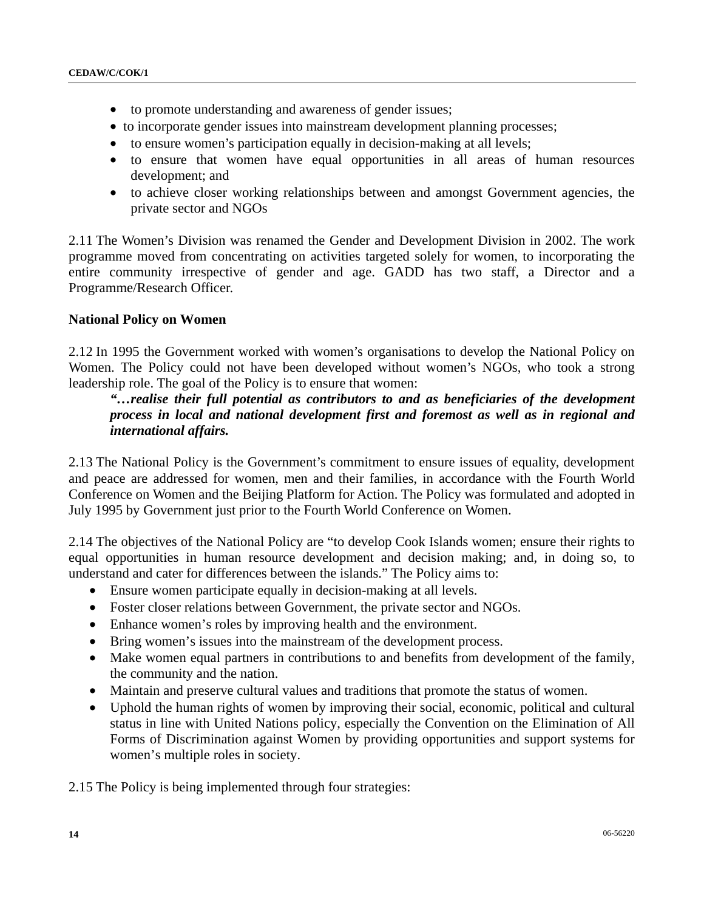- to promote understanding and awareness of gender issues;
- to incorporate gender issues into mainstream development planning processes;
- to ensure women's participation equally in decision-making at all levels;
- to ensure that women have equal opportunities in all areas of human resources development; and
- to achieve closer working relationships between and amongst Government agencies, the private sector and NGOs

2.11 The Women's Division was renamed the Gender and Development Division in 2002. The work programme moved from concentrating on activities targeted solely for women, to incorporating the entire community irrespective of gender and age. GADD has two staff, a Director and a Programme/Research Officer.

**National Policy on Women**

2.12 In 1995 the Government worked with women's organisations to develop the National Policy on Women. The Policy could not have been developed without women's NGOs, who took a strong leadership role. The goal of the Policy is to ensure that women:

> ***"…realise their full potential as contributors to and as beneficiaries of the development process in local and national development first and foremost as well as in regional and international affairs.***

2.13 The National Policy is the Government's commitment to ensure issues of equality, development and peace are addressed for women, men and their families, in accordance with the Fourth World Conference on Women and the Beijing Platform for Action. The Policy was formulated and adopted in July 1995 by Government just prior to the Fourth World Conference on Women.

2.14 The objectives of the National Policy are "to develop Cook Islands women; ensure their rights to equal opportunities in human resource development and decision making; and, in doing so, to understand and cater for differences between the islands." The Policy aims to:

- Ensure women participate equally in decision-making at all levels.
- Foster closer relations between Government, the private sector and NGOs.
- Enhance women's roles by improving health and the environment.
- Bring women's issues into the mainstream of the development process.
- Make women equal partners in contributions to and benefits from development of the family, the community and the nation.
- Maintain and preserve cultural values and traditions that promote the status of women.
- Uphold the human rights of women by improving their social, economic, political and cultural status in line with United Nations policy, especially the Convention on the Elimination of All Forms of Discrimination against Women by providing opportunities and support systems for women's multiple roles in society.

2.15 The Policy is being implemented through four strategies: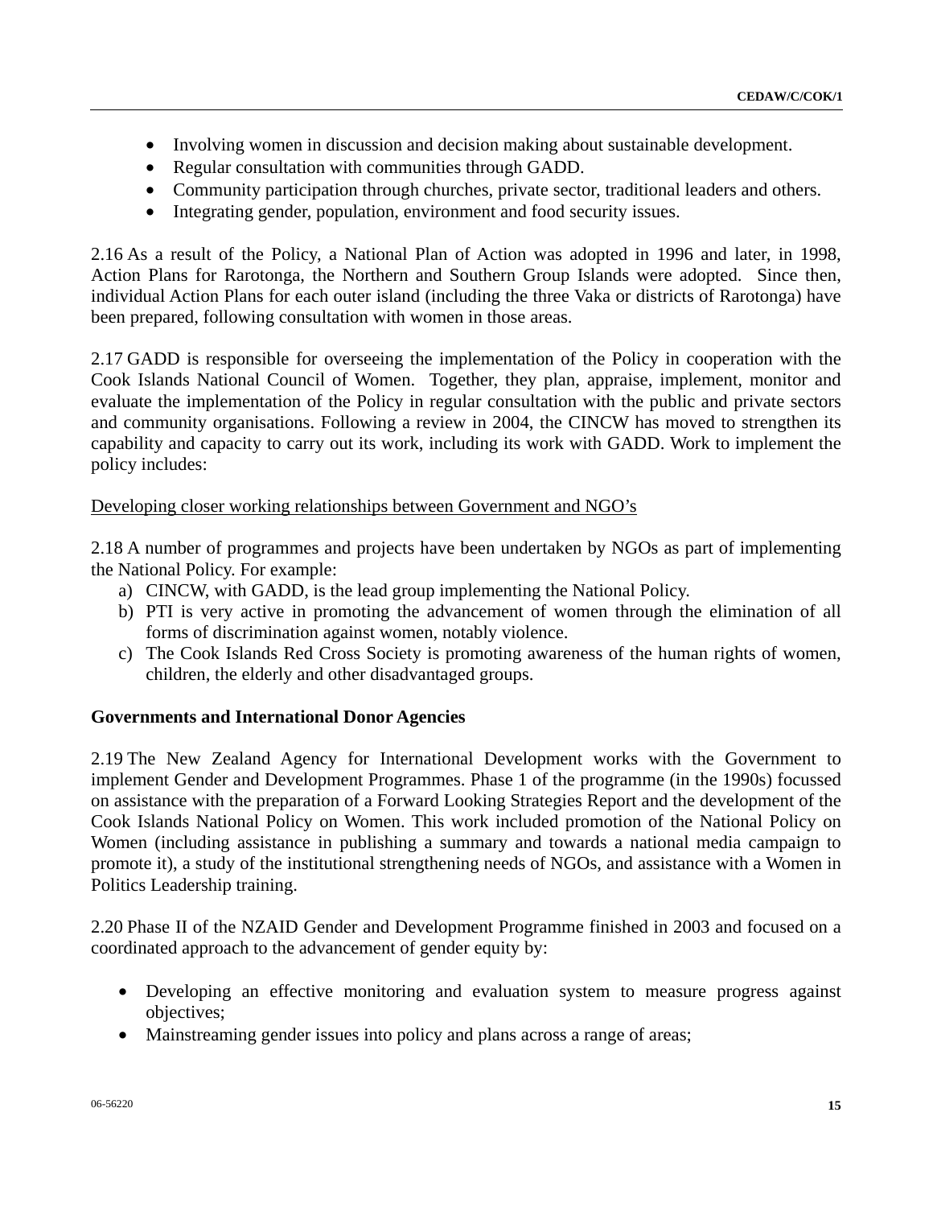- Involving women in discussion and decision making about sustainable development.
- Regular consultation with communities through GADD.
- Community participation through churches, private sector, traditional leaders and others.
- Integrating gender, population, environment and food security issues.

2.16 As a result of the Policy, a National Plan of Action was adopted in 1996 and later, in 1998, Action Plans for Rarotonga, the Northern and Southern Group Islands were adopted. Since then, individual Action Plans for each outer island (including the three Vaka or districts of Rarotonga) have been prepared, following consultation with women in those areas.

2.17 GADD is responsible for overseeing the implementation of the Policy in cooperation with the Cook Islands National Council of Women. Together, they plan, appraise, implement, monitor and evaluate the implementation of the Policy in regular consultation with the public and private sectors and community organisations. Following a review in 2004, the CINCW has moved to strengthen its capability and capacity to carry out its work, including its work with GADD. Work to implement the policy includes:

<u>Developing closer working relationships between Government and NGO's</u>

2.18 A number of programmes and projects have been undertaken by NGOs as part of implementing the National Policy. For example:

a) CINCW, with GADD, is the lead group implementing the National Policy.
b) PTI is very active in promoting the advancement of women through the elimination of all forms of discrimination against women, notably violence.
c) The Cook Islands Red Cross Society is promoting awareness of the human rights of women, children, the elderly and other disadvantaged groups.

**Governments and International Donor Agencies**

2.19 The New Zealand Agency for International Development works with the Government to implement Gender and Development Programmes. Phase 1 of the programme (in the 1990s) focussed on assistance with the preparation of a Forward Looking Strategies Report and the development of the Cook Islands National Policy on Women. This work included promotion of the National Policy on Women (including assistance in publishing a summary and towards a national media campaign to promote it), a study of the institutional strengthening needs of NGOs, and assistance with a Women in Politics Leadership training.

2.20 Phase II of the NZAID Gender and Development Programme finished in 2003 and focused on a coordinated approach to the advancement of gender equity by:

- Developing an effective monitoring and evaluation system to measure progress against objectives;
- Mainstreaming gender issues into policy and plans across a range of areas;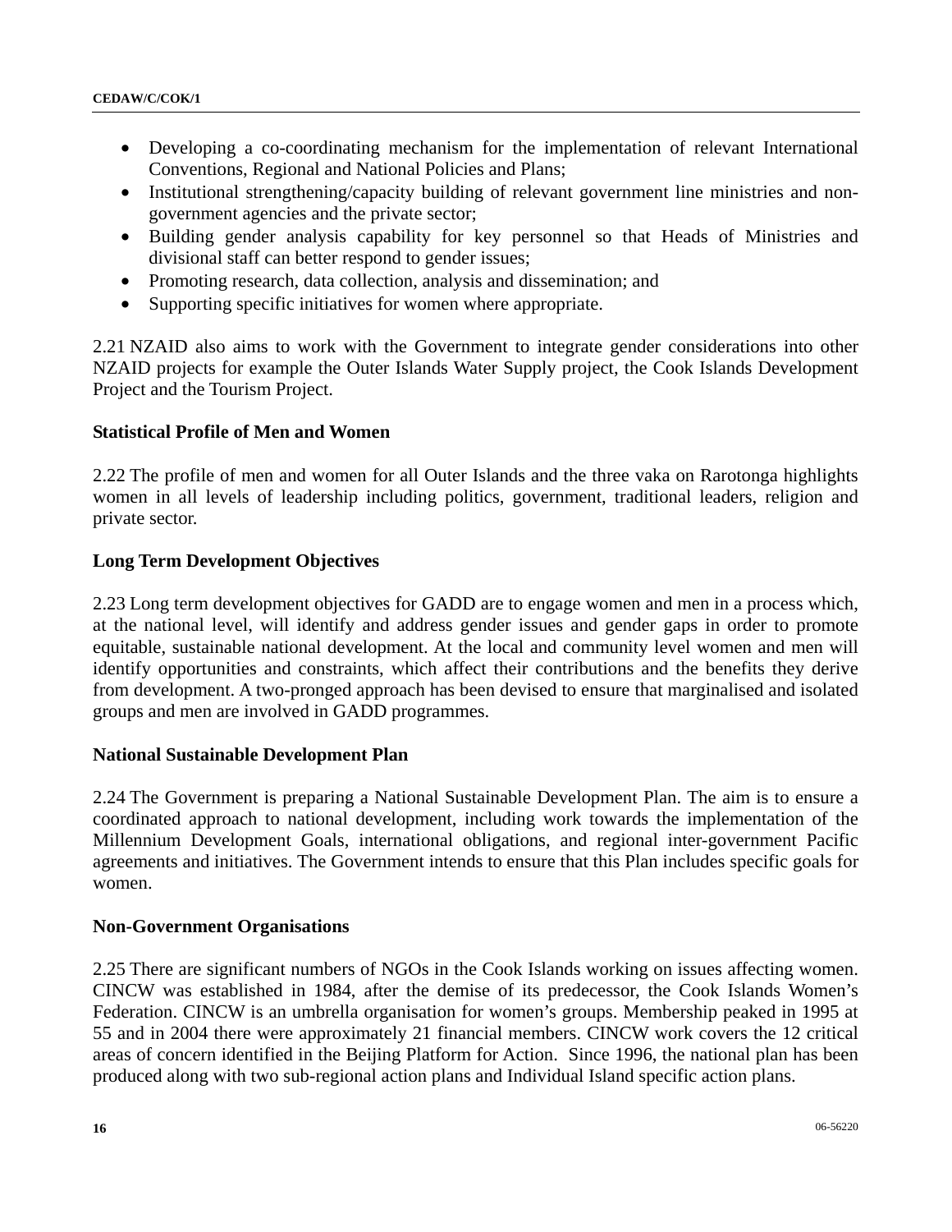- Developing a co-coordinating mechanism for the implementation of relevant International Conventions, Regional and National Policies and Plans;
- Institutional strengthening/capacity building of relevant government line ministries and non-government agencies and the private sector;
- Building gender analysis capability for key personnel so that Heads of Ministries and divisional staff can better respond to gender issues;
- Promoting research, data collection, analysis and dissemination; and
- Supporting specific initiatives for women where appropriate.

2.21 NZAID also aims to work with the Government to integrate gender considerations into other NZAID projects for example the Outer Islands Water Supply project, the Cook Islands Development Project and the Tourism Project.

**Statistical Profile of Men and Women**

2.22 The profile of men and women for all Outer Islands and the three vaka on Rarotonga highlights women in all levels of leadership including politics, government, traditional leaders, religion and private sector.

**Long Term Development Objectives**

2.23 Long term development objectives for GADD are to engage women and men in a process which, at the national level, will identify and address gender issues and gender gaps in order to promote equitable, sustainable national development. At the local and community level women and men will identify opportunities and constraints, which affect their contributions and the benefits they derive from development. A two-pronged approach has been devised to ensure that marginalised and isolated groups and men are involved in GADD programmes.

**National Sustainable Development Plan**

2.24 The Government is preparing a National Sustainable Development Plan. The aim is to ensure a coordinated approach to national development, including work towards the implementation of the Millennium Development Goals, international obligations, and regional inter-government Pacific agreements and initiatives. The Government intends to ensure that this Plan includes specific goals for women.

**Non-Government Organisations**

2.25 There are significant numbers of NGOs in the Cook Islands working on issues affecting women. CINCW was established in 1984, after the demise of its predecessor, the Cook Islands Women's Federation. CINCW is an umbrella organisation for women's groups. Membership peaked in 1995 at 55 and in 2004 there were approximately 21 financial members. CINCW work covers the 12 critical areas of concern identified in the Beijing Platform for Action. Since 1996, the national plan has been produced along with two sub-regional action plans and Individual Island specific action plans.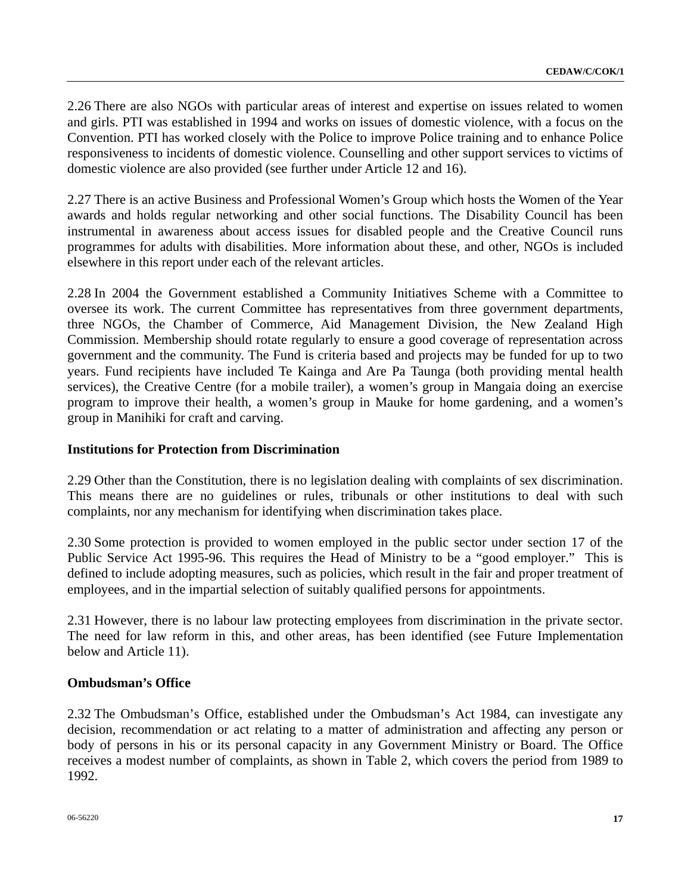2.26 There are also NGOs with particular areas of interest and expertise on issues related to women and girls. PTI was established in 1994 and works on issues of domestic violence, with a focus on the Convention. PTI has worked closely with the Police to improve Police training and to enhance Police responsiveness to incidents of domestic violence. Counselling and other support services to victims of domestic violence are also provided (see further under Article 12 and 16).

2.27 There is an active Business and Professional Women's Group which hosts the Women of the Year awards and holds regular networking and other social functions. The Disability Council has been instrumental in awareness about access issues for disabled people and the Creative Council runs programmes for adults with disabilities. More information about these, and other, NGOs is included elsewhere in this report under each of the relevant articles.

2.28 In 2004 the Government established a Community Initiatives Scheme with a Committee to oversee its work. The current Committee has representatives from three government departments, three NGOs, the Chamber of Commerce, Aid Management Division, the New Zealand High Commission. Membership should rotate regularly to ensure a good coverage of representation across government and the community. The Fund is criteria based and projects may be funded for up to two years. Fund recipients have included Te Kainga and Are Pa Taunga (both providing mental health services), the Creative Centre (for a mobile trailer), a women's group in Mangaia doing an exercise program to improve their health, a women's group in Mauke for home gardening, and a women's group in Manihiki for craft and carving.

**Institutions for Protection from Discrimination**

2.29 Other than the Constitution, there is no legislation dealing with complaints of sex discrimination. This means there are no guidelines or rules, tribunals or other institutions to deal with such complaints, nor any mechanism for identifying when discrimination takes place.

2.30 Some protection is provided to women employed in the public sector under section 17 of the Public Service Act 1995-96. This requires the Head of Ministry to be a "good employer." This is defined to include adopting measures, such as policies, which result in the fair and proper treatment of employees, and in the impartial selection of suitably qualified persons for appointments.

2.31 However, there is no labour law protecting employees from discrimination in the private sector. The need for law reform in this, and other areas, has been identified (see Future Implementation below and Article 11).

**Ombudsman's Office**

2.32 The Ombudsman's Office, established under the Ombudsman's Act 1984, can investigate any decision, recommendation or act relating to a matter of administration and affecting any person or body of persons in his or its personal capacity in any Government Ministry or Board. The Office receives a modest number of complaints, as shown in Table 2, which covers the period from 1989 to 1992.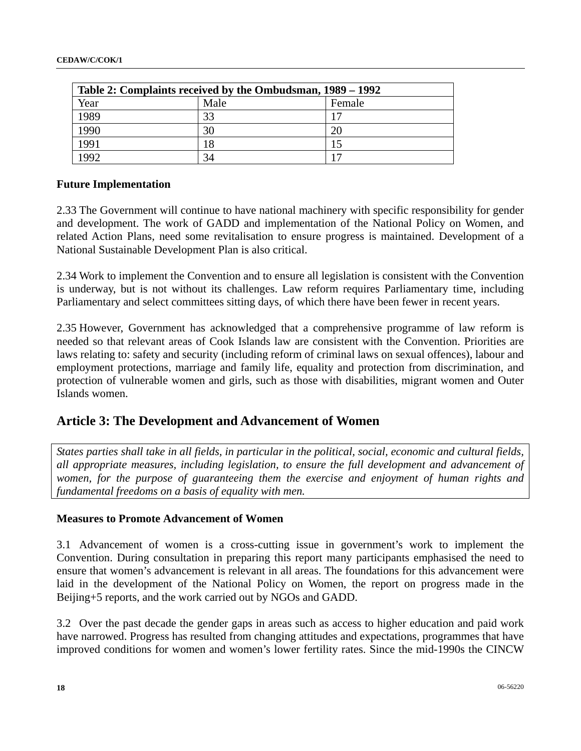| Table 2: Complaints received by the Ombudsman, 1989 – 1992 | | |
|---|---|---|
| Year | Male | Female |
| 1989 | 33 | 17 |
| 1990 | 30 | 20 |
| 1991 | 18 | 15 |
| 1992 | 34 | 17 |

**Future Implementation**

2.33 The Government will continue to have national machinery with specific responsibility for gender and development. The work of GADD and implementation of the National Policy on Women, and related Action Plans, need some revitalisation to ensure progress is maintained. Development of a National Sustainable Development Plan is also critical.

2.34 Work to implement the Convention and to ensure all legislation is consistent with the Convention is underway, but is not without its challenges. Law reform requires Parliamentary time, including Parliamentary and select committees sitting days, of which there have been fewer in recent years.

2.35 However, Government has acknowledged that a comprehensive programme of law reform is needed so that relevant areas of Cook Islands law are consistent with the Convention. Priorities are laws relating to: safety and security (including reform of criminal laws on sexual offences), labour and employment protections, marriage and family life, equality and protection from discrimination, and protection of vulnerable women and girls, such as those with disabilities, migrant women and Outer Islands women.

## Article 3: The Development and Advancement of Women

*States parties shall take in all fields, in particular in the political, social, economic and cultural fields, all appropriate measures, including legislation, to ensure the full development and advancement of women, for the purpose of guaranteeing them the exercise and enjoyment of human rights and fundamental freedoms on a basis of equality with men.*

**Measures to Promote Advancement of Women**

3.1 Advancement of women is a cross-cutting issue in government's work to implement the Convention. During consultation in preparing this report many participants emphasised the need to ensure that women's advancement is relevant in all areas. The foundations for this advancement were laid in the development of the National Policy on Women, the report on progress made in the Beijing+5 reports, and the work carried out by NGOs and GADD.

3.2 Over the past decade the gender gaps in areas such as access to higher education and paid work have narrowed. Progress has resulted from changing attitudes and expectations, programmes that have improved conditions for women and women's lower fertility rates. Since the mid-1990s the CINCW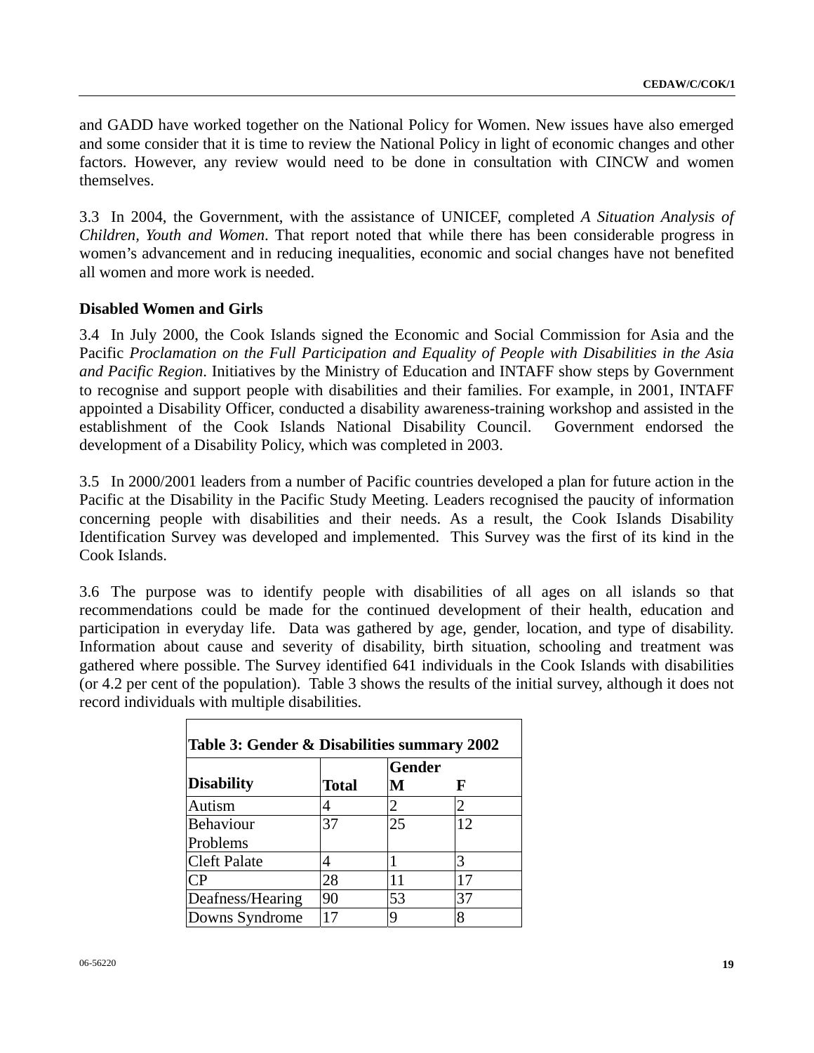and GADD have worked together on the National Policy for Women. New issues have also emerged and some consider that it is time to review the National Policy in light of economic changes and other factors. However, any review would need to be done in consultation with CINCW and women themselves.

3.3 In 2004, the Government, with the assistance of UNICEF, completed *A Situation Analysis of Children, Youth and Women*. That report noted that while there has been considerable progress in women's advancement and in reducing inequalities, economic and social changes have not benefited all women and more work is needed.

**Disabled Women and Girls**

3.4 In July 2000, the Cook Islands signed the Economic and Social Commission for Asia and the Pacific *Proclamation on the Full Participation and Equality of People with Disabilities in the Asia and Pacific Region*. Initiatives by the Ministry of Education and INTAFF show steps by Government to recognise and support people with disabilities and their families. For example, in 2001, INTAFF appointed a Disability Officer, conducted a disability awareness-training workshop and assisted in the establishment of the Cook Islands National Disability Council. Government endorsed the development of a Disability Policy, which was completed in 2003.

3.5 In 2000/2001 leaders from a number of Pacific countries developed a plan for future action in the Pacific at the Disability in the Pacific Study Meeting. Leaders recognised the paucity of information concerning people with disabilities and their needs. As a result, the Cook Islands Disability Identification Survey was developed and implemented. This Survey was the first of its kind in the Cook Islands.

3.6 The purpose was to identify people with disabilities of all ages on all islands so that recommendations could be made for the continued development of their health, education and participation in everyday life. Data was gathered by age, gender, location, and type of disability. Information about cause and severity of disability, birth situation, schooling and treatment was gathered where possible. The Survey identified 641 individuals in the Cook Islands with disabilities (or 4.2 per cent of the population). Table 3 shows the results of the initial survey, although it does not record individuals with multiple disabilities.

**Table 3: Gender & Disabilities summary 2002**

| Disability | Total | Gender | |
|---|---|---|---|
| | | M | F |
| Autism | 4 | 2 | 2 |
| Behaviour Problems | 37 | 25 | 12 |
| Cleft Palate | 4 | 1 | 3 |
| CP | 28 | 11 | 17 |
| Deafness/Hearing | 90 | 53 | 37 |
| Downs Syndrome | 17 | 9 | 8 |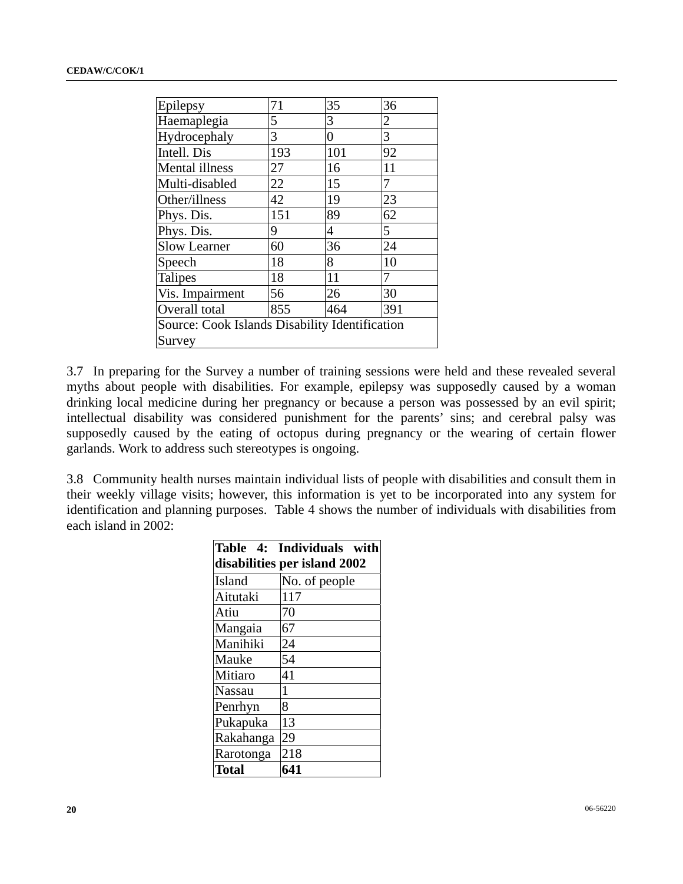| | | | |
|---|---|---|---|
| Epilepsy | 71 | 35 | 36 |
| Haemaplegia | 5 | 3 | 2 |
| Hydrocephaly | 3 | 0 | 3 |
| Intell. Dis | 193 | 101 | 92 |
| Mental illness | 27 | 16 | 11 |
| Multi-disabled | 22 | 15 | 7 |
| Other/illness | 42 | 19 | 23 |
| Phys. Dis. | 151 | 89 | 62 |
| Phys. Dis. | 9 | 4 | 5 |
| Slow Learner | 60 | 36 | 24 |
| Speech | 18 | 8 | 10 |
| Talipes | 18 | 11 | 7 |
| Vis. Impairment | 56 | 26 | 30 |
| Overall total | 855 | 464 | 391 |
| Source: Cook Islands Disability Identification Survey | | | |

3.7 In preparing for the Survey a number of training sessions were held and these revealed several myths about people with disabilities. For example, epilepsy was supposedly caused by a woman drinking local medicine during her pregnancy or because a person was possessed by an evil spirit; intellectual disability was considered punishment for the parents' sins; and cerebral palsy was supposedly caused by the eating of octopus during pregnancy or the wearing of certain flower garlands. Work to address such stereotypes is ongoing.

3.8 Community health nurses maintain individual lists of people with disabilities and consult them in their weekly village visits; however, this information is yet to be incorporated into any system for identification and planning purposes. Table 4 shows the number of individuals with disabilities from each island in 2002:

**Table 4: Individuals with disabilities per island 2002**

| Island | No. of people |
|---|---|
| Aitutaki | 117 |
| Atiu | 70 |
| Mangaia | 67 |
| Manihiki | 24 |
| Mauke | 54 |
| Mitiaro | 41 |
| Nassau | 1 |
| Penrhyn | 8 |
| Pukapuka | 13 |
| Rakahanga | 29 |
| Rarotonga | 218 |
| **Total** | **641** |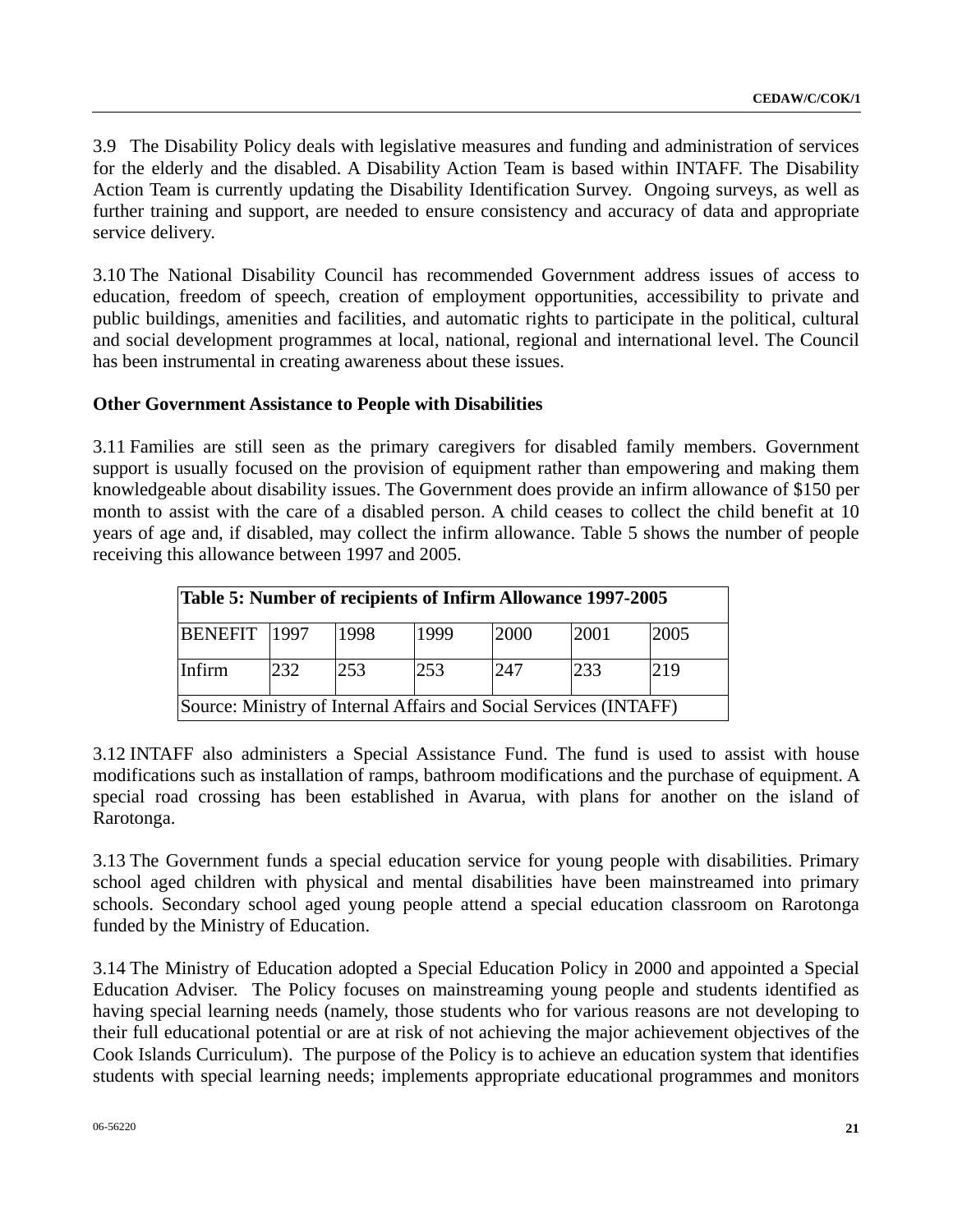3.9 The Disability Policy deals with legislative measures and funding and administration of services for the elderly and the disabled. A Disability Action Team is based within INTAFF. The Disability Action Team is currently updating the Disability Identification Survey. Ongoing surveys, as well as further training and support, are needed to ensure consistency and accuracy of data and appropriate service delivery.

3.10 The National Disability Council has recommended Government address issues of access to education, freedom of speech, creation of employment opportunities, accessibility to private and public buildings, amenities and facilities, and automatic rights to participate in the political, cultural and social development programmes at local, national, regional and international level. The Council has been instrumental in creating awareness about these issues.

**Other Government Assistance to People with Disabilities**

3.11 Families are still seen as the primary caregivers for disabled family members. Government support is usually focused on the provision of equipment rather than empowering and making them knowledgeable about disability issues. The Government does provide an infirm allowance of $150 per month to assist with the care of a disabled person. A child ceases to collect the child benefit at 10 years of age and, if disabled, may collect the infirm allowance. Table 5 shows the number of people receiving this allowance between 1997 and 2005.

**Table 5: Number of recipients of Infirm Allowance 1997-2005**

| BENEFIT | 1997 | 1998 | 1999 | 2000 | 2001 | 2005 |
|---|---|---|---|---|---|---|
| Infirm | 232 | 253 | 253 | 247 | 233 | 219 |

Source: Ministry of Internal Affairs and Social Services (INTAFF)

3.12 INTAFF also administers a Special Assistance Fund. The fund is used to assist with house modifications such as installation of ramps, bathroom modifications and the purchase of equipment. A special road crossing has been established in Avarua, with plans for another on the island of Rarotonga.

3.13 The Government funds a special education service for young people with disabilities. Primary school aged children with physical and mental disabilities have been mainstreamed into primary schools. Secondary school aged young people attend a special education classroom on Rarotonga funded by the Ministry of Education.

3.14 The Ministry of Education adopted a Special Education Policy in 2000 and appointed a Special Education Adviser. The Policy focuses on mainstreaming young people and students identified as having special learning needs (namely, those students who for various reasons are not developing to their full educational potential or are at risk of not achieving the major achievement objectives of the Cook Islands Curriculum). The purpose of the Policy is to achieve an education system that identifies students with special learning needs; implements appropriate educational programmes and monitors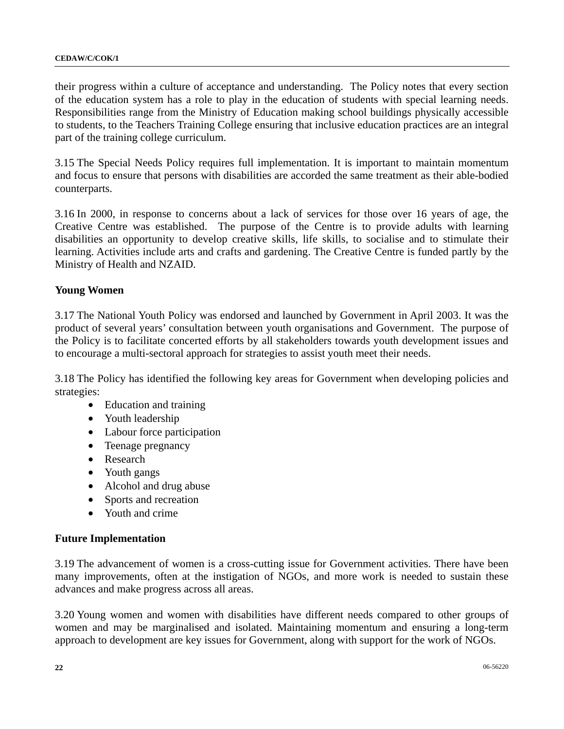their progress within a culture of acceptance and understanding. The Policy notes that every section of the education system has a role to play in the education of students with special learning needs. Responsibilities range from the Ministry of Education making school buildings physically accessible to students, to the Teachers Training College ensuring that inclusive education practices are an integral part of the training college curriculum.

3.15 The Special Needs Policy requires full implementation. It is important to maintain momentum and focus to ensure that persons with disabilities are accorded the same treatment as their able-bodied counterparts.

3.16 In 2000, in response to concerns about a lack of services for those over 16 years of age, the Creative Centre was established. The purpose of the Centre is to provide adults with learning disabilities an opportunity to develop creative skills, life skills, to socialise and to stimulate their learning. Activities include arts and crafts and gardening. The Creative Centre is funded partly by the Ministry of Health and NZAID.

**Young Women**

3.17 The National Youth Policy was endorsed and launched by Government in April 2003. It was the product of several years' consultation between youth organisations and Government. The purpose of the Policy is to facilitate concerted efforts by all stakeholders towards youth development issues and to encourage a multi-sectoral approach for strategies to assist youth meet their needs.

3.18 The Policy has identified the following key areas for Government when developing policies and strategies:

- Education and training
- Youth leadership
- Labour force participation
- Teenage pregnancy
- Research
- Youth gangs
- Alcohol and drug abuse
- Sports and recreation
- Youth and crime

**Future Implementation**

3.19 The advancement of women is a cross-cutting issue for Government activities. There have been many improvements, often at the instigation of NGOs, and more work is needed to sustain these advances and make progress across all areas.

3.20 Young women and women with disabilities have different needs compared to other groups of women and may be marginalised and isolated. Maintaining momentum and ensuring a long-term approach to development are key issues for Government, along with support for the work of NGOs.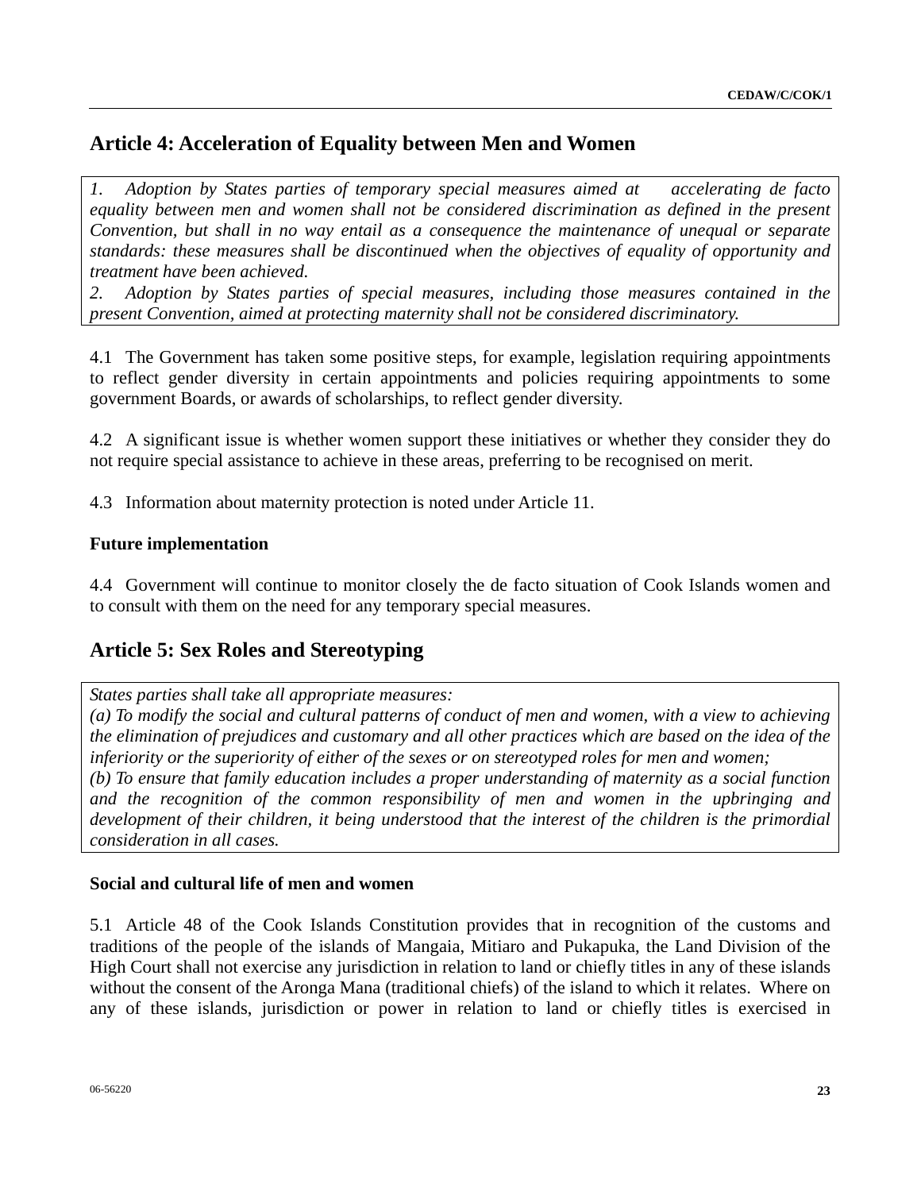## Article 4: Acceleration of Equality between Men and Women

*1. Adoption by States parties of temporary special measures aimed at accelerating de facto equality between men and women shall not be considered discrimination as defined in the present Convention, but shall in no way entail as a consequence the maintenance of unequal or separate standards: these measures shall be discontinued when the objectives of equality of opportunity and treatment have been achieved.*
*2. Adoption by States parties of special measures, including those measures contained in the present Convention, aimed at protecting maternity shall not be considered discriminatory.*

4.1 The Government has taken some positive steps, for example, legislation requiring appointments to reflect gender diversity in certain appointments and policies requiring appointments to some government Boards, or awards of scholarships, to reflect gender diversity.

4.2 A significant issue is whether women support these initiatives or whether they consider they do not require special assistance to achieve in these areas, preferring to be recognised on merit.

4.3 Information about maternity protection is noted under Article 11.

**Future implementation**

4.4 Government will continue to monitor closely the de facto situation of Cook Islands women and to consult with them on the need for any temporary special measures.

## Article 5: Sex Roles and Stereotyping

*States parties shall take all appropriate measures:*
*(a) To modify the social and cultural patterns of conduct of men and women, with a view to achieving the elimination of prejudices and customary and all other practices which are based on the idea of the inferiority or the superiority of either of the sexes or on stereotyped roles for men and women;*
*(b) To ensure that family education includes a proper understanding of maternity as a social function and the recognition of the common responsibility of men and women in the upbringing and development of their children, it being understood that the interest of the children is the primordial consideration in all cases.*

**Social and cultural life of men and women**

5.1 Article 48 of the Cook Islands Constitution provides that in recognition of the customs and traditions of the people of the islands of Mangaia, Mitiaro and Pukapuka, the Land Division of the High Court shall not exercise any jurisdiction in relation to land or chiefly titles in any of these islands without the consent of the Aronga Mana (traditional chiefs) of the island to which it relates. Where on any of these islands, jurisdiction or power in relation to land or chiefly titles is exercised in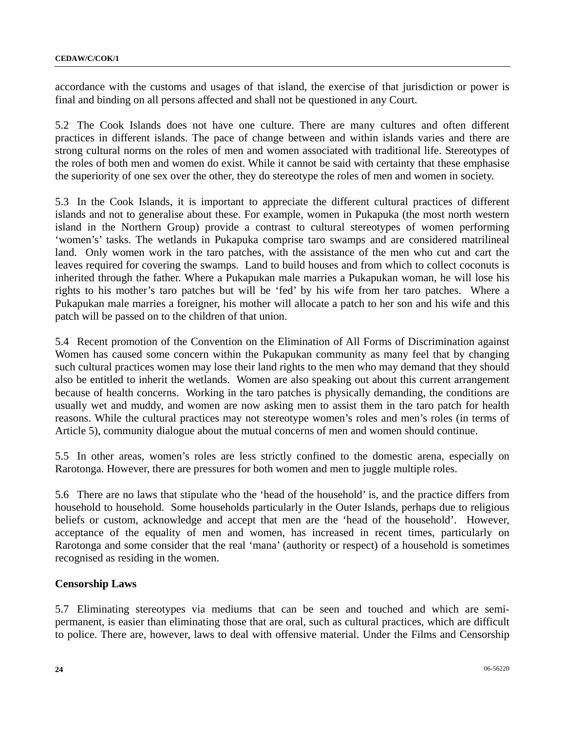accordance with the customs and usages of that island, the exercise of that jurisdiction or power is final and binding on all persons affected and shall not be questioned in any Court.

5.2 The Cook Islands does not have one culture. There are many cultures and often different practices in different islands. The pace of change between and within islands varies and there are strong cultural norms on the roles of men and women associated with traditional life. Stereotypes of the roles of both men and women do exist. While it cannot be said with certainty that these emphasise the superiority of one sex over the other, they do stereotype the roles of men and women in society.

5.3 In the Cook Islands, it is important to appreciate the different cultural practices of different islands and not to generalise about these. For example, women in Pukapuka (the most north western island in the Northern Group) provide a contrast to cultural stereotypes of women performing 'women's' tasks. The wetlands in Pukapuka comprise taro swamps and are considered matrilineal land. Only women work in the taro patches, with the assistance of the men who cut and cart the leaves required for covering the swamps. Land to build houses and from which to collect coconuts is inherited through the father. Where a Pukapukan male marries a Pukapukan woman, he will lose his rights to his mother's taro patches but will be 'fed' by his wife from her taro patches. Where a Pukapukan male marries a foreigner, his mother will allocate a patch to her son and his wife and this patch will be passed on to the children of that union.

5.4 Recent promotion of the Convention on the Elimination of All Forms of Discrimination against Women has caused some concern within the Pukapukan community as many feel that by changing such cultural practices women may lose their land rights to the men who may demand that they should also be entitled to inherit the wetlands. Women are also speaking out about this current arrangement because of health concerns. Working in the taro patches is physically demanding, the conditions are usually wet and muddy, and women are now asking men to assist them in the taro patch for health reasons. While the cultural practices may not stereotype women's roles and men's roles (in terms of Article 5), community dialogue about the mutual concerns of men and women should continue.

5.5 In other areas, women's roles are less strictly confined to the domestic arena, especially on Rarotonga. However, there are pressures for both women and men to juggle multiple roles.

5.6 There are no laws that stipulate who the 'head of the household' is, and the practice differs from household to household. Some households particularly in the Outer Islands, perhaps due to religious beliefs or custom, acknowledge and accept that men are the 'head of the household'. However, acceptance of the equality of men and women, has increased in recent times, particularly on Rarotonga and some consider that the real 'mana' (authority or respect) of a household is sometimes recognised as residing in the women.

**Censorship Laws**

5.7 Eliminating stereotypes via mediums that can be seen and touched and which are semi-permanent, is easier than eliminating those that are oral, such as cultural practices, which are difficult to police. There are, however, laws to deal with offensive material. Under the Films and Censorship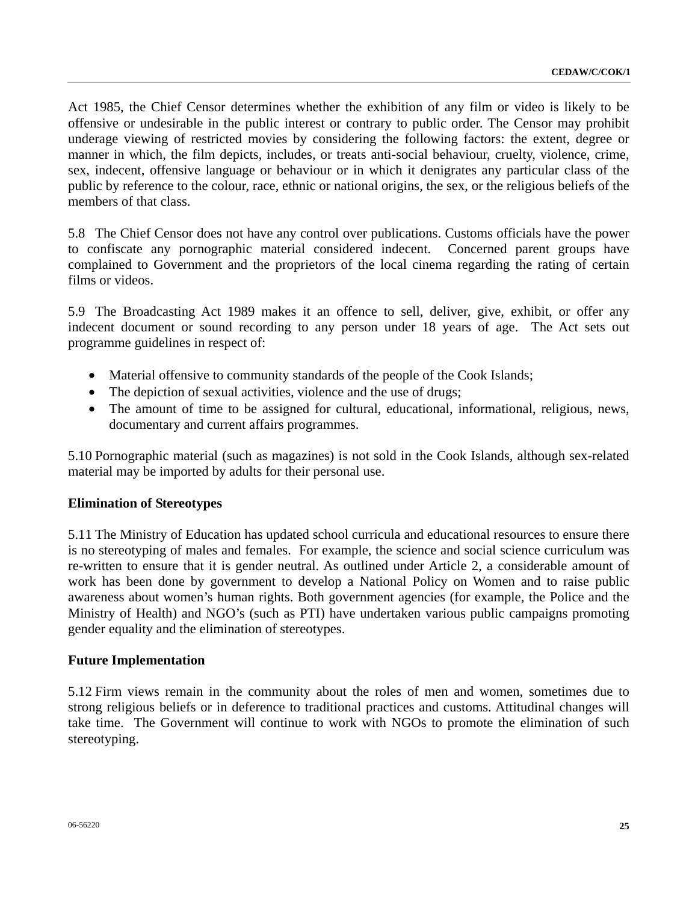Act 1985, the Chief Censor determines whether the exhibition of any film or video is likely to be offensive or undesirable in the public interest or contrary to public order. The Censor may prohibit underage viewing of restricted movies by considering the following factors: the extent, degree or manner in which, the film depicts, includes, or treats anti-social behaviour, cruelty, violence, crime, sex, indecent, offensive language or behaviour or in which it denigrates any particular class of the public by reference to the colour, race, ethnic or national origins, the sex, or the religious beliefs of the members of that class.

5.8 The Chief Censor does not have any control over publications. Customs officials have the power to confiscate any pornographic material considered indecent. Concerned parent groups have complained to Government and the proprietors of the local cinema regarding the rating of certain films or videos.

5.9 The Broadcasting Act 1989 makes it an offence to sell, deliver, give, exhibit, or offer any indecent document or sound recording to any person under 18 years of age. The Act sets out programme guidelines in respect of:

- Material offensive to community standards of the people of the Cook Islands;
- The depiction of sexual activities, violence and the use of drugs;
- The amount of time to be assigned for cultural, educational, informational, religious, news, documentary and current affairs programmes.

5.10 Pornographic material (such as magazines) is not sold in the Cook Islands, although sex-related material may be imported by adults for their personal use.

**Elimination of Stereotypes**

5.11 The Ministry of Education has updated school curricula and educational resources to ensure there is no stereotyping of males and females. For example, the science and social science curriculum was re-written to ensure that it is gender neutral. As outlined under Article 2, a considerable amount of work has been done by government to develop a National Policy on Women and to raise public awareness about women's human rights. Both government agencies (for example, the Police and the Ministry of Health) and NGO's (such as PTI) have undertaken various public campaigns promoting gender equality and the elimination of stereotypes.

**Future Implementation**

5.12 Firm views remain in the community about the roles of men and women, sometimes due to strong religious beliefs or in deference to traditional practices and customs. Attitudinal changes will take time. The Government will continue to work with NGOs to promote the elimination of such stereotyping.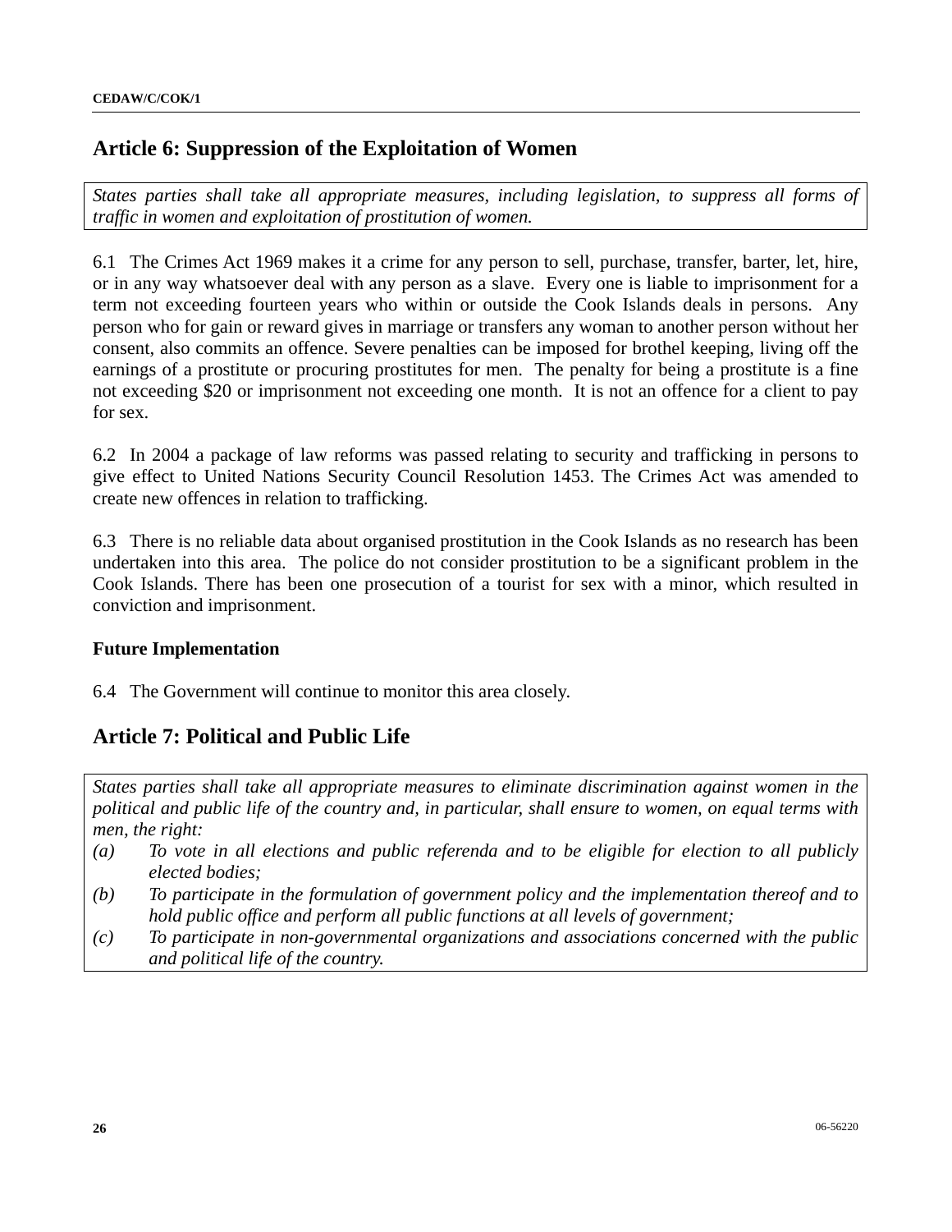## Article 6: Suppression of the Exploitation of Women

*States parties shall take all appropriate measures, including legislation, to suppress all forms of traffic in women and exploitation of prostitution of women.*

6.1 The Crimes Act 1969 makes it a crime for any person to sell, purchase, transfer, barter, let, hire, or in any way whatsoever deal with any person as a slave. Every one is liable to imprisonment for a term not exceeding fourteen years who within or outside the Cook Islands deals in persons. Any person who for gain or reward gives in marriage or transfers any woman to another person without her consent, also commits an offence. Severe penalties can be imposed for brothel keeping, living off the earnings of a prostitute or procuring prostitutes for men. The penalty for being a prostitute is a fine not exceeding $20 or imprisonment not exceeding one month. It is not an offence for a client to pay for sex.

6.2 In 2004 a package of law reforms was passed relating to security and trafficking in persons to give effect to United Nations Security Council Resolution 1453. The Crimes Act was amended to create new offences in relation to trafficking.

6.3 There is no reliable data about organised prostitution in the Cook Islands as no research has been undertaken into this area. The police do not consider prostitution to be a significant problem in the Cook Islands. There has been one prosecution of a tourist for sex with a minor, which resulted in conviction and imprisonment.

**Future Implementation**

6.4 The Government will continue to monitor this area closely.

## Article 7: Political and Public Life

*States parties shall take all appropriate measures to eliminate discrimination against women in the political and public life of the country and, in particular, shall ensure to women, on equal terms with men, the right:*

*(a) To vote in all elections and public referenda and to be eligible for election to all publicly elected bodies;*

*(b) To participate in the formulation of government policy and the implementation thereof and to hold public office and perform all public functions at all levels of government;*

*(c) To participate in non-governmental organizations and associations concerned with the public and political life of the country.*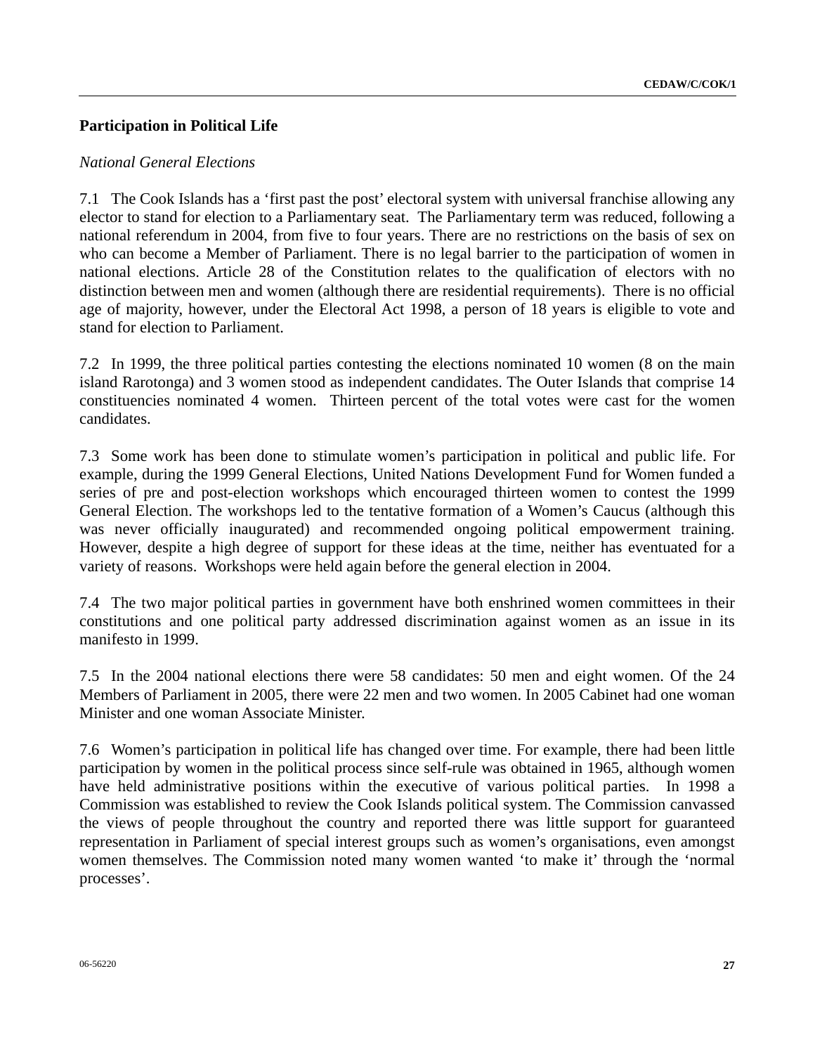## Participation in Political Life

*National General Elections*

7.1 The Cook Islands has a 'first past the post' electoral system with universal franchise allowing any elector to stand for election to a Parliamentary seat. The Parliamentary term was reduced, following a national referendum in 2004, from five to four years. There are no restrictions on the basis of sex on who can become a Member of Parliament. There is no legal barrier to the participation of women in national elections. Article 28 of the Constitution relates to the qualification of electors with no distinction between men and women (although there are residential requirements). There is no official age of majority, however, under the Electoral Act 1998, a person of 18 years is eligible to vote and stand for election to Parliament.

7.2 In 1999, the three political parties contesting the elections nominated 10 women (8 on the main island Rarotonga) and 3 women stood as independent candidates. The Outer Islands that comprise 14 constituencies nominated 4 women. Thirteen percent of the total votes were cast for the women candidates.

7.3 Some work has been done to stimulate women's participation in political and public life. For example, during the 1999 General Elections, United Nations Development Fund for Women funded a series of pre and post-election workshops which encouraged thirteen women to contest the 1999 General Election. The workshops led to the tentative formation of a Women's Caucus (although this was never officially inaugurated) and recommended ongoing political empowerment training. However, despite a high degree of support for these ideas at the time, neither has eventuated for a variety of reasons. Workshops were held again before the general election in 2004.

7.4 The two major political parties in government have both enshrined women committees in their constitutions and one political party addressed discrimination against women as an issue in its manifesto in 1999.

7.5 In the 2004 national elections there were 58 candidates: 50 men and eight women. Of the 24 Members of Parliament in 2005, there were 22 men and two women. In 2005 Cabinet had one woman Minister and one woman Associate Minister.

7.6 Women's participation in political life has changed over time. For example, there had been little participation by women in the political process since self-rule was obtained in 1965, although women have held administrative positions within the executive of various political parties. In 1998 a Commission was established to review the Cook Islands political system. The Commission canvassed the views of people throughout the country and reported there was little support for guaranteed representation in Parliament of special interest groups such as women's organisations, even amongst women themselves. The Commission noted many women wanted 'to make it' through the 'normal processes'.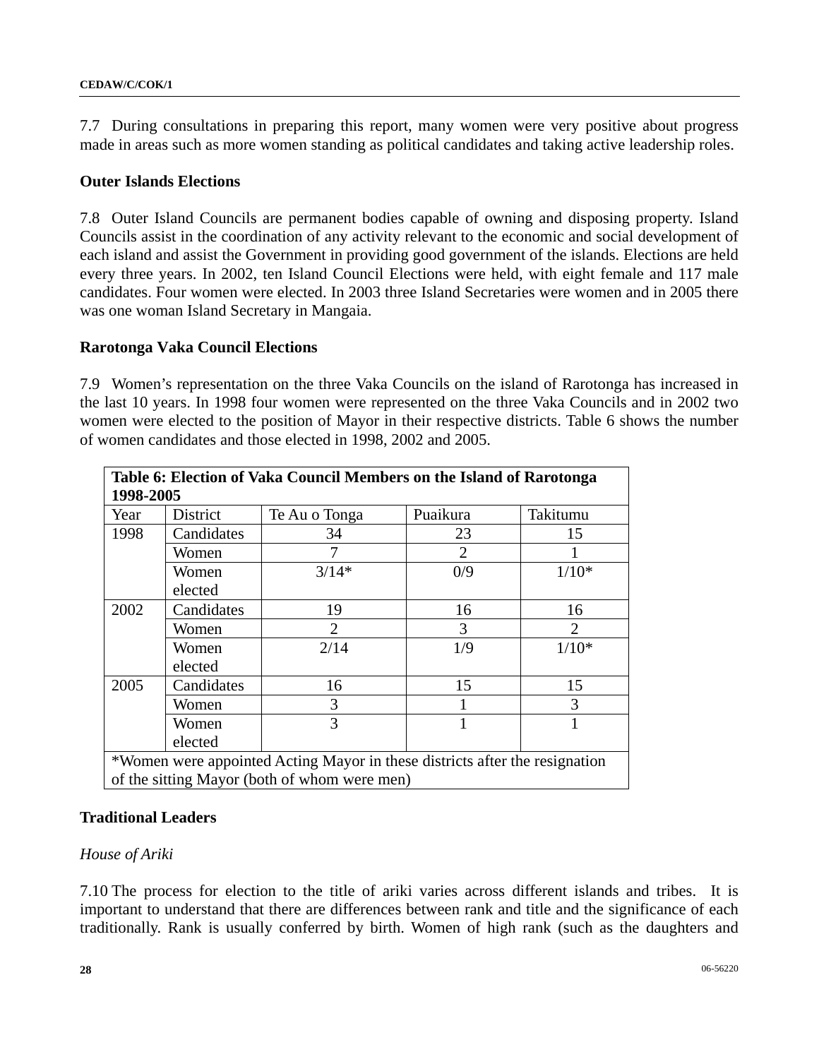7.7 During consultations in preparing this report, many women were very positive about progress made in areas such as more women standing as political candidates and taking active leadership roles.

**Outer Islands Elections**

7.8 Outer Island Councils are permanent bodies capable of owning and disposing property. Island Councils assist in the coordination of any activity relevant to the economic and social development of each island and assist the Government in providing good government of the islands. Elections are held every three years. In 2002, ten Island Council Elections were held, with eight female and 117 male candidates. Four women were elected. In 2003 three Island Secretaries were women and in 2005 there was one woman Island Secretary in Mangaia.

**Rarotonga Vaka Council Elections**

7.9 Women's representation on the three Vaka Councils on the island of Rarotonga has increased in the last 10 years. In 1998 four women were represented on the three Vaka Councils and in 2002 two women were elected to the position of Mayor in their respective districts. Table 6 shows the number of women candidates and those elected in 1998, 2002 and 2005.

**Table 6: Election of Vaka Council Members on the Island of Rarotonga 1998-2005**

| Year | District | Te Au o Tonga | Puaikura | Takitumu |
|---|---|---|---|---|
| 1998 | Candidates | 34 | 23 | 15 |
| | Women | 7 | 2 | 1 |
| | Women elected | 3/14* | 0/9 | 1/10* |
| 2002 | Candidates | 19 | 16 | 16 |
| | Women | 2 | 3 | 2 |
| | Women elected | 2/14 | 1/9 | 1/10* |
| 2005 | Candidates | 16 | 15 | 15 |
| | Women | 3 | 1 | 3 |
| | Women elected | 3 | 1 | 1 |

*Women were appointed Acting Mayor in these districts after the resignation of the sitting Mayor (both of whom were men)

**Traditional Leaders**

*House of Ariki*

7.10 The process for election to the title of ariki varies across different islands and tribes. It is important to understand that there are differences between rank and title and the significance of each traditionally. Rank is usually conferred by birth. Women of high rank (such as the daughters and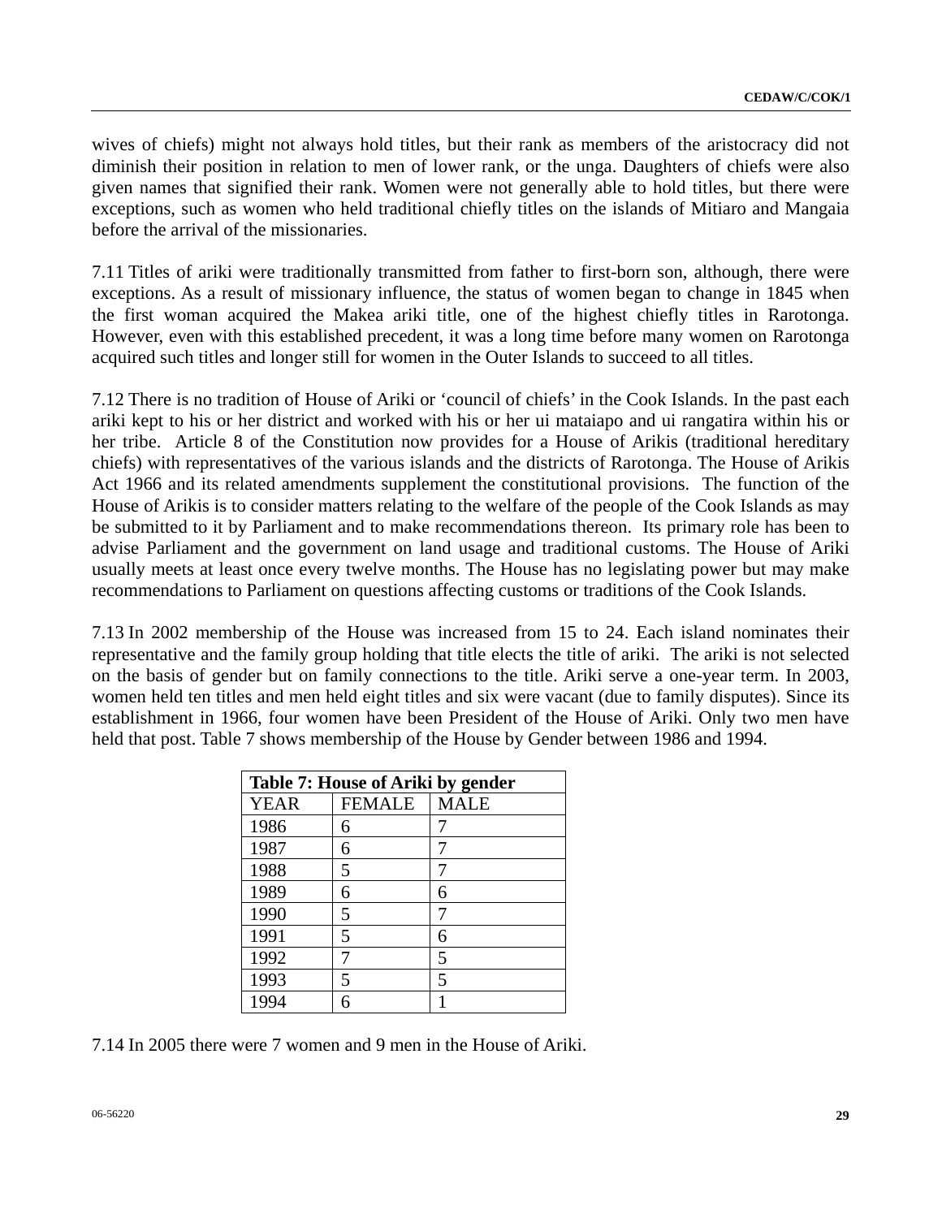wives of chiefs) might not always hold titles, but their rank as members of the aristocracy did not diminish their position in relation to men of lower rank, or the unga. Daughters of chiefs were also given names that signified their rank. Women were not generally able to hold titles, but there were exceptions, such as women who held traditional chiefly titles on the islands of Mitiaro and Mangaia before the arrival of the missionaries.

7.11 Titles of ariki were traditionally transmitted from father to first-born son, although, there were exceptions. As a result of missionary influence, the status of women began to change in 1845 when the first woman acquired the Makea ariki title, one of the highest chiefly titles in Rarotonga. However, even with this established precedent, it was a long time before many women on Rarotonga acquired such titles and longer still for women in the Outer Islands to succeed to all titles.

7.12 There is no tradition of House of Ariki or 'council of chiefs' in the Cook Islands. In the past each ariki kept to his or her district and worked with his or her ui mataiapo and ui rangatira within his or her tribe. Article 8 of the Constitution now provides for a House of Arikis (traditional hereditary chiefs) with representatives of the various islands and the districts of Rarotonga. The House of Arikis Act 1966 and its related amendments supplement the constitutional provisions. The function of the House of Arikis is to consider matters relating to the welfare of the people of the Cook Islands as may be submitted to it by Parliament and to make recommendations thereon. Its primary role has been to advise Parliament and the government on land usage and traditional customs. The House of Ariki usually meets at least once every twelve months. The House has no legislating power but may make recommendations to Parliament on questions affecting customs or traditions of the Cook Islands.

7.13 In 2002 membership of the House was increased from 15 to 24. Each island nominates their representative and the family group holding that title elects the title of ariki. The ariki is not selected on the basis of gender but on family connections to the title. Ariki serve a one-year term. In 2003, women held ten titles and men held eight titles and six were vacant (due to family disputes). Since its establishment in 1966, four women have been President of the House of Ariki. Only two men have held that post. Table 7 shows membership of the House by Gender between 1986 and 1994.

**Table 7: House of Ariki by gender**

| YEAR | FEMALE | MALE |
|---|---|---|
| 1986 | 6 | 7 |
| 1987 | 6 | 7 |
| 1988 | 5 | 7 |
| 1989 | 6 | 6 |
| 1990 | 5 | 7 |
| 1991 | 5 | 6 |
| 1992 | 7 | 5 |
| 1993 | 5 | 5 |
| 1994 | 6 | 1 |

7.14 In 2005 there were 7 women and 9 men in the House of Ariki.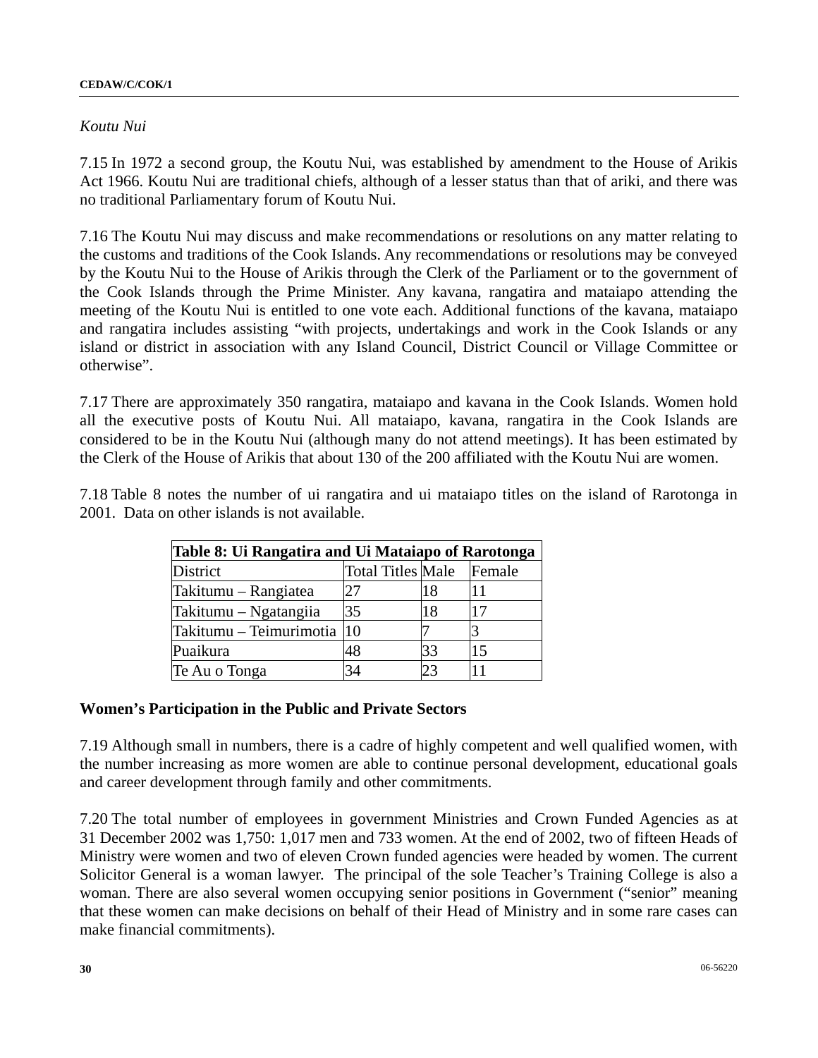*Koutu Nui*

7.15 In 1972 a second group, the Koutu Nui, was established by amendment to the House of Arikis Act 1966. Koutu Nui are traditional chiefs, although of a lesser status than that of ariki, and there was no traditional Parliamentary forum of Koutu Nui.

7.16 The Koutu Nui may discuss and make recommendations or resolutions on any matter relating to the customs and traditions of the Cook Islands. Any recommendations or resolutions may be conveyed by the Koutu Nui to the House of Arikis through the Clerk of the Parliament or to the government of the Cook Islands through the Prime Minister. Any kavana, rangatira and mataiapo attending the meeting of the Koutu Nui is entitled to one vote each. Additional functions of the kavana, mataiapo and rangatira includes assisting "with projects, undertakings and work in the Cook Islands or any island or district in association with any Island Council, District Council or Village Committee or otherwise".

7.17 There are approximately 350 rangatira, mataiapo and kavana in the Cook Islands. Women hold all the executive posts of Koutu Nui. All mataiapo, kavana, rangatira in the Cook Islands are considered to be in the Koutu Nui (although many do not attend meetings). It has been estimated by the Clerk of the House of Arikis that about 130 of the 200 affiliated with the Koutu Nui are women.

7.18 Table 8 notes the number of ui rangatira and ui mataiapo titles on the island of Rarotonga in 2001. Data on other islands is not available.

**Table 8: Ui Rangatira and Ui Mataiapo of Rarotonga**

| District | Total Titles | Male | Female |
|---|---|---|---|
| Takitumu – Rangiatea | 27 | 18 | 11 |
| Takitumu – Ngatangiia | 35 | 18 | 17 |
| Takitumu – Teimurimotia | 10 | 7 | 3 |
| Puaikura | 48 | 33 | 15 |
| Te Au o Tonga | 34 | 23 | 11 |

**Women's Participation in the Public and Private Sectors**

7.19 Although small in numbers, there is a cadre of highly competent and well qualified women, with the number increasing as more women are able to continue personal development, educational goals and career development through family and other commitments.

7.20 The total number of employees in government Ministries and Crown Funded Agencies as at 31 December 2002 was 1,750: 1,017 men and 733 women. At the end of 2002, two of fifteen Heads of Ministry were women and two of eleven Crown funded agencies were headed by women. The current Solicitor General is a woman lawyer. The principal of the sole Teacher's Training College is also a woman. There are also several women occupying senior positions in Government ("senior" meaning that these women can make decisions on behalf of their Head of Ministry and in some rare cases can make financial commitments).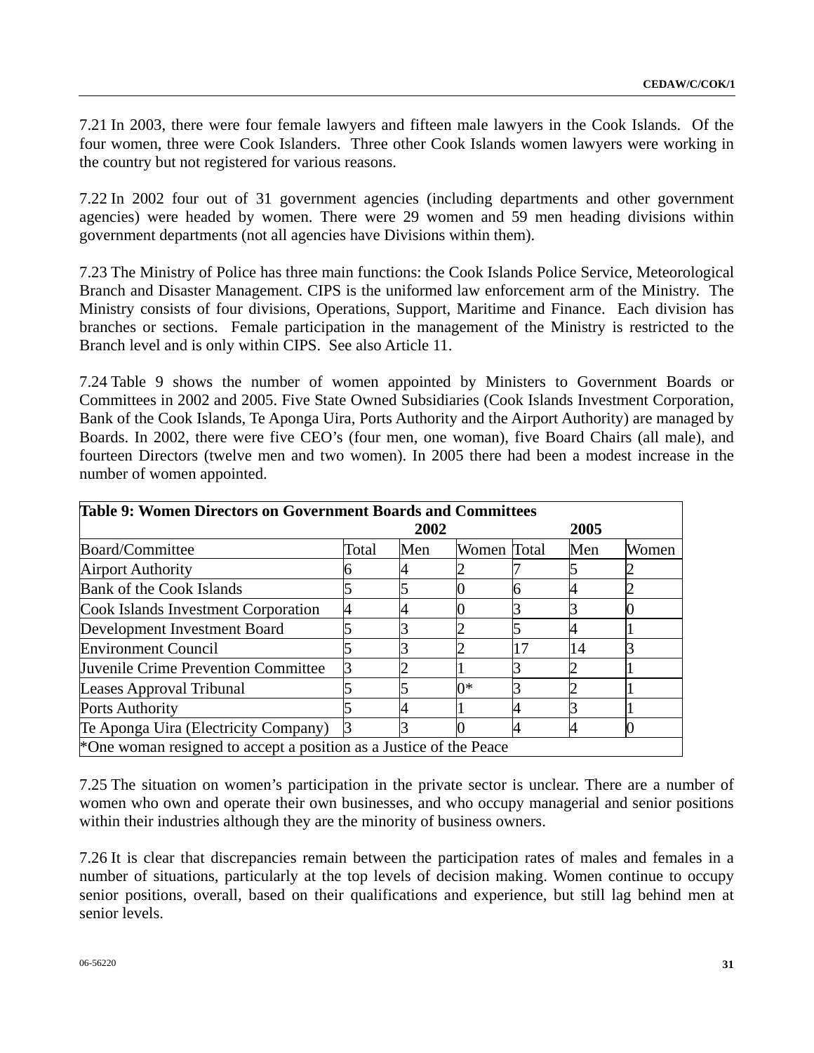7.21 In 2003, there were four female lawyers and fifteen male lawyers in the Cook Islands. Of the four women, three were Cook Islanders. Three other Cook Islands women lawyers were working in the country but not registered for various reasons.

7.22 In 2002 four out of 31 government agencies (including departments and other government agencies) were headed by women. There were 29 women and 59 men heading divisions within government departments (not all agencies have Divisions within them).

7.23 The Ministry of Police has three main functions: the Cook Islands Police Service, Meteorological Branch and Disaster Management. CIPS is the uniformed law enforcement arm of the Ministry. The Ministry consists of four divisions, Operations, Support, Maritime and Finance. Each division has branches or sections. Female participation in the management of the Ministry is restricted to the Branch level and is only within CIPS. See also Article 11.

7.24 Table 9 shows the number of women appointed by Ministers to Government Boards or Committees in 2002 and 2005. Five State Owned Subsidiaries (Cook Islands Investment Corporation, Bank of the Cook Islands, Te Aponga Uira, Ports Authority and the Airport Authority) are managed by Boards. In 2002, there were five CEO's (four men, one woman), five Board Chairs (all male), and fourteen Directors (twelve men and two women). In 2005 there had been a modest increase in the number of women appointed.

**Table 9: Women Directors on Government Boards and Committees**

| | 2002 | | | 2005 | | |
|---|---|---|---|---|---|---|
| Board/Committee | Total | Men | Women | Total | Men | Women |
| Airport Authority | 6 | 4 | 2 | 7 | 5 | 2 |
| Bank of the Cook Islands | 5 | 5 | 0 | 6 | 4 | 2 |
| Cook Islands Investment Corporation | 4 | 4 | 0 | 3 | 3 | 0 |
| Development Investment Board | 5 | 3 | 2 | 5 | 4 | 1 |
| Environment Council | 5 | 3 | 2 | 17 | 14 | 3 |
| Juvenile Crime Prevention Committee | 3 | 2 | 1 | 3 | 2 | 1 |
| Leases Approval Tribunal | 5 | 5 | 0* | 3 | 2 | 1 |
| Ports Authority | 5 | 4 | 1 | 4 | 3 | 1 |
| Te Aponga Uira (Electricity Company) | 3 | 3 | 0 | 4 | 4 | 0 |

*One woman resigned to accept a position as a Justice of the Peace

7.25 The situation on women's participation in the private sector is unclear. There are a number of women who own and operate their own businesses, and who occupy managerial and senior positions within their industries although they are the minority of business owners.

7.26 It is clear that discrepancies remain between the participation rates of males and females in a number of situations, particularly at the top levels of decision making. Women continue to occupy senior positions, overall, based on their qualifications and experience, but still lag behind men at senior levels.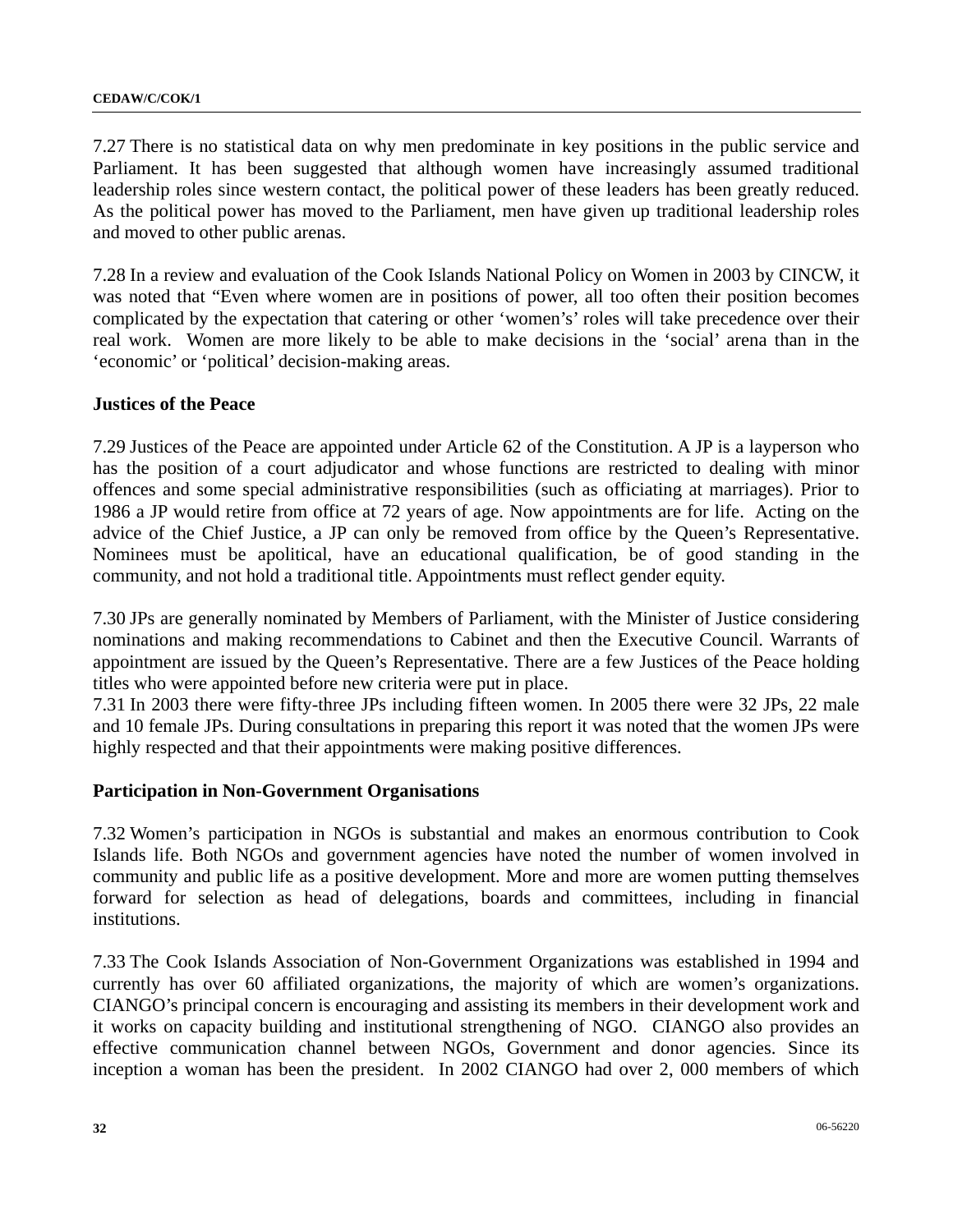7.27 There is no statistical data on why men predominate in key positions in the public service and Parliament. It has been suggested that although women have increasingly assumed traditional leadership roles since western contact, the political power of these leaders has been greatly reduced. As the political power has moved to the Parliament, men have given up traditional leadership roles and moved to other public arenas.

7.28 In a review and evaluation of the Cook Islands National Policy on Women in 2003 by CINCW, it was noted that "Even where women are in positions of power, all too often their position becomes complicated by the expectation that catering or other 'women's' roles will take precedence over their real work. Women are more likely to be able to make decisions in the 'social' arena than in the 'economic' or 'political' decision-making areas.

**Justices of the Peace**

7.29 Justices of the Peace are appointed under Article 62 of the Constitution. A JP is a layperson who has the position of a court adjudicator and whose functions are restricted to dealing with minor offences and some special administrative responsibilities (such as officiating at marriages). Prior to 1986 a JP would retire from office at 72 years of age. Now appointments are for life. Acting on the advice of the Chief Justice, a JP can only be removed from office by the Queen's Representative. Nominees must be apolitical, have an educational qualification, be of good standing in the community, and not hold a traditional title. Appointments must reflect gender equity.

7.30 JPs are generally nominated by Members of Parliament, with the Minister of Justice considering nominations and making recommendations to Cabinet and then the Executive Council. Warrants of appointment are issued by the Queen's Representative. There are a few Justices of the Peace holding titles who were appointed before new criteria were put in place.

7.31 In 2003 there were fifty-three JPs including fifteen women. In 2005 there were 32 JPs, 22 male and 10 female JPs. During consultations in preparing this report it was noted that the women JPs were highly respected and that their appointments were making positive differences.

**Participation in Non-Government Organisations**

7.32 Women's participation in NGOs is substantial and makes an enormous contribution to Cook Islands life. Both NGOs and government agencies have noted the number of women involved in community and public life as a positive development. More and more are women putting themselves forward for selection as head of delegations, boards and committees, including in financial institutions.

7.33 The Cook Islands Association of Non-Government Organizations was established in 1994 and currently has over 60 affiliated organizations, the majority of which are women's organizations. CIANGO's principal concern is encouraging and assisting its members in their development work and it works on capacity building and institutional strengthening of NGO. CIANGO also provides an effective communication channel between NGOs, Government and donor agencies. Since its inception a woman has been the president. In 2002 CIANGO had over 2, 000 members of which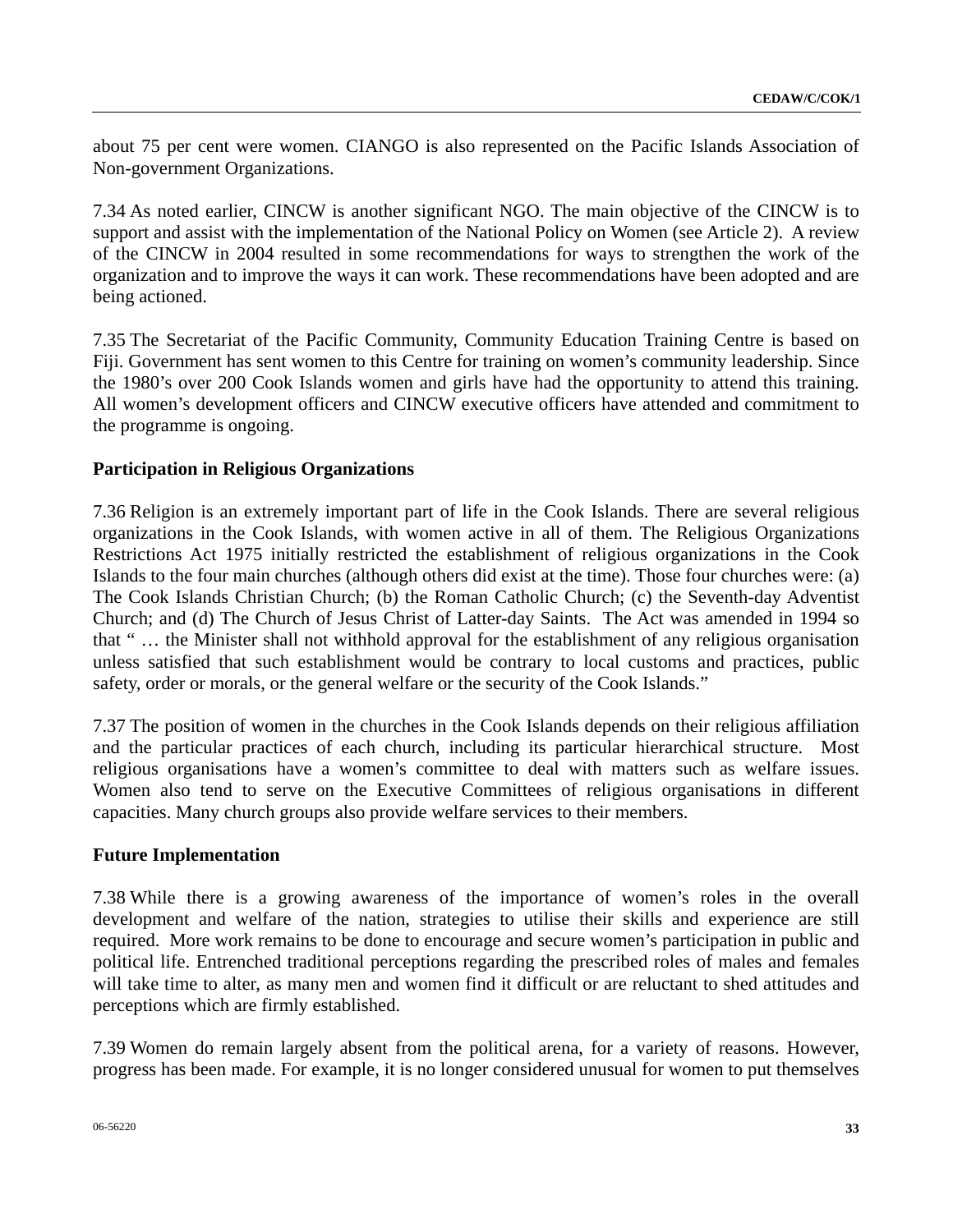about 75 per cent were women. CIANGO is also represented on the Pacific Islands Association of Non-government Organizations.

7.34 As noted earlier, CINCW is another significant NGO. The main objective of the CINCW is to support and assist with the implementation of the National Policy on Women (see Article 2). A review of the CINCW in 2004 resulted in some recommendations for ways to strengthen the work of the organization and to improve the ways it can work. These recommendations have been adopted and are being actioned.

7.35 The Secretariat of the Pacific Community, Community Education Training Centre is based on Fiji. Government has sent women to this Centre for training on women's community leadership. Since the 1980's over 200 Cook Islands women and girls have had the opportunity to attend this training. All women's development officers and CINCW executive officers have attended and commitment to the programme is ongoing.

**Participation in Religious Organizations**

7.36 Religion is an extremely important part of life in the Cook Islands. There are several religious organizations in the Cook Islands, with women active in all of them. The Religious Organizations Restrictions Act 1975 initially restricted the establishment of religious organizations in the Cook Islands to the four main churches (although others did exist at the time). Those four churches were: (a) The Cook Islands Christian Church; (b) the Roman Catholic Church; (c) the Seventh-day Adventist Church; and (d) The Church of Jesus Christ of Latter-day Saints. The Act was amended in 1994 so that " … the Minister shall not withhold approval for the establishment of any religious organisation unless satisfied that such establishment would be contrary to local customs and practices, public safety, order or morals, or the general welfare or the security of the Cook Islands."

7.37 The position of women in the churches in the Cook Islands depends on their religious affiliation and the particular practices of each church, including its particular hierarchical structure. Most religious organisations have a women's committee to deal with matters such as welfare issues. Women also tend to serve on the Executive Committees of religious organisations in different capacities. Many church groups also provide welfare services to their members.

**Future Implementation**

7.38 While there is a growing awareness of the importance of women's roles in the overall development and welfare of the nation, strategies to utilise their skills and experience are still required. More work remains to be done to encourage and secure women's participation in public and political life. Entrenched traditional perceptions regarding the prescribed roles of males and females will take time to alter, as many men and women find it difficult or are reluctant to shed attitudes and perceptions which are firmly established.

7.39 Women do remain largely absent from the political arena, for a variety of reasons. However, progress has been made. For example, it is no longer considered unusual for women to put themselves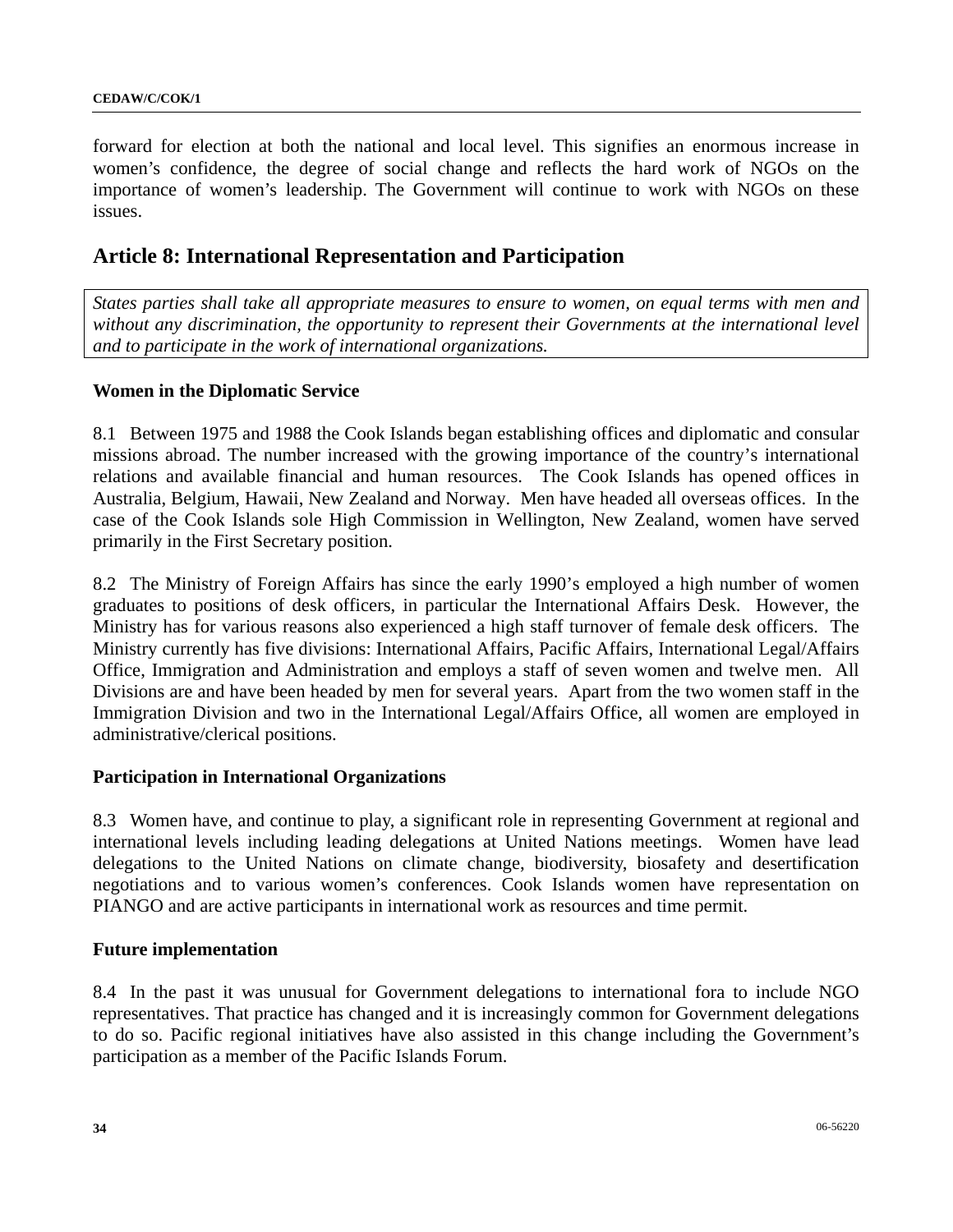forward for election at both the national and local level. This signifies an enormous increase in women's confidence, the degree of social change and reflects the hard work of NGOs on the importance of women's leadership. The Government will continue to work with NGOs on these issues.

## Article 8: International Representation and Participation

*States parties shall take all appropriate measures to ensure to women, on equal terms with men and without any discrimination, the opportunity to represent their Governments at the international level and to participate in the work of international organizations.*

**Women in the Diplomatic Service**

8.1 Between 1975 and 1988 the Cook Islands began establishing offices and diplomatic and consular missions abroad. The number increased with the growing importance of the country's international relations and available financial and human resources. The Cook Islands has opened offices in Australia, Belgium, Hawaii, New Zealand and Norway. Men have headed all overseas offices. In the case of the Cook Islands sole High Commission in Wellington, New Zealand, women have served primarily in the First Secretary position.

8.2 The Ministry of Foreign Affairs has since the early 1990's employed a high number of women graduates to positions of desk officers, in particular the International Affairs Desk. However, the Ministry has for various reasons also experienced a high staff turnover of female desk officers. The Ministry currently has five divisions: International Affairs, Pacific Affairs, International Legal/Affairs Office, Immigration and Administration and employs a staff of seven women and twelve men. All Divisions are and have been headed by men for several years. Apart from the two women staff in the Immigration Division and two in the International Legal/Affairs Office, all women are employed in administrative/clerical positions.

**Participation in International Organizations**

8.3 Women have, and continue to play, a significant role in representing Government at regional and international levels including leading delegations at United Nations meetings. Women have lead delegations to the United Nations on climate change, biodiversity, biosafety and desertification negotiations and to various women's conferences. Cook Islands women have representation on PIANGO and are active participants in international work as resources and time permit.

**Future implementation**

8.4 In the past it was unusual for Government delegations to international fora to include NGO representatives. That practice has changed and it is increasingly common for Government delegations to do so. Pacific regional initiatives have also assisted in this change including the Government's participation as a member of the Pacific Islands Forum.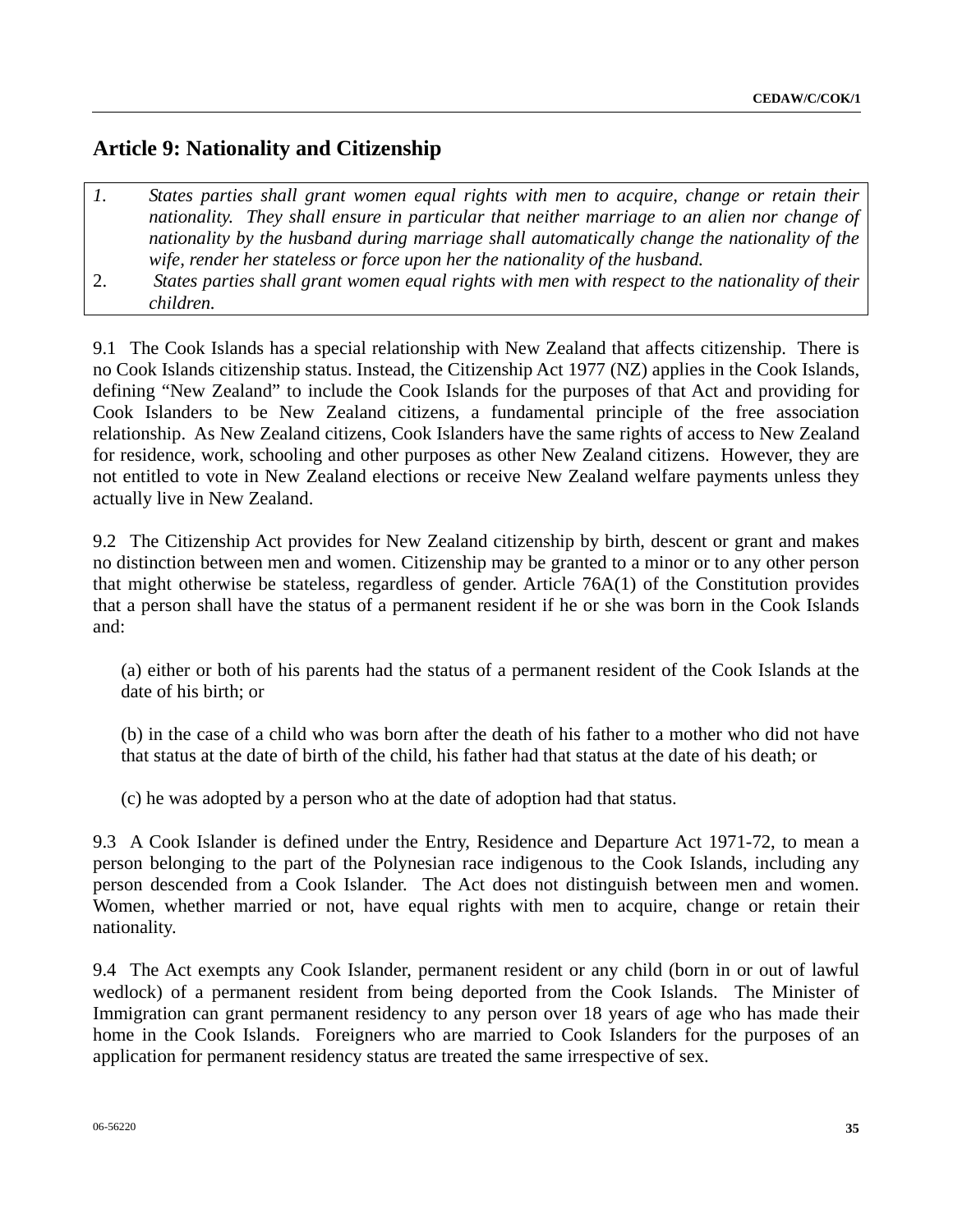## Article 9: Nationality and Citizenship

> 1. *States parties shall grant women equal rights with men to acquire, change or retain their nationality. They shall ensure in particular that neither marriage to an alien nor change of nationality by the husband during marriage shall automatically change the nationality of the wife, render her stateless or force upon her the nationality of the husband.*
> 2. *States parties shall grant women equal rights with men with respect to the nationality of their children.*

9.1 The Cook Islands has a special relationship with New Zealand that affects citizenship. There is no Cook Islands citizenship status. Instead, the Citizenship Act 1977 (NZ) applies in the Cook Islands, defining "New Zealand" to include the Cook Islands for the purposes of that Act and providing for Cook Islanders to be New Zealand citizens, a fundamental principle of the free association relationship. As New Zealand citizens, Cook Islanders have the same rights of access to New Zealand for residence, work, schooling and other purposes as other New Zealand citizens. However, they are not entitled to vote in New Zealand elections or receive New Zealand welfare payments unless they actually live in New Zealand.

9.2 The Citizenship Act provides for New Zealand citizenship by birth, descent or grant and makes no distinction between men and women. Citizenship may be granted to a minor or to any other person that might otherwise be stateless, regardless of gender. Article 76A(1) of the Constitution provides that a person shall have the status of a permanent resident if he or she was born in the Cook Islands and:

(a) either or both of his parents had the status of a permanent resident of the Cook Islands at the date of his birth; or

(b) in the case of a child who was born after the death of his father to a mother who did not have that status at the date of birth of the child, his father had that status at the date of his death; or

(c) he was adopted by a person who at the date of adoption had that status.

9.3 A Cook Islander is defined under the Entry, Residence and Departure Act 1971-72, to mean a person belonging to the part of the Polynesian race indigenous to the Cook Islands, including any person descended from a Cook Islander. The Act does not distinguish between men and women. Women, whether married or not, have equal rights with men to acquire, change or retain their nationality.

9.4 The Act exempts any Cook Islander, permanent resident or any child (born in or out of lawful wedlock) of a permanent resident from being deported from the Cook Islands. The Minister of Immigration can grant permanent residency to any person over 18 years of age who has made their home in the Cook Islands. Foreigners who are married to Cook Islanders for the purposes of an application for permanent residency status are treated the same irrespective of sex.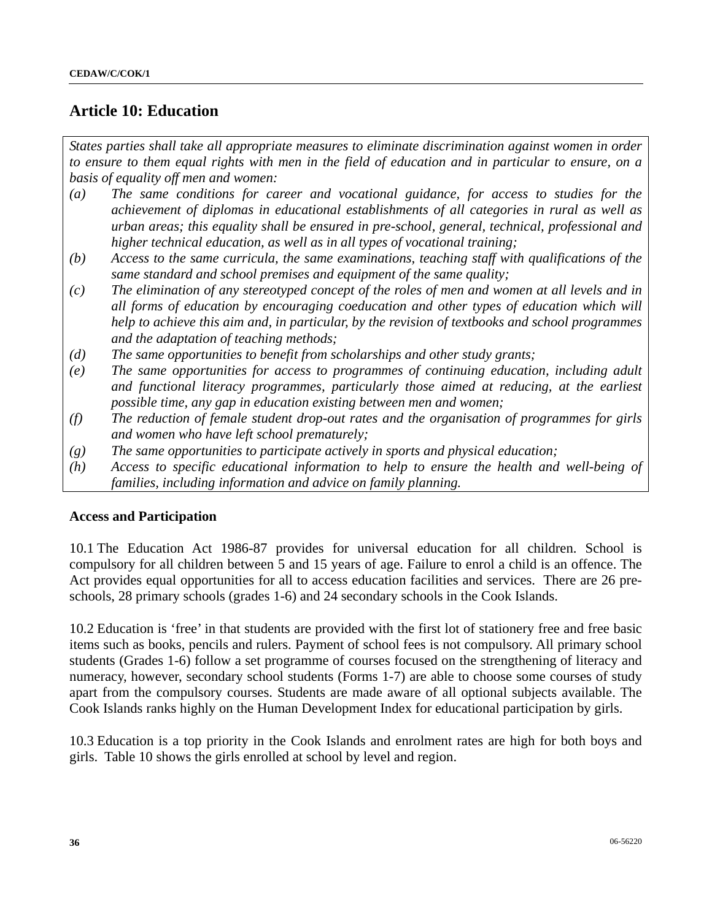## Article 10: Education

*States parties shall take all appropriate measures to eliminate discrimination against women in order to ensure to them equal rights with men in the field of education and in particular to ensure, on a basis of equality off men and women:*

*(a) The same conditions for career and vocational guidance, for access to studies for the achievement of diplomas in educational establishments of all categories in rural as well as urban areas; this equality shall be ensured in pre-school, general, technical, professional and higher technical education, as well as in all types of vocational training;*

*(b) Access to the same curricula, the same examinations, teaching staff with qualifications of the same standard and school premises and equipment of the same quality;*

*(c) The elimination of any stereotyped concept of the roles of men and women at all levels and in all forms of education by encouraging coeducation and other types of education which will help to achieve this aim and, in particular, by the revision of textbooks and school programmes and the adaptation of teaching methods;*

*(d) The same opportunities to benefit from scholarships and other study grants;*

*(e) The same opportunities for access to programmes of continuing education, including adult and functional literacy programmes, particularly those aimed at reducing, at the earliest possible time, any gap in education existing between men and women;*

*(f) The reduction of female student drop-out rates and the organisation of programmes for girls and women who have left school prematurely;*

*(g) The same opportunities to participate actively in sports and physical education;*

*(h) Access to specific educational information to help to ensure the health and well-being of families, including information and advice on family planning.*

**Access and Participation**

10.1 The Education Act 1986-87 provides for universal education for all children. School is compulsory for all children between 5 and 15 years of age. Failure to enrol a child is an offence. The Act provides equal opportunities for all to access education facilities and services. There are 26 pre-schools, 28 primary schools (grades 1-6) and 24 secondary schools in the Cook Islands.

10.2 Education is 'free' in that students are provided with the first lot of stationery free and free basic items such as books, pencils and rulers. Payment of school fees is not compulsory. All primary school students (Grades 1-6) follow a set programme of courses focused on the strengthening of literacy and numeracy, however, secondary school students (Forms 1-7) are able to choose some courses of study apart from the compulsory courses. Students are made aware of all optional subjects available. The Cook Islands ranks highly on the Human Development Index for educational participation by girls.

10.3 Education is a top priority in the Cook Islands and enrolment rates are high for both boys and girls. Table 10 shows the girls enrolled at school by level and region.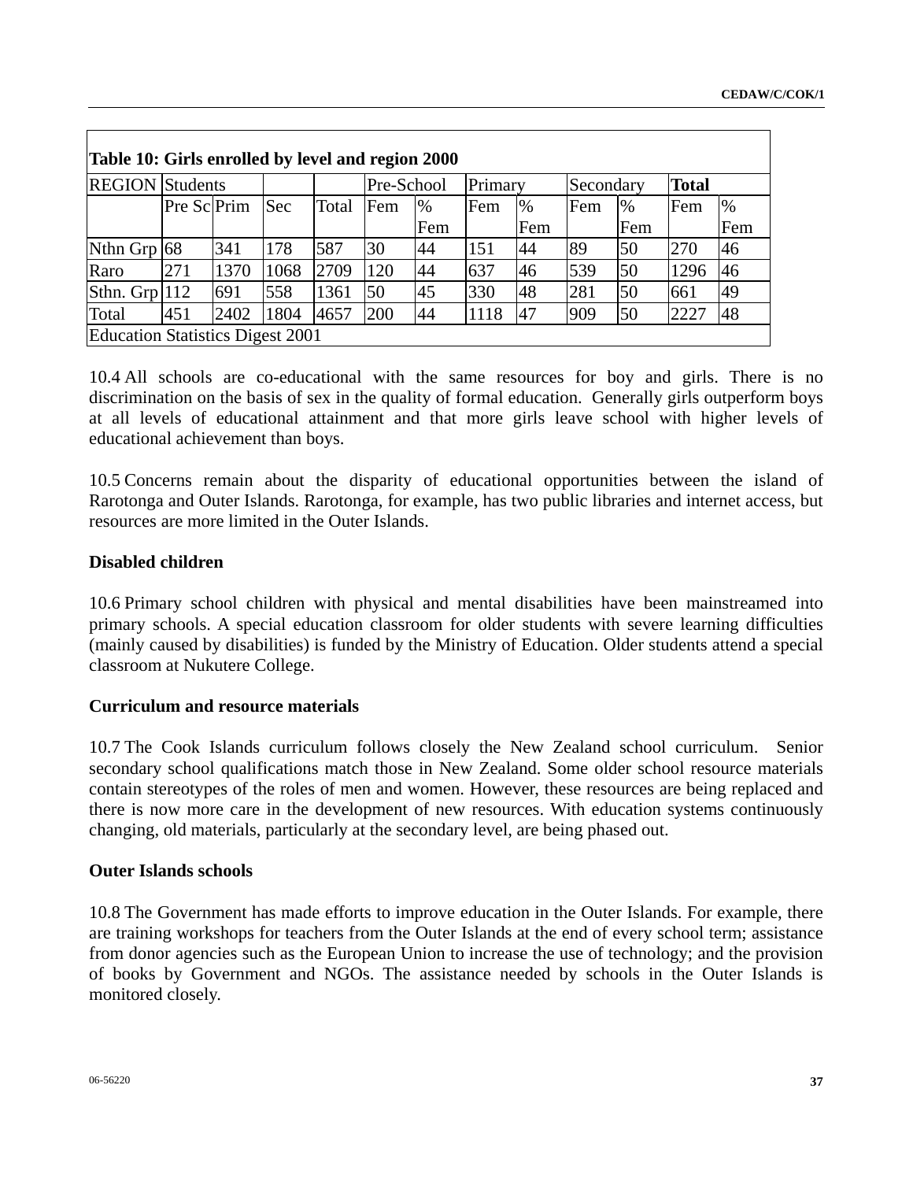**Table 10: Girls enrolled by level and region 2000**

| REGION | Students | | | | Pre-School | | Primary | | Secondary | | **Total** | |
|---|---|---|---|---|---|---|---|---|---|---|---|---|
| | Pre Sc | Prim | Sec | Total | Fem | % Fem | Fem | % Fem | Fem | % Fem | Fem | % Fem |
| Nthn Grp | 68 | 341 | 178 | 587 | 30 | 44 | 151 | 44 | 89 | 50 | 270 | 46 |
| Raro | 271 | 1370 | 1068 | 2709 | 120 | 44 | 637 | 46 | 539 | 50 | 1296 | 46 |
| Sthn. Grp | 112 | 691 | 558 | 1361 | 50 | 45 | 330 | 48 | 281 | 50 | 661 | 49 |
| Total | 451 | 2402 | 1804 | 4657 | 200 | 44 | 1118 | 47 | 909 | 50 | 2227 | 48 |

Education Statistics Digest 2001

10.4 All schools are co-educational with the same resources for boy and girls. There is no discrimination on the basis of sex in the quality of formal education. Generally girls outperform boys at all levels of educational attainment and that more girls leave school with higher levels of educational achievement than boys.

10.5 Concerns remain about the disparity of educational opportunities between the island of Rarotonga and Outer Islands. Rarotonga, for example, has two public libraries and internet access, but resources are more limited in the Outer Islands.

**Disabled children**

10.6 Primary school children with physical and mental disabilities have been mainstreamed into primary schools. A special education classroom for older students with severe learning difficulties (mainly caused by disabilities) is funded by the Ministry of Education. Older students attend a special classroom at Nukutere College.

**Curriculum and resource materials**

10.7 The Cook Islands curriculum follows closely the New Zealand school curriculum. Senior secondary school qualifications match those in New Zealand. Some older school resource materials contain stereotypes of the roles of men and women. However, these resources are being replaced and there is now more care in the development of new resources. With education systems continuously changing, old materials, particularly at the secondary level, are being phased out.

**Outer Islands schools**

10.8 The Government has made efforts to improve education in the Outer Islands. For example, there are training workshops for teachers from the Outer Islands at the end of every school term; assistance from donor agencies such as the European Union to increase the use of technology; and the provision of books by Government and NGOs. The assistance needed by schools in the Outer Islands is monitored closely.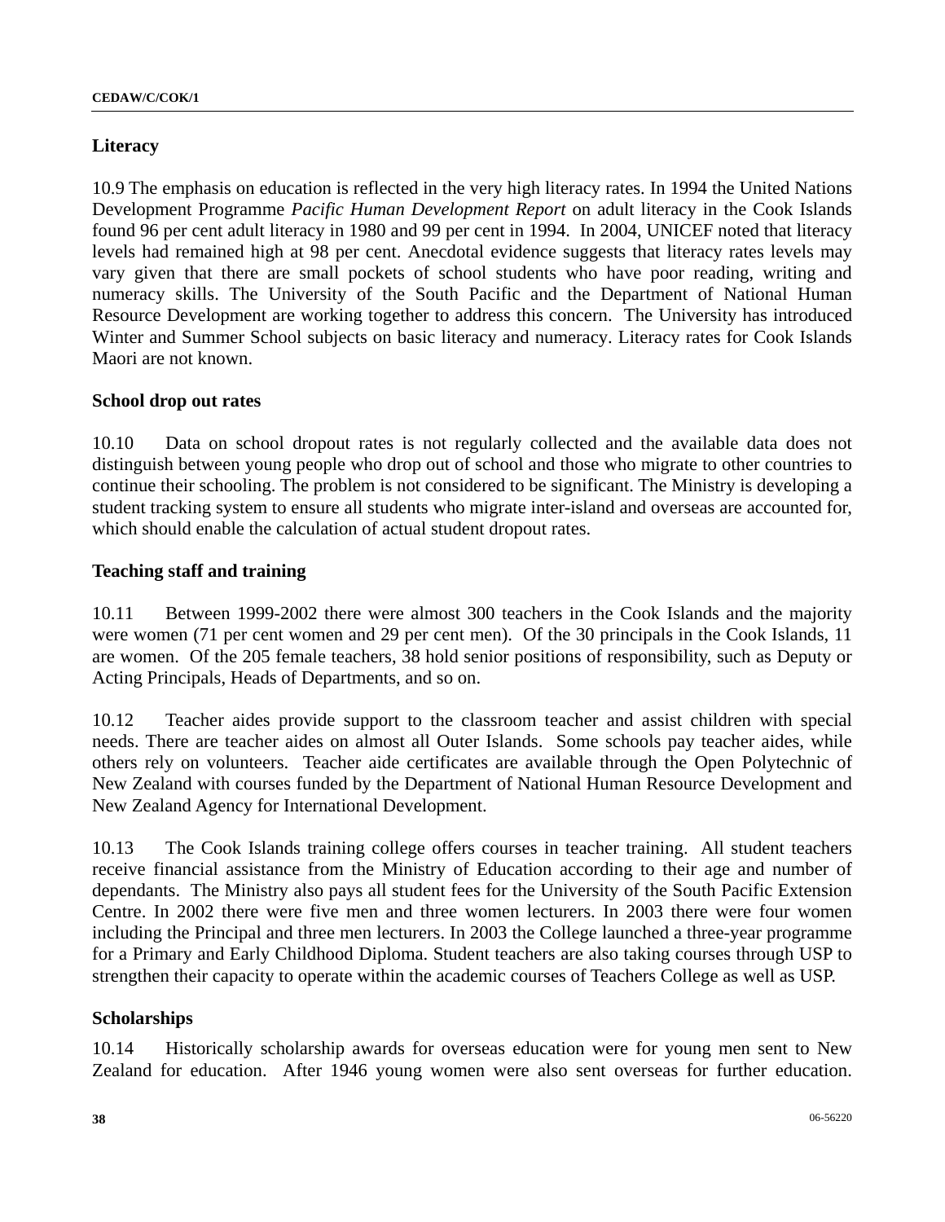### Literacy

10.9 The emphasis on education is reflected in the very high literacy rates. In 1994 the United Nations Development Programme *Pacific Human Development Report* on adult literacy in the Cook Islands found 96 per cent adult literacy in 1980 and 99 per cent in 1994. In 2004, UNICEF noted that literacy levels had remained high at 98 per cent. Anecdotal evidence suggests that literacy rates levels may vary given that there are small pockets of school students who have poor reading, writing and numeracy skills. The University of the South Pacific and the Department of National Human Resource Development are working together to address this concern. The University has introduced Winter and Summer School subjects on basic literacy and numeracy. Literacy rates for Cook Islands Maori are not known.

### School drop out rates

10.10 Data on school dropout rates is not regularly collected and the available data does not distinguish between young people who drop out of school and those who migrate to other countries to continue their schooling. The problem is not considered to be significant. The Ministry is developing a student tracking system to ensure all students who migrate inter-island and overseas are accounted for, which should enable the calculation of actual student dropout rates.

### Teaching staff and training

10.11 Between 1999-2002 there were almost 300 teachers in the Cook Islands and the majority were women (71 per cent women and 29 per cent men). Of the 30 principals in the Cook Islands, 11 are women. Of the 205 female teachers, 38 hold senior positions of responsibility, such as Deputy or Acting Principals, Heads of Departments, and so on.

10.12 Teacher aides provide support to the classroom teacher and assist children with special needs. There are teacher aides on almost all Outer Islands. Some schools pay teacher aides, while others rely on volunteers. Teacher aide certificates are available through the Open Polytechnic of New Zealand with courses funded by the Department of National Human Resource Development and New Zealand Agency for International Development.

10.13 The Cook Islands training college offers courses in teacher training. All student teachers receive financial assistance from the Ministry of Education according to their age and number of dependants. The Ministry also pays all student fees for the University of the South Pacific Extension Centre. In 2002 there were five men and three women lecturers. In 2003 there were four women including the Principal and three men lecturers. In 2003 the College launched a three-year programme for a Primary and Early Childhood Diploma. Student teachers are also taking courses through USP to strengthen their capacity to operate within the academic courses of Teachers College as well as USP.

### Scholarships

10.14 Historically scholarship awards for overseas education were for young men sent to New Zealand for education. After 1946 young women were also sent overseas for further education.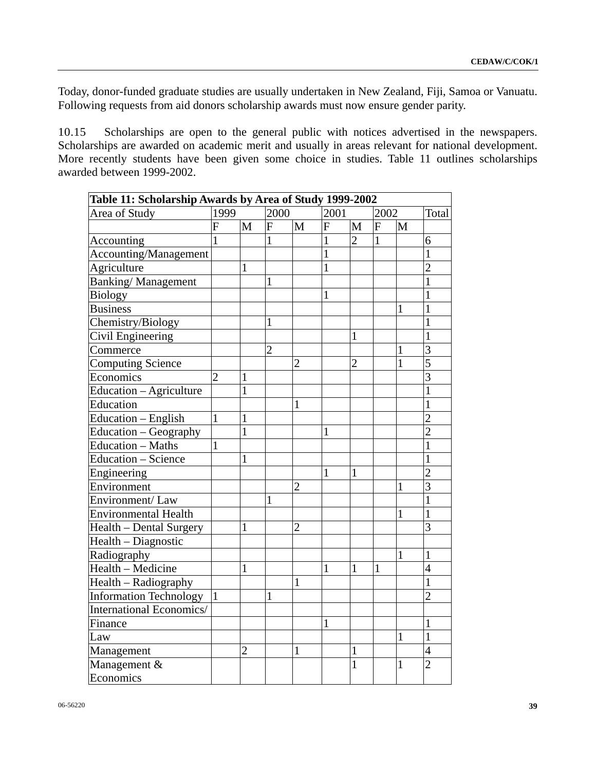Today, donor-funded graduate studies are usually undertaken in New Zealand, Fiji, Samoa or Vanuatu. Following requests from aid donors scholarship awards must now ensure gender parity.

10.15 Scholarships are open to the general public with notices advertised in the newspapers. Scholarships are awarded on academic merit and usually in areas relevant for national development. More recently students have been given some choice in studies. Table 11 outlines scholarships awarded between 1999-2002.

**Table 11: Scholarship Awards by Area of Study 1999-2002**

| Area of Study | 1999 | | 2000 | | 2001 | | 2002 | | Total |
|---|---|---|---|---|---|---|---|---|---|
| | F | M | F | M | F | M | F | M | |
| Accounting | 1 | | 1 | | 1 | 2 | 1 | | 6 |
| Accounting/Management | | | | | 1 | | | | 1 |
| Agriculture | | 1 | | | 1 | | | | 2 |
| Banking/ Management | | | 1 | | | | | | 1 |
| Biology | | | | | 1 | | | | 1 |
| Business | | | | | | | | 1 | 1 |
| Chemistry/Biology | | | 1 | | | | | | 1 |
| Civil Engineering | | | | | | 1 | | | 1 |
| Commerce | | | 2 | | | | | 1 | 3 |
| Computing Science | | | | 2 | | 2 | | 1 | 5 |
| Economics | 2 | 1 | | | | | | | 3 |
| Education – Agriculture | | 1 | | | | | | | 1 |
| Education | | | | 1 | | | | | 1 |
| Education – English | 1 | 1 | | | | | | | 2 |
| Education – Geography | | 1 | | | 1 | | | | 2 |
| Education – Maths | 1 | | | | | | | | 1 |
| Education – Science | | 1 | | | | | | | 1 |
| Engineering | | | | | 1 | 1 | | | 2 |
| Environment | | | | 2 | | | | 1 | 3 |
| Environment/ Law | | | 1 | | | | | | 1 |
| Environmental Health | | | | | | | | 1 | 1 |
| Health – Dental Surgery | | 1 | | 2 | | | | | 3 |
| Health – Diagnostic Radiography | | | | | | | | 1 | 1 |
| Health – Medicine | | 1 | | | 1 | 1 | 1 | | 4 |
| Health – Radiography | | | | 1 | | | | | 1 |
| Information Technology | 1 | | 1 | | | | | | 2 |
| International Economics/ Finance | | | | | 1 | | | | 1 |
| Law | | | | | | | | 1 | 1 |
| Management | | 2 | | 1 | | 1 | | | 4 |
| Management & Economics | | | | | | 1 | | 1 | 2 |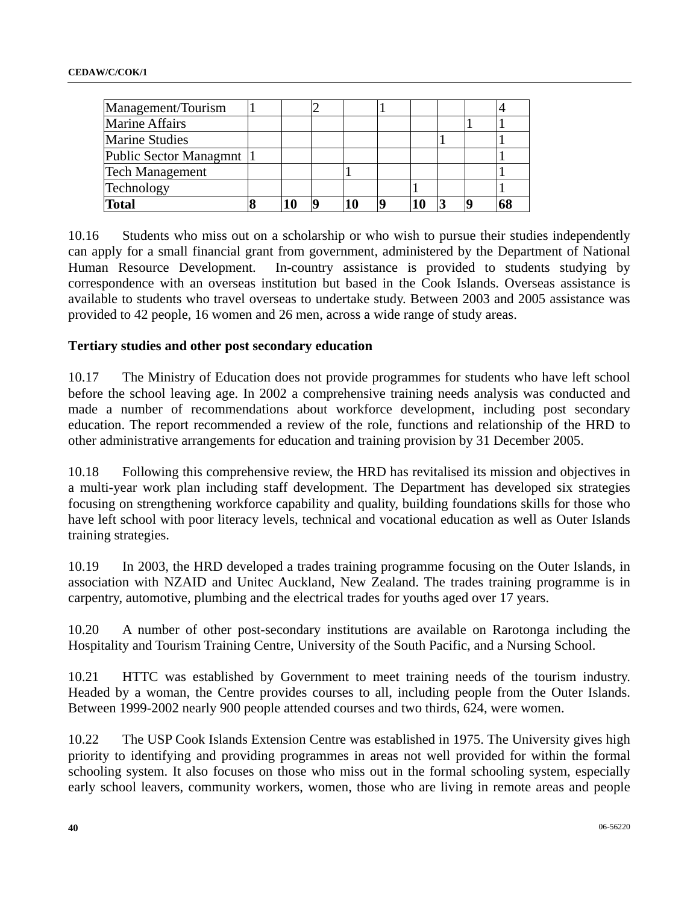| | | | | | | | | | |
|---|---|---|---|---|---|---|---|---|---|
| Management/Tourism | 1 | | 2 | | 1 | | | | 4 |
| Marine Affairs | | | | | | | | 1 | 1 |
| Marine Studies | | | | | | | 1 | | 1 |
| Public Sector Managmnt | 1 | | | | | | | | 1 |
| Tech Management | | | | 1 | | | | | 1 |
| Technology | | | | | | 1 | | | 1 |
| **Total** | **8** | **10** | **9** | **10** | **9** | **10** | **3** | **9** | **68** |

10.16 Students who miss out on a scholarship or who wish to pursue their studies independently can apply for a small financial grant from government, administered by the Department of National Human Resource Development. In-country assistance is provided to students studying by correspondence with an overseas institution but based in the Cook Islands. Overseas assistance is available to students who travel overseas to undertake study. Between 2003 and 2005 assistance was provided to 42 people, 16 women and 26 men, across a wide range of study areas.

**Tertiary studies and other post secondary education**

10.17 The Ministry of Education does not provide programmes for students who have left school before the school leaving age. In 2002 a comprehensive training needs analysis was conducted and made a number of recommendations about workforce development, including post secondary education. The report recommended a review of the role, functions and relationship of the HRD to other administrative arrangements for education and training provision by 31 December 2005.

10.18 Following this comprehensive review, the HRD has revitalised its mission and objectives in a multi-year work plan including staff development. The Department has developed six strategies focusing on strengthening workforce capability and quality, building foundations skills for those who have left school with poor literacy levels, technical and vocational education as well as Outer Islands training strategies.

10.19 In 2003, the HRD developed a trades training programme focusing on the Outer Islands, in association with NZAID and Unitec Auckland, New Zealand. The trades training programme is in carpentry, automotive, plumbing and the electrical trades for youths aged over 17 years.

10.20 A number of other post-secondary institutions are available on Rarotonga including the Hospitality and Tourism Training Centre, University of the South Pacific, and a Nursing School.

10.21 HTTC was established by Government to meet training needs of the tourism industry. Headed by a woman, the Centre provides courses to all, including people from the Outer Islands. Between 1999-2002 nearly 900 people attended courses and two thirds, 624, were women.

10.22 The USP Cook Islands Extension Centre was established in 1975. The University gives high priority to identifying and providing programmes in areas not well provided for within the formal schooling system. It also focuses on those who miss out in the formal schooling system, especially early school leavers, community workers, women, those who are living in remote areas and people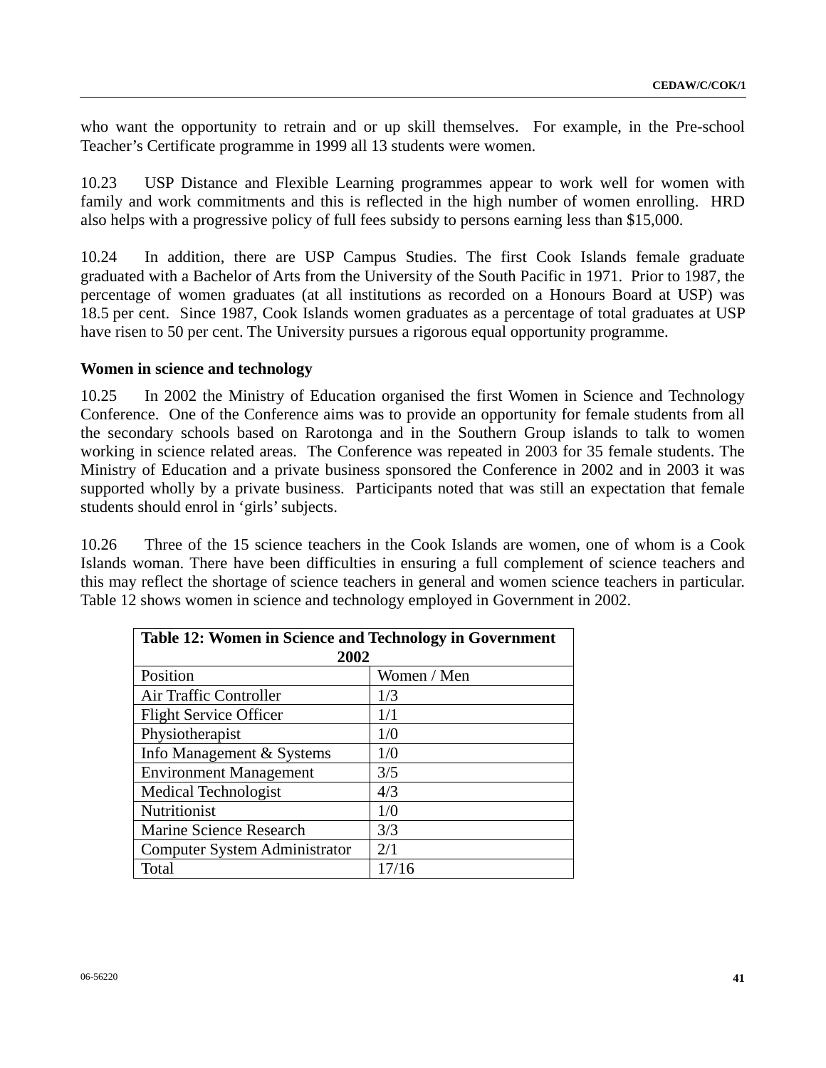who want the opportunity to retrain and or up skill themselves. For example, in the Pre-school Teacher's Certificate programme in 1999 all 13 students were women.

10.23 USP Distance and Flexible Learning programmes appear to work well for women with family and work commitments and this is reflected in the high number of women enrolling. HRD also helps with a progressive policy of full fees subsidy to persons earning less than $15,000.

10.24 In addition, there are USP Campus Studies. The first Cook Islands female graduate graduated with a Bachelor of Arts from the University of the South Pacific in 1971. Prior to 1987, the percentage of women graduates (at all institutions as recorded on a Honours Board at USP) was 18.5 per cent. Since 1987, Cook Islands women graduates as a percentage of total graduates at USP have risen to 50 per cent. The University pursues a rigorous equal opportunity programme.

**Women in science and technology**

10.25 In 2002 the Ministry of Education organised the first Women in Science and Technology Conference. One of the Conference aims was to provide an opportunity for female students from all the secondary schools based on Rarotonga and in the Southern Group islands to talk to women working in science related areas. The Conference was repeated in 2003 for 35 female students. The Ministry of Education and a private business sponsored the Conference in 2002 and in 2003 it was supported wholly by a private business. Participants noted that was still an expectation that female students should enrol in 'girls' subjects.

10.26 Three of the 15 science teachers in the Cook Islands are women, one of whom is a Cook Islands woman. There have been difficulties in ensuring a full complement of science teachers and this may reflect the shortage of science teachers in general and women science teachers in particular. Table 12 shows women in science and technology employed in Government in 2002.

| **Table 12: Women in Science and Technology in Government 2002** | |
|---|---|
| Position | Women / Men |
| Air Traffic Controller | 1/3 |
| Flight Service Officer | 1/1 |
| Physiotherapist | 1/0 |
| Info Management & Systems | 1/0 |
| Environment Management | 3/5 |
| Medical Technologist | 4/3 |
| Nutritionist | 1/0 |
| Marine Science Research | 3/3 |
| Computer System Administrator | 2/1 |
| Total | 17/16 |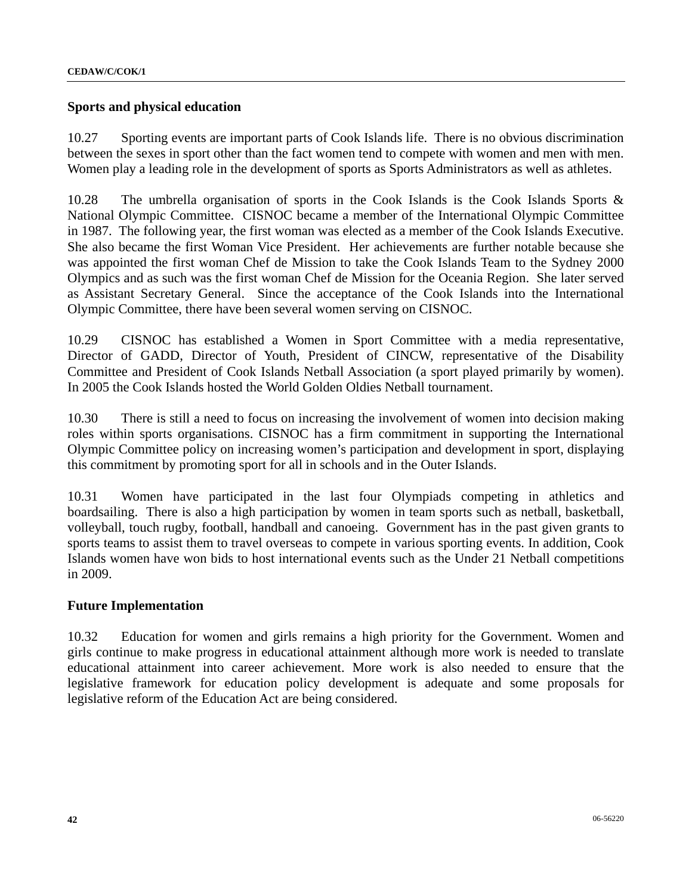## Sports and physical education

10.27 Sporting events are important parts of Cook Islands life. There is no obvious discrimination between the sexes in sport other than the fact women tend to compete with women and men with men. Women play a leading role in the development of sports as Sports Administrators as well as athletes.

10.28 The umbrella organisation of sports in the Cook Islands is the Cook Islands Sports & National Olympic Committee. CISNOC became a member of the International Olympic Committee in 1987. The following year, the first woman was elected as a member of the Cook Islands Executive. She also became the first Woman Vice President. Her achievements are further notable because she was appointed the first woman Chef de Mission to take the Cook Islands Team to the Sydney 2000 Olympics and as such was the first woman Chef de Mission for the Oceania Region. She later served as Assistant Secretary General. Since the acceptance of the Cook Islands into the International Olympic Committee, there have been several women serving on CISNOC.

10.29 CISNOC has established a Women in Sport Committee with a media representative, Director of GADD, Director of Youth, President of CINCW, representative of the Disability Committee and President of Cook Islands Netball Association (a sport played primarily by women). In 2005 the Cook Islands hosted the World Golden Oldies Netball tournament.

10.30 There is still a need to focus on increasing the involvement of women into decision making roles within sports organisations. CISNOC has a firm commitment in supporting the International Olympic Committee policy on increasing women's participation and development in sport, displaying this commitment by promoting sport for all in schools and in the Outer Islands.

10.31 Women have participated in the last four Olympiads competing in athletics and boardsailing. There is also a high participation by women in team sports such as netball, basketball, volleyball, touch rugby, football, handball and canoeing. Government has in the past given grants to sports teams to assist them to travel overseas to compete in various sporting events. In addition, Cook Islands women have won bids to host international events such as the Under 21 Netball competitions in 2009.

## Future Implementation

10.32 Education for women and girls remains a high priority for the Government. Women and girls continue to make progress in educational attainment although more work is needed to translate educational attainment into career achievement. More work is also needed to ensure that the legislative framework for education policy development is adequate and some proposals for legislative reform of the Education Act are being considered.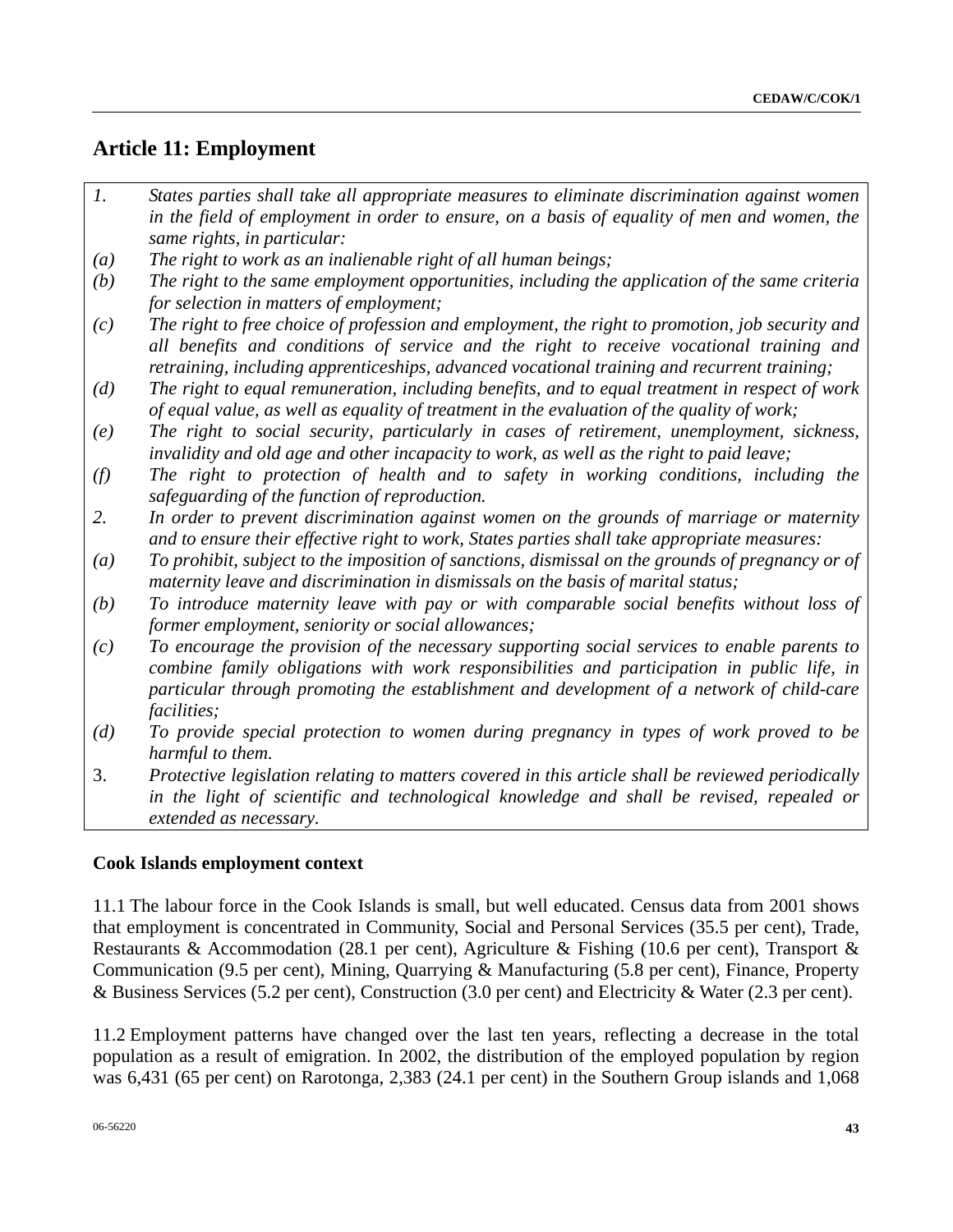## Article 11: Employment

*1. States parties shall take all appropriate measures to eliminate discrimination against women in the field of employment in order to ensure, on a basis of equality of men and women, the same rights, in particular:*

*(a) The right to work as an inalienable right of all human beings;*

*(b) The right to the same employment opportunities, including the application of the same criteria for selection in matters of employment;*

*(c) The right to free choice of profession and employment, the right to promotion, job security and all benefits and conditions of service and the right to receive vocational training and retraining, including apprenticeships, advanced vocational training and recurrent training;*

*(d) The right to equal remuneration, including benefits, and to equal treatment in respect of work of equal value, as well as equality of treatment in the evaluation of the quality of work;*

*(e) The right to social security, particularly in cases of retirement, unemployment, sickness, invalidity and old age and other incapacity to work, as well as the right to paid leave;*

*(f) The right to protection of health and to safety in working conditions, including the safeguarding of the function of reproduction.*

*2. In order to prevent discrimination against women on the grounds of marriage or maternity and to ensure their effective right to work, States parties shall take appropriate measures:*

*(a) To prohibit, subject to the imposition of sanctions, dismissal on the grounds of pregnancy or of maternity leave and discrimination in dismissals on the basis of marital status;*

*(b) To introduce maternity leave with pay or with comparable social benefits without loss of former employment, seniority or social allowances;*

*(c) To encourage the provision of the necessary supporting social services to enable parents to combine family obligations with work responsibilities and participation in public life, in particular through promoting the establishment and development of a network of child-care facilities;*

*(d) To provide special protection to women during pregnancy in types of work proved to be harmful to them.*

3. *Protective legislation relating to matters covered in this article shall be reviewed periodically in the light of scientific and technological knowledge and shall be revised, repealed or extended as necessary.*

**Cook Islands employment context**

11.1 The labour force in the Cook Islands is small, but well educated. Census data from 2001 shows that employment is concentrated in Community, Social and Personal Services (35.5 per cent), Trade, Restaurants & Accommodation (28.1 per cent), Agriculture & Fishing (10.6 per cent), Transport & Communication (9.5 per cent), Mining, Quarrying & Manufacturing (5.8 per cent), Finance, Property & Business Services (5.2 per cent), Construction (3.0 per cent) and Electricity & Water (2.3 per cent).

11.2 Employment patterns have changed over the last ten years, reflecting a decrease in the total population as a result of emigration. In 2002, the distribution of the employed population by region was 6,431 (65 per cent) on Rarotonga, 2,383 (24.1 per cent) in the Southern Group islands and 1,068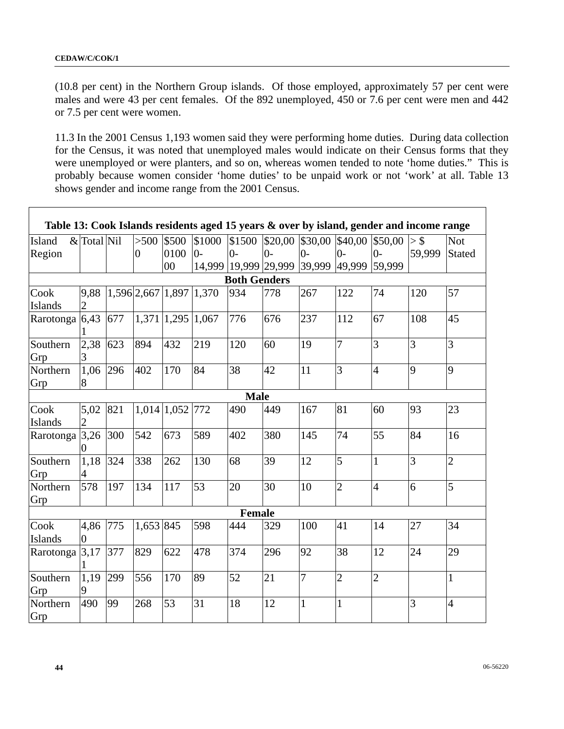(10.8 per cent) in the Northern Group islands. Of those employed, approximately 57 per cent were males and were 43 per cent females. Of the 892 unemployed, 450 or 7.6 per cent were men and 442 or 7.5 per cent were women.

11.3 In the 2001 Census 1,193 women said they were performing home duties. During data collection for the Census, it was noted that unemployed males would indicate on their Census forms that they were unemployed or were planters, and so on, whereas women tended to note 'home duties." This is probably because women consider 'home duties' to be unpaid work or not 'work' at all. Table 13 shows gender and income range from the 2001 Census.

**Table 13: Cook Islands residents aged 15 years & over by island, gender and income range**

| Island & Region | Total | Nil | >5000 | $500010000 | $10000-14,999 | $15000-19,999 | $20,000-29,999 | $30,000-39,999 | $40,000-49,999 | $50,000-59,999 | > $ 59,999 | Not Stated |
|---|---|---|---|---|---|---|---|---|---|---|---|---|
| **Both Genders** | | | | | | | | | | | | |
| Cook Islands | 9,882 | 1,596 | 2,667 | 1,897 | 1,370 | 934 | 778 | 267 | 122 | 74 | 120 | 57 |
| Rarotonga | 6,431 | 677 | 1,371 | 1,295 | 1,067 | 776 | 676 | 237 | 112 | 67 | 108 | 45 |
| Southern Grp | 2,383 | 623 | 894 | 432 | 219 | 120 | 60 | 19 | 7 | 3 | 3 | 3 |
| Northern Grp | 1,068 | 296 | 402 | 170 | 84 | 38 | 42 | 11 | 3 | 4 | 9 | 9 |
| **Male** | | | | | | | | | | | | |
| Cook Islands | 5,022 | 821 | 1,014 | 1,052 | 772 | 490 | 449 | 167 | 81 | 60 | 93 | 23 |
| Rarotonga | 3,260 | 300 | 542 | 673 | 589 | 402 | 380 | 145 | 74 | 55 | 84 | 16 |
| Southern Grp | 1,184 | 324 | 338 | 262 | 130 | 68 | 39 | 12 | 5 | 1 | 3 | 2 |
| Northern Grp | 578 | 197 | 134 | 117 | 53 | 20 | 30 | 10 | 2 | 4 | 6 | 5 |
| **Female** | | | | | | | | | | | | |
| Cook Islands | 4,860 | 775 | 1,653 | 845 | 598 | 444 | 329 | 100 | 41 | 14 | 27 | 34 |
| Rarotonga | 3,171 | 377 | 829 | 622 | 478 | 374 | 296 | 92 | 38 | 12 | 24 | 29 |
| Southern Grp | 1,199 | 299 | 556 | 170 | 89 | 52 | 21 | 7 | 2 | 2 | | 1 |
| Northern Grp | 490 | 99 | 268 | 53 | 31 | 18 | 12 | 1 | 1 | | 3 | 4 |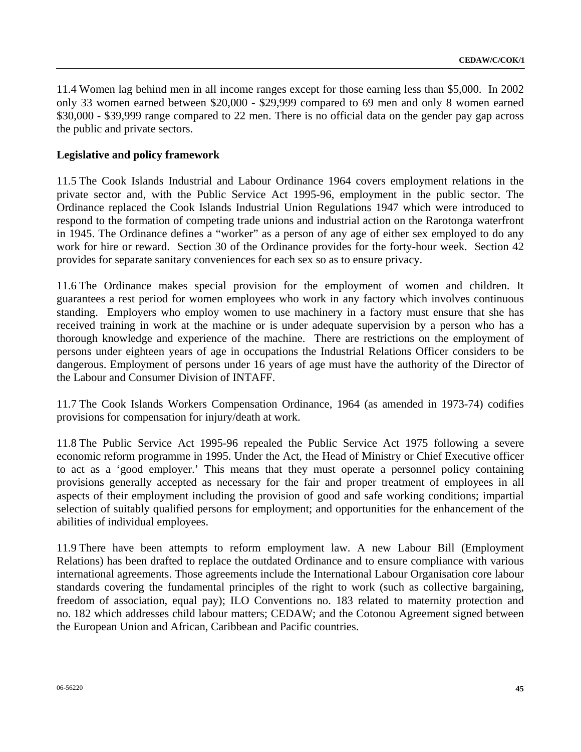11.4 Women lag behind men in all income ranges except for those earning less than $5,000. In 2002 only 33 women earned between $20,000 - $29,999 compared to 69 men and only 8 women earned $30,000 - $39,999 range compared to 22 men. There is no official data on the gender pay gap across the public and private sectors.

**Legislative and policy framework**

11.5 The Cook Islands Industrial and Labour Ordinance 1964 covers employment relations in the private sector and, with the Public Service Act 1995-96, employment in the public sector. The Ordinance replaced the Cook Islands Industrial Union Regulations 1947 which were introduced to respond to the formation of competing trade unions and industrial action on the Rarotonga waterfront in 1945. The Ordinance defines a "worker" as a person of any age of either sex employed to do any work for hire or reward. Section 30 of the Ordinance provides for the forty-hour week. Section 42 provides for separate sanitary conveniences for each sex so as to ensure privacy.

11.6 The Ordinance makes special provision for the employment of women and children. It guarantees a rest period for women employees who work in any factory which involves continuous standing. Employers who employ women to use machinery in a factory must ensure that she has received training in work at the machine or is under adequate supervision by a person who has a thorough knowledge and experience of the machine. There are restrictions on the employment of persons under eighteen years of age in occupations the Industrial Relations Officer considers to be dangerous. Employment of persons under 16 years of age must have the authority of the Director of the Labour and Consumer Division of INTAFF.

11.7 The Cook Islands Workers Compensation Ordinance, 1964 (as amended in 1973-74) codifies provisions for compensation for injury/death at work.

11.8 The Public Service Act 1995-96 repealed the Public Service Act 1975 following a severe economic reform programme in 1995. Under the Act, the Head of Ministry or Chief Executive officer to act as a 'good employer.' This means that they must operate a personnel policy containing provisions generally accepted as necessary for the fair and proper treatment of employees in all aspects of their employment including the provision of good and safe working conditions; impartial selection of suitably qualified persons for employment; and opportunities for the enhancement of the abilities of individual employees.

11.9 There have been attempts to reform employment law. A new Labour Bill (Employment Relations) has been drafted to replace the outdated Ordinance and to ensure compliance with various international agreements. Those agreements include the International Labour Organisation core labour standards covering the fundamental principles of the right to work (such as collective bargaining, freedom of association, equal pay); ILO Conventions no. 183 related to maternity protection and no. 182 which addresses child labour matters; CEDAW; and the Cotonou Agreement signed between the European Union and African, Caribbean and Pacific countries.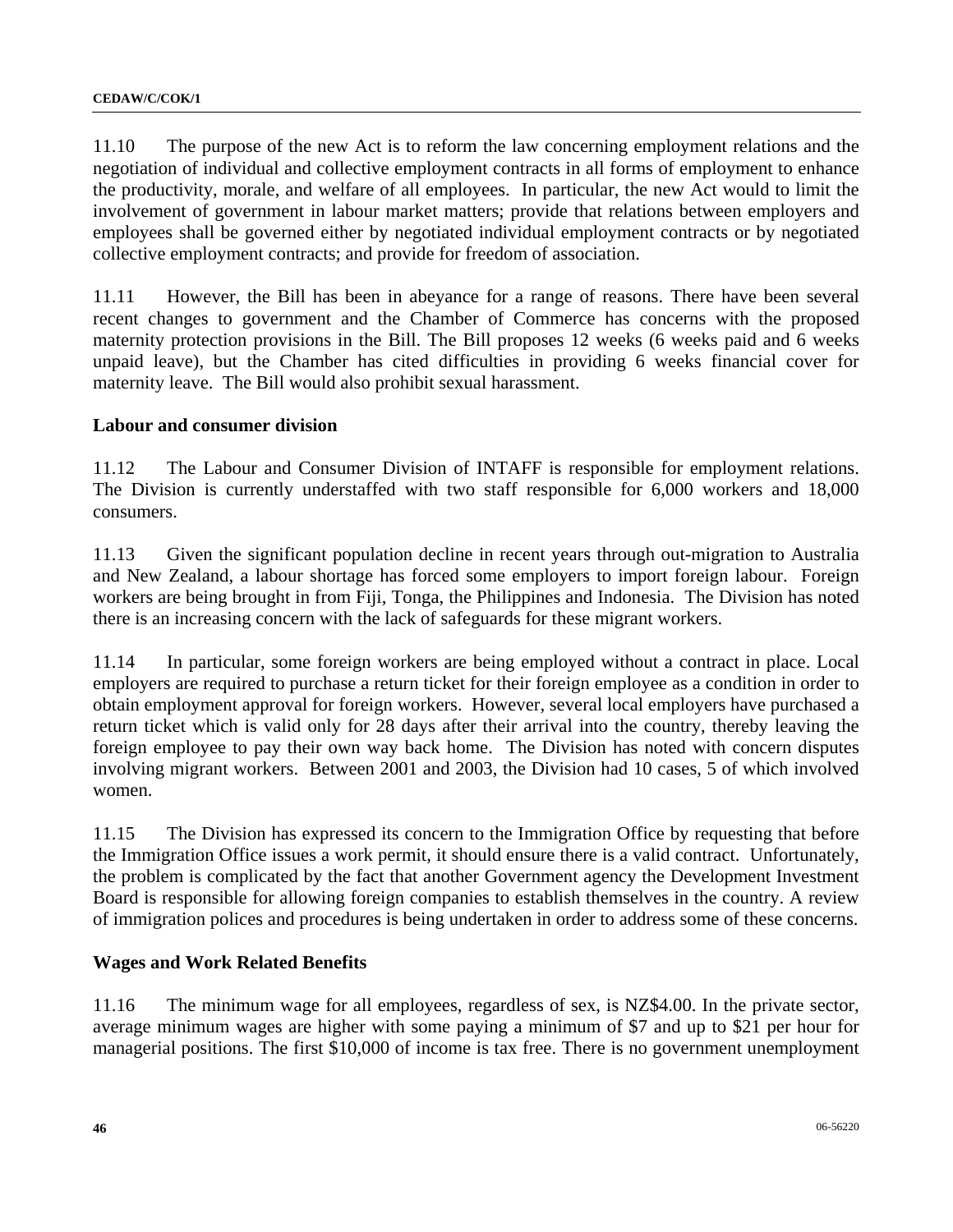11.10 The purpose of the new Act is to reform the law concerning employment relations and the negotiation of individual and collective employment contracts in all forms of employment to enhance the productivity, morale, and welfare of all employees. In particular, the new Act would to limit the involvement of government in labour market matters; provide that relations between employers and employees shall be governed either by negotiated individual employment contracts or by negotiated collective employment contracts; and provide for freedom of association.

11.11 However, the Bill has been in abeyance for a range of reasons. There have been several recent changes to government and the Chamber of Commerce has concerns with the proposed maternity protection provisions in the Bill. The Bill proposes 12 weeks (6 weeks paid and 6 weeks unpaid leave), but the Chamber has cited difficulties in providing 6 weeks financial cover for maternity leave. The Bill would also prohibit sexual harassment.

### Labour and consumer division

11.12 The Labour and Consumer Division of INTAFF is responsible for employment relations. The Division is currently understaffed with two staff responsible for 6,000 workers and 18,000 consumers.

11.13 Given the significant population decline in recent years through out-migration to Australia and New Zealand, a labour shortage has forced some employers to import foreign labour. Foreign workers are being brought in from Fiji, Tonga, the Philippines and Indonesia. The Division has noted there is an increasing concern with the lack of safeguards for these migrant workers.

11.14 In particular, some foreign workers are being employed without a contract in place. Local employers are required to purchase a return ticket for their foreign employee as a condition in order to obtain employment approval for foreign workers. However, several local employers have purchased a return ticket which is valid only for 28 days after their arrival into the country, thereby leaving the foreign employee to pay their own way back home. The Division has noted with concern disputes involving migrant workers. Between 2001 and 2003, the Division had 10 cases, 5 of which involved women.

11.15 The Division has expressed its concern to the Immigration Office by requesting that before the Immigration Office issues a work permit, it should ensure there is a valid contract. Unfortunately, the problem is complicated by the fact that another Government agency the Development Investment Board is responsible for allowing foreign companies to establish themselves in the country. A review of immigration polices and procedures is being undertaken in order to address some of these concerns.

### Wages and Work Related Benefits

11.16 The minimum wage for all employees, regardless of sex, is NZ$4.00. In the private sector, average minimum wages are higher with some paying a minimum of $7 and up to $21 per hour for managerial positions. The first $10,000 of income is tax free. There is no government unemployment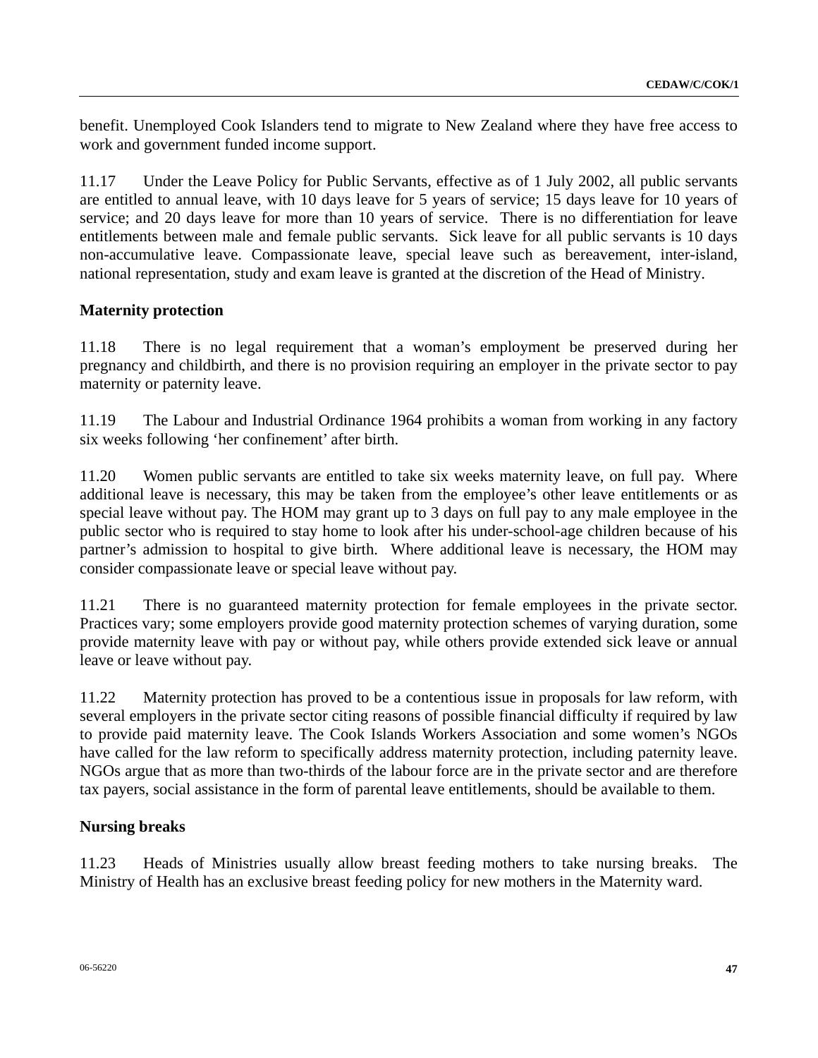benefit. Unemployed Cook Islanders tend to migrate to New Zealand where they have free access to work and government funded income support.

11.17 Under the Leave Policy for Public Servants, effective as of 1 July 2002, all public servants are entitled to annual leave, with 10 days leave for 5 years of service; 15 days leave for 10 years of service; and 20 days leave for more than 10 years of service. There is no differentiation for leave entitlements between male and female public servants. Sick leave for all public servants is 10 days non-accumulative leave. Compassionate leave, special leave such as bereavement, inter-island, national representation, study and exam leave is granted at the discretion of the Head of Ministry.

**Maternity protection**

11.18 There is no legal requirement that a woman's employment be preserved during her pregnancy and childbirth, and there is no provision requiring an employer in the private sector to pay maternity or paternity leave.

11.19 The Labour and Industrial Ordinance 1964 prohibits a woman from working in any factory six weeks following 'her confinement' after birth.

11.20 Women public servants are entitled to take six weeks maternity leave, on full pay. Where additional leave is necessary, this may be taken from the employee's other leave entitlements or as special leave without pay. The HOM may grant up to 3 days on full pay to any male employee in the public sector who is required to stay home to look after his under-school-age children because of his partner's admission to hospital to give birth. Where additional leave is necessary, the HOM may consider compassionate leave or special leave without pay.

11.21 There is no guaranteed maternity protection for female employees in the private sector. Practices vary; some employers provide good maternity protection schemes of varying duration, some provide maternity leave with pay or without pay, while others provide extended sick leave or annual leave or leave without pay.

11.22 Maternity protection has proved to be a contentious issue in proposals for law reform, with several employers in the private sector citing reasons of possible financial difficulty if required by law to provide paid maternity leave. The Cook Islands Workers Association and some women's NGOs have called for the law reform to specifically address maternity protection, including paternity leave. NGOs argue that as more than two-thirds of the labour force are in the private sector and are therefore tax payers, social assistance in the form of parental leave entitlements, should be available to them.

**Nursing breaks**

11.23 Heads of Ministries usually allow breast feeding mothers to take nursing breaks. The Ministry of Health has an exclusive breast feeding policy for new mothers in the Maternity ward.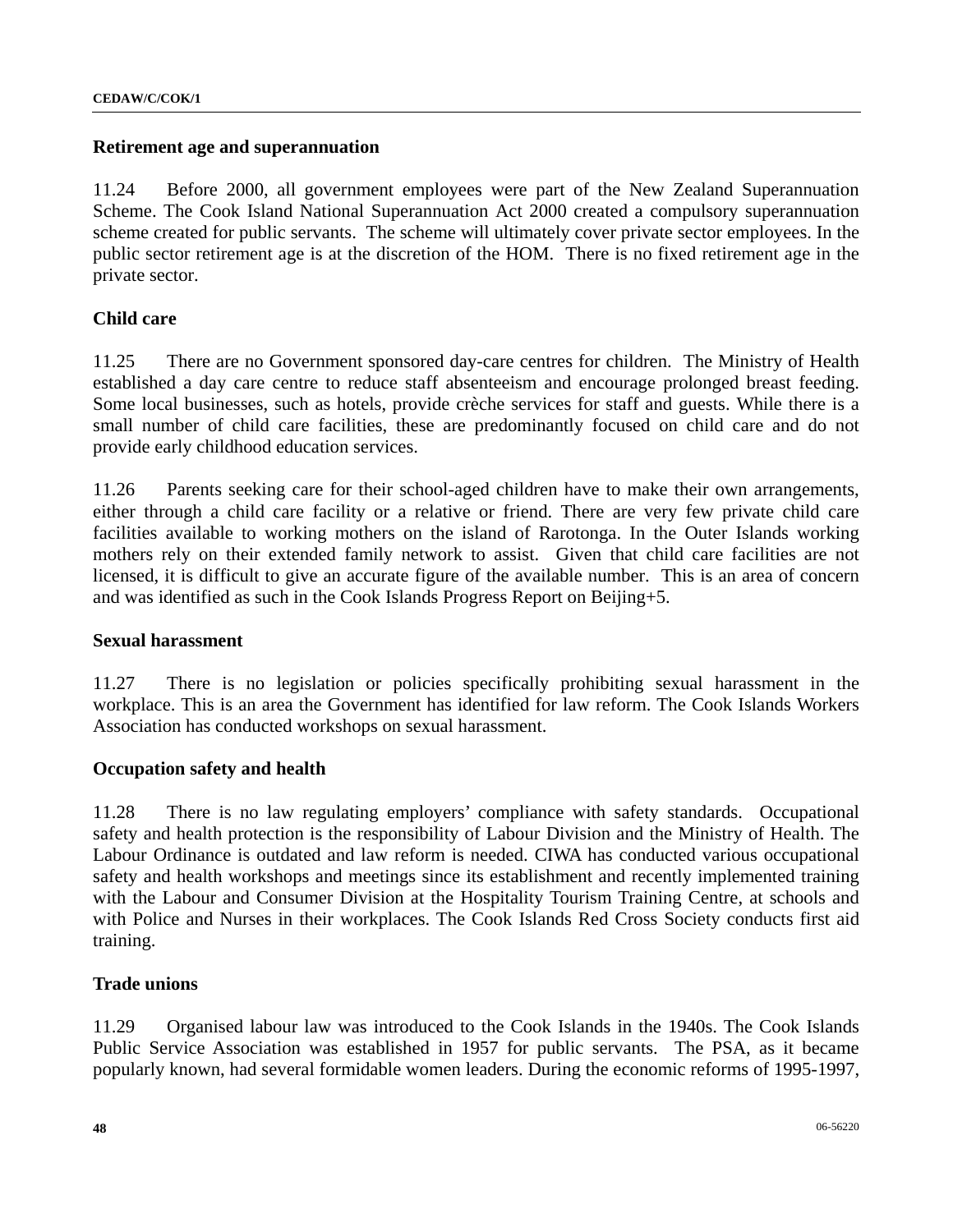**Retirement age and superannuation**

11.24 Before 2000, all government employees were part of the New Zealand Superannuation Scheme. The Cook Island National Superannuation Act 2000 created a compulsory superannuation scheme created for public servants. The scheme will ultimately cover private sector employees. In the public sector retirement age is at the discretion of the HOM. There is no fixed retirement age in the private sector.

**Child care**

11.25 There are no Government sponsored day-care centres for children. The Ministry of Health established a day care centre to reduce staff absenteeism and encourage prolonged breast feeding. Some local businesses, such as hotels, provide crèche services for staff and guests. While there is a small number of child care facilities, these are predominantly focused on child care and do not provide early childhood education services.

11.26 Parents seeking care for their school-aged children have to make their own arrangements, either through a child care facility or a relative or friend. There are very few private child care facilities available to working mothers on the island of Rarotonga. In the Outer Islands working mothers rely on their extended family network to assist. Given that child care facilities are not licensed, it is difficult to give an accurate figure of the available number. This is an area of concern and was identified as such in the Cook Islands Progress Report on Beijing+5.

**Sexual harassment**

11.27 There is no legislation or policies specifically prohibiting sexual harassment in the workplace. This is an area the Government has identified for law reform. The Cook Islands Workers Association has conducted workshops on sexual harassment.

**Occupation safety and health**

11.28 There is no law regulating employers' compliance with safety standards. Occupational safety and health protection is the responsibility of Labour Division and the Ministry of Health. The Labour Ordinance is outdated and law reform is needed. CIWA has conducted various occupational safety and health workshops and meetings since its establishment and recently implemented training with the Labour and Consumer Division at the Hospitality Tourism Training Centre, at schools and with Police and Nurses in their workplaces. The Cook Islands Red Cross Society conducts first aid training.

**Trade unions**

11.29 Organised labour law was introduced to the Cook Islands in the 1940s. The Cook Islands Public Service Association was established in 1957 for public servants. The PSA, as it became popularly known, had several formidable women leaders. During the economic reforms of 1995-1997,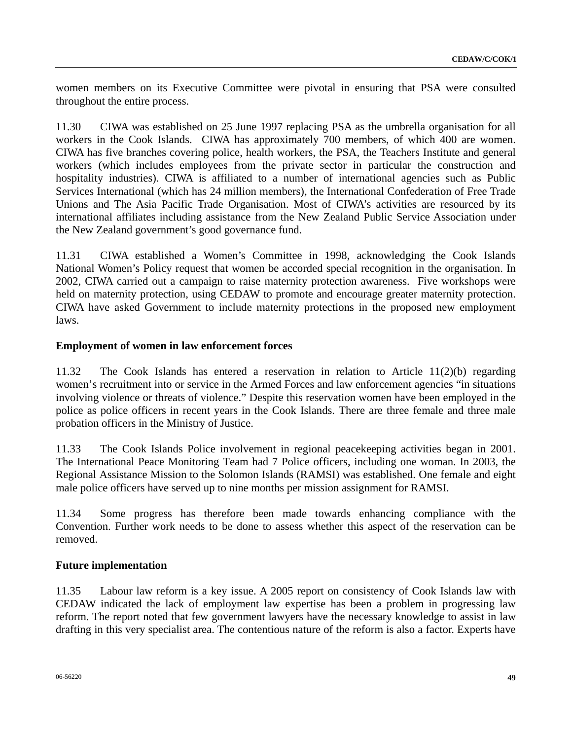women members on its Executive Committee were pivotal in ensuring that PSA were consulted throughout the entire process.

11.30 CIWA was established on 25 June 1997 replacing PSA as the umbrella organisation for all workers in the Cook Islands. CIWA has approximately 700 members, of which 400 are women. CIWA has five branches covering police, health workers, the PSA, the Teachers Institute and general workers (which includes employees from the private sector in particular the construction and hospitality industries). CIWA is affiliated to a number of international agencies such as Public Services International (which has 24 million members), the International Confederation of Free Trade Unions and The Asia Pacific Trade Organisation. Most of CIWA's activities are resourced by its international affiliates including assistance from the New Zealand Public Service Association under the New Zealand government's good governance fund.

11.31 CIWA established a Women's Committee in 1998, acknowledging the Cook Islands National Women's Policy request that women be accorded special recognition in the organisation. In 2002, CIWA carried out a campaign to raise maternity protection awareness. Five workshops were held on maternity protection, using CEDAW to promote and encourage greater maternity protection. CIWA have asked Government to include maternity protections in the proposed new employment laws.

**Employment of women in law enforcement forces**

11.32 The Cook Islands has entered a reservation in relation to Article 11(2)(b) regarding women's recruitment into or service in the Armed Forces and law enforcement agencies "in situations involving violence or threats of violence." Despite this reservation women have been employed in the police as police officers in recent years in the Cook Islands. There are three female and three male probation officers in the Ministry of Justice.

11.33 The Cook Islands Police involvement in regional peacekeeping activities began in 2001. The International Peace Monitoring Team had 7 Police officers, including one woman. In 2003, the Regional Assistance Mission to the Solomon Islands (RAMSI) was established. One female and eight male police officers have served up to nine months per mission assignment for RAMSI.

11.34 Some progress has therefore been made towards enhancing compliance with the Convention. Further work needs to be done to assess whether this aspect of the reservation can be removed.

**Future implementation**

11.35 Labour law reform is a key issue. A 2005 report on consistency of Cook Islands law with CEDAW indicated the lack of employment law expertise has been a problem in progressing law reform. The report noted that few government lawyers have the necessary knowledge to assist in law drafting in this very specialist area. The contentious nature of the reform is also a factor. Experts have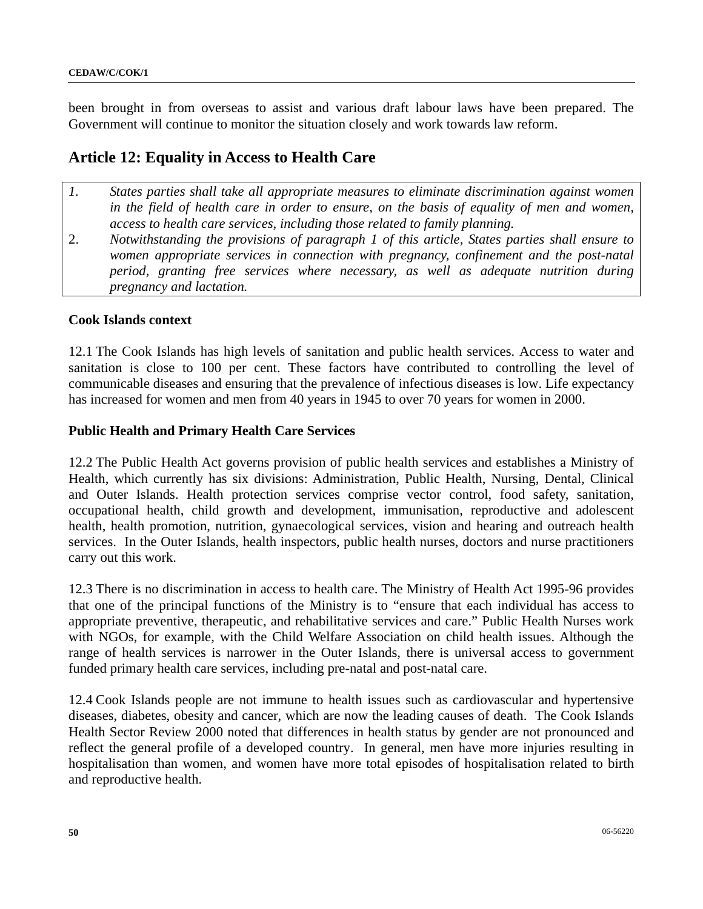been brought in from overseas to assist and various draft labour laws have been prepared. The Government will continue to monitor the situation closely and work towards law reform.

## Article 12: Equality in Access to Health Care

1. *States parties shall take all appropriate measures to eliminate discrimination against women in the field of health care in order to ensure, on the basis of equality of men and women, access to health care services, including those related to family planning.*
2. *Notwithstanding the provisions of paragraph 1 of this article, States parties shall ensure to women appropriate services in connection with pregnancy, confinement and the post-natal period, granting free services where necessary, as well as adequate nutrition during pregnancy and lactation.*

**Cook Islands context**

12.1 The Cook Islands has high levels of sanitation and public health services. Access to water and sanitation is close to 100 per cent. These factors have contributed to controlling the level of communicable diseases and ensuring that the prevalence of infectious diseases is low. Life expectancy has increased for women and men from 40 years in 1945 to over 70 years for women in 2000.

**Public Health and Primary Health Care Services**

12.2 The Public Health Act governs provision of public health services and establishes a Ministry of Health, which currently has six divisions: Administration, Public Health, Nursing, Dental, Clinical and Outer Islands. Health protection services comprise vector control, food safety, sanitation, occupational health, child growth and development, immunisation, reproductive and adolescent health, health promotion, nutrition, gynaecological services, vision and hearing and outreach health services. In the Outer Islands, health inspectors, public health nurses, doctors and nurse practitioners carry out this work.

12.3 There is no discrimination in access to health care. The Ministry of Health Act 1995-96 provides that one of the principal functions of the Ministry is to "ensure that each individual has access to appropriate preventive, therapeutic, and rehabilitative services and care." Public Health Nurses work with NGOs, for example, with the Child Welfare Association on child health issues. Although the range of health services is narrower in the Outer Islands, there is universal access to government funded primary health care services, including pre-natal and post-natal care.

12.4 Cook Islands people are not immune to health issues such as cardiovascular and hypertensive diseases, diabetes, obesity and cancer, which are now the leading causes of death. The Cook Islands Health Sector Review 2000 noted that differences in health status by gender are not pronounced and reflect the general profile of a developed country. In general, men have more injuries resulting in hospitalisation than women, and women have more total episodes of hospitalisation related to birth and reproductive health.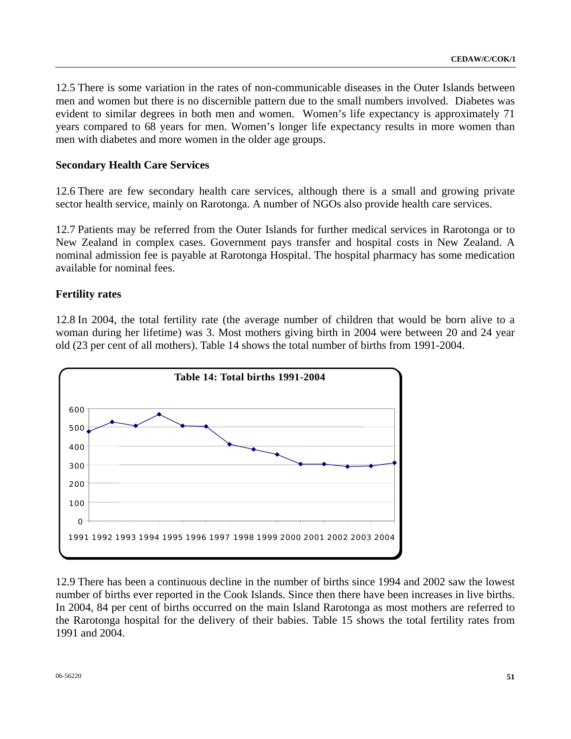12.5 There is some variation in the rates of non-communicable diseases in the Outer Islands between men and women but there is no discernible pattern due to the small numbers involved. Diabetes was evident to similar degrees in both men and women. Women's life expectancy is approximately 71 years compared to 68 years for men. Women's longer life expectancy results in more women than men with diabetes and more women in the older age groups.

**Secondary Health Care Services**

12.6 There are few secondary health care services, although there is a small and growing private sector health service, mainly on Rarotonga. A number of NGOs also provide health care services.

12.7 Patients may be referred from the Outer Islands for further medical services in Rarotonga or to New Zealand in complex cases. Government pays transfer and hospital costs in New Zealand. A nominal admission fee is payable at Rarotonga Hospital. The hospital pharmacy has some medication available for nominal fees.

**Fertility rates**

12.8 In 2004, the total fertility rate (the average number of children that would be born alive to a woman during her lifetime) was 3. Most mothers giving birth in 2004 were between 20 and 24 year old (23 per cent of all mothers). Table 14 shows the total number of births from 1991-2004.

**Table 14: Total births 1991-2004**

12.9 There has been a continuous decline in the number of births since 1994 and 2002 saw the lowest number of births ever reported in the Cook Islands. Since then there have been increases in live births. In 2004, 84 per cent of births occurred on the main Island Rarotonga as most mothers are referred to the Rarotonga hospital for the delivery of their babies. Table 15 shows the total fertility rates from 1991 and 2004.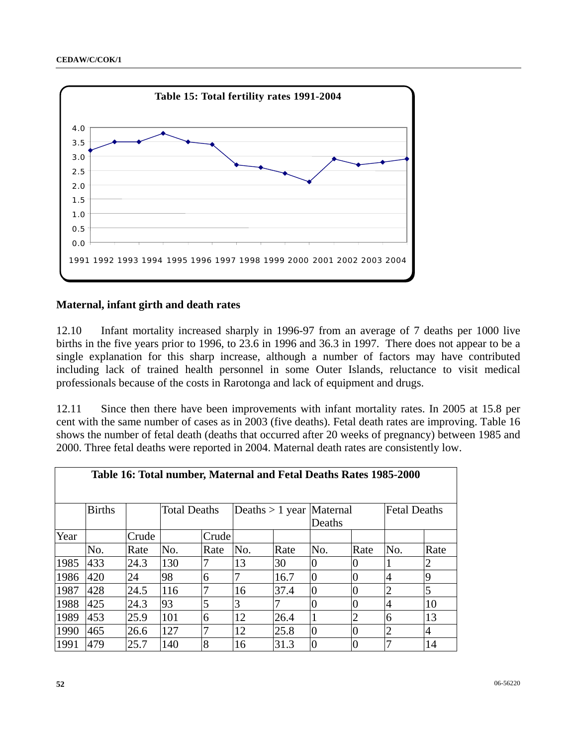**Table 15: Total fertility rates 1991-2004**

## Maternal, infant girth and death rates

12.10 Infant mortality increased sharply in 1996-97 from an average of 7 deaths per 1000 live births in the five years prior to 1996, to 23.6 in 1996 and 36.3 in 1997. There does not appear to be a single explanation for this sharp increase, although a number of factors may have contributed including lack of trained health personnel in some Outer Islands, reluctance to visit medical professionals because of the costs in Rarotonga and lack of equipment and drugs.

12.11 Since then there have been improvements with infant mortality rates. In 2005 at 15.8 per cent with the same number of cases as in 2003 (five deaths). Fetal death rates are improving. Table 16 shows the number of fetal death (deaths that occurred after 20 weeks of pregnancy) between 1985 and 2000. Three fetal deaths were reported in 2004. Maternal death rates are consistently low.

**Table 16: Total number, Maternal and Fetal Deaths Rates 1985-2000**

| | Births | | Total Deaths | | Deaths > 1 year | | Maternal Deaths | | Fetal Deaths | |
|---|---|---|---|---|---|---|---|---|---|---|
| Year | | Crude | | Crude | | | | | | |
| | No. | Rate | No. | Rate | No. | Rate | No. | Rate | No. | Rate |
| 1985 | 433 | 24.3 | 130 | 7 | 13 | 30 | 0 | 0 | 1 | 2 |
| 1986 | 420 | 24 | 98 | 6 | 7 | 16.7 | 0 | 0 | 4 | 9 |
| 1987 | 428 | 24.5 | 116 | 7 | 16 | 37.4 | 0 | 0 | 2 | 5 |
| 1988 | 425 | 24.3 | 93 | 5 | 3 | 7 | 0 | 0 | 4 | 10 |
| 1989 | 453 | 25.9 | 101 | 6 | 12 | 26.4 | 1 | 2 | 6 | 13 |
| 1990 | 465 | 26.6 | 127 | 7 | 12 | 25.8 | 0 | 0 | 2 | 4 |
| 1991 | 479 | 25.7 | 140 | 8 | 16 | 31.3 | 0 | 0 | 7 | 14 |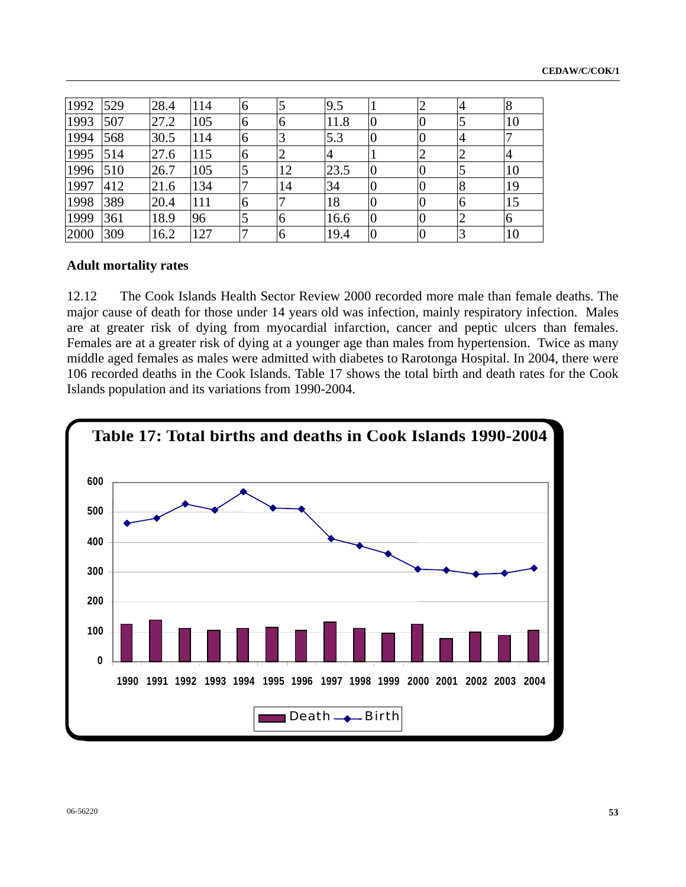| | | | | | | | | | | |
|---|---|---|---|---|---|---|---|---|---|---|
| 1992 | 529 | 28.4 | 114 | 6 | 5 | 9.5 | 1 | 2 | 4 | 8 |
| 1993 | 507 | 27.2 | 105 | 6 | 6 | 11.8 | 0 | 0 | 5 | 10 |
| 1994 | 568 | 30.5 | 114 | 6 | 3 | 5.3 | 0 | 0 | 4 | 7 |
| 1995 | 514 | 27.6 | 115 | 6 | 2 | 4 | 1 | 2 | 2 | 4 |
| 1996 | 510 | 26.7 | 105 | 5 | 12 | 23.5 | 0 | 0 | 5 | 10 |
| 1997 | 412 | 21.6 | 134 | 7 | 14 | 34 | 0 | 0 | 8 | 19 |
| 1998 | 389 | 20.4 | 111 | 6 | 7 | 18 | 0 | 0 | 6 | 15 |
| 1999 | 361 | 18.9 | 96 | 5 | 6 | 16.6 | 0 | 0 | 2 | 6 |
| 2000 | 309 | 16.2 | 127 | 7 | 6 | 19.4 | 0 | 0 | 3 | 10 |

**Adult mortality rates**

12.12 The Cook Islands Health Sector Review 2000 recorded more male than female deaths. The major cause of death for those under 14 years old was infection, mainly respiratory infection. Males are at greater risk of dying from myocardial infarction, cancer and peptic ulcers than females. Females are at a greater risk of dying at a younger age than males from hypertension. Twice as many middle aged females as males were admitted with diabetes to Rarotonga Hospital. In 2004, there were 106 recorded deaths in the Cook Islands. Table 17 shows the total birth and death rates for the Cook Islands population and its variations from 1990-2004.

**Table 17: Total births and deaths in Cook Islands 1990-2004**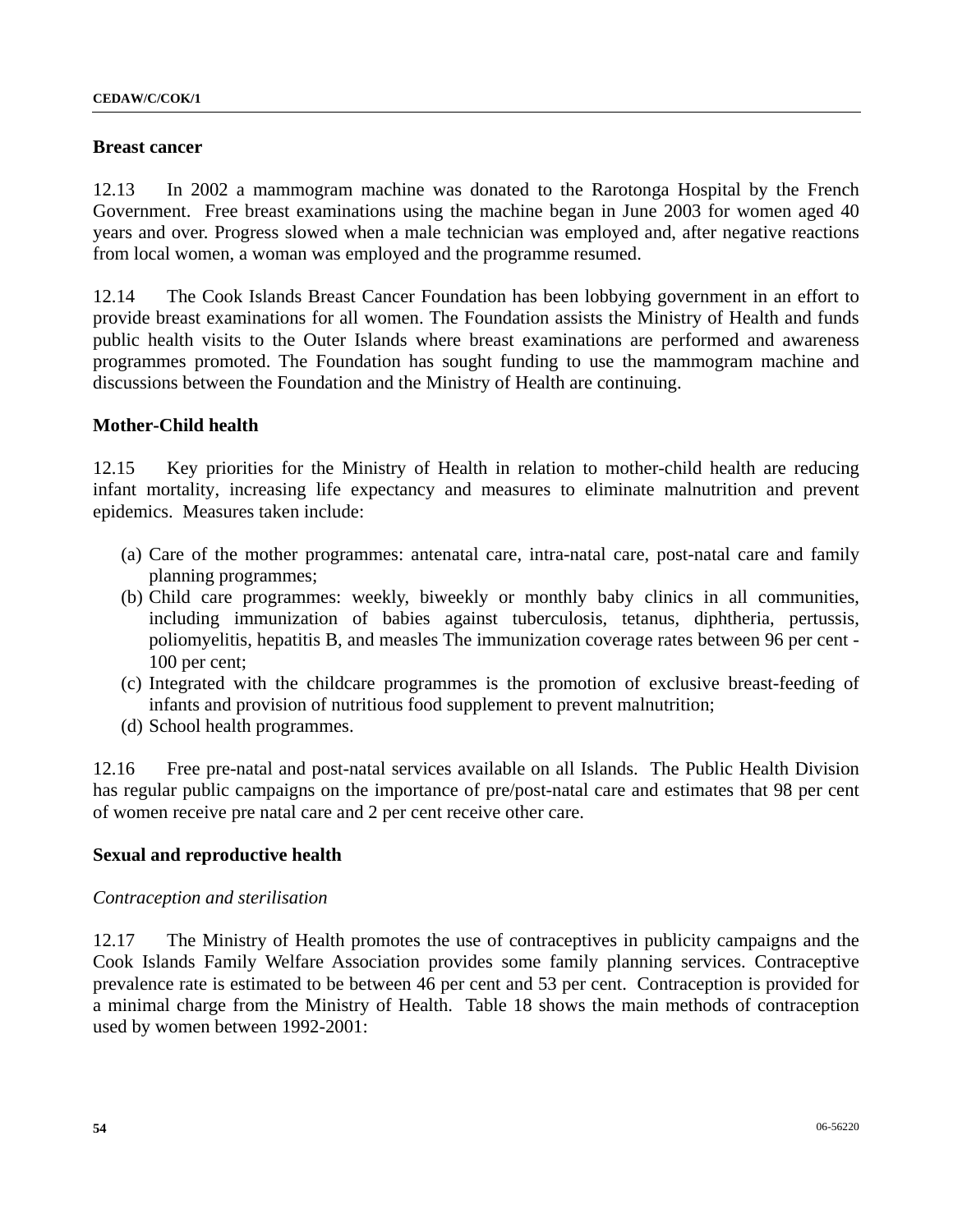## Breast cancer

12.13 In 2002 a mammogram machine was donated to the Rarotonga Hospital by the French Government. Free breast examinations using the machine began in June 2003 for women aged 40 years and over. Progress slowed when a male technician was employed and, after negative reactions from local women, a woman was employed and the programme resumed.

12.14 The Cook Islands Breast Cancer Foundation has been lobbying government in an effort to provide breast examinations for all women. The Foundation assists the Ministry of Health and funds public health visits to the Outer Islands where breast examinations are performed and awareness programmes promoted. The Foundation has sought funding to use the mammogram machine and discussions between the Foundation and the Ministry of Health are continuing.

## Mother-Child health

12.15 Key priorities for the Ministry of Health in relation to mother-child health are reducing infant mortality, increasing life expectancy and measures to eliminate malnutrition and prevent epidemics. Measures taken include:

(a) Care of the mother programmes: antenatal care, intra-natal care, post-natal care and family planning programmes;
(b) Child care programmes: weekly, biweekly or monthly baby clinics in all communities, including immunization of babies against tuberculosis, tetanus, diphtheria, pertussis, poliomyelitis, hepatitis B, and measles The immunization coverage rates between 96 per cent - 100 per cent;
(c) Integrated with the childcare programmes is the promotion of exclusive breast-feeding of infants and provision of nutritious food supplement to prevent malnutrition;
(d) School health programmes.

12.16 Free pre-natal and post-natal services available on all Islands. The Public Health Division has regular public campaigns on the importance of pre/post-natal care and estimates that 98 per cent of women receive pre natal care and 2 per cent receive other care.

## Sexual and reproductive health

*Contraception and sterilisation*

12.17 The Ministry of Health promotes the use of contraceptives in publicity campaigns and the Cook Islands Family Welfare Association provides some family planning services. Contraceptive prevalence rate is estimated to be between 46 per cent and 53 per cent. Contraception is provided for a minimal charge from the Ministry of Health. Table 18 shows the main methods of contraception used by women between 1992-2001: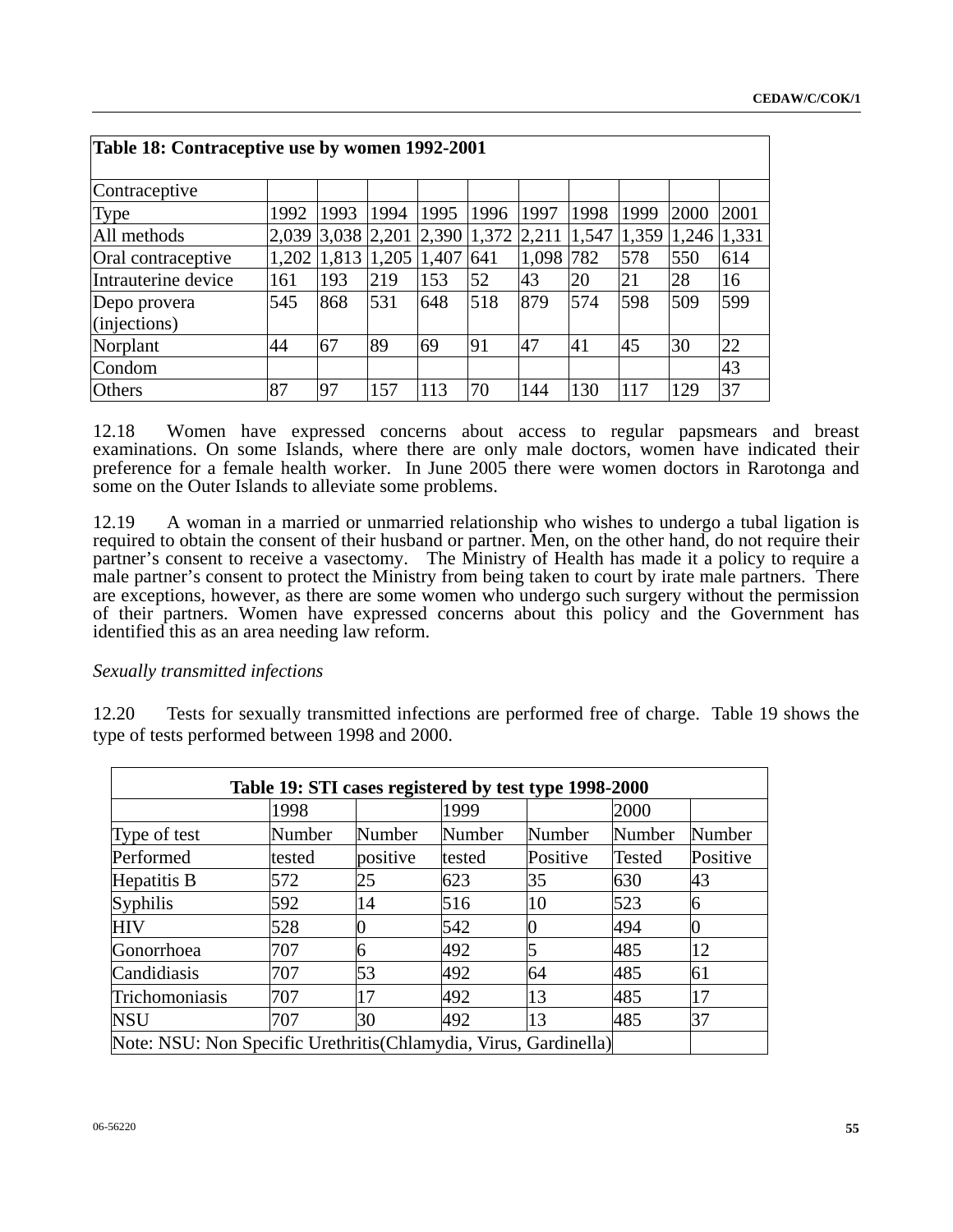| Table 18: Contraceptive use by women 1992-2001 | | | | | | | | | | |
|---|---|---|---|---|---|---|---|---|---|---|
| Contraceptive | | | | | | | | | | |
| Type | 1992 | 1993 | 1994 | 1995 | 1996 | 1997 | 1998 | 1999 | 2000 | 2001 |
| All methods | 2,039 | 3,038 | 2,201 | 2,390 | 1,372 | 2,211 | 1,547 | 1,359 | 1,246 | 1,331 |
| Oral contraceptive | 1,202 | 1,813 | 1,205 | 1,407 | 641 | 1,098 | 782 | 578 | 550 | 614 |
| Intrauterine device | 161 | 193 | 219 | 153 | 52 | 43 | 20 | 21 | 28 | 16 |
| Depo provera (injections) | 545 | 868 | 531 | 648 | 518 | 879 | 574 | 598 | 509 | 599 |
| Norplant | 44 | 67 | 89 | 69 | 91 | 47 | 41 | 45 | 30 | 22 |
| Condom | | | | | | | | | | 43 |
| Others | 87 | 97 | 157 | 113 | 70 | 144 | 130 | 117 | 129 | 37 |

12.18 Women have expressed concerns about access to regular papsmears and breast examinations. On some Islands, where there are only male doctors, women have indicated their preference for a female health worker. In June 2005 there were women doctors in Rarotonga and some on the Outer Islands to alleviate some problems.

12.19 A woman in a married or unmarried relationship who wishes to undergo a tubal ligation is required to obtain the consent of their husband or partner. Men, on the other hand, do not require their partner's consent to receive a vasectomy. The Ministry of Health has made it a policy to require a male partner's consent to protect the Ministry from being taken to court by irate male partners. There are exceptions, however, as there are some women who undergo such surgery without the permission of their partners. Women have expressed concerns about this policy and the Government has identified this as an area needing law reform.

*Sexually transmitted infections*

12.20 Tests for sexually transmitted infections are performed free of charge. Table 19 shows the type of tests performed between 1998 and 2000.

| Table 19: STI cases registered by test type 1998-2000 | | | | | | |
|---|---|---|---|---|---|---|
| | 1998 | | 1999 | | 2000 | |
| Type of test | Number | Number | Number | Number | Number | Number |
| Performed | tested | positive | tested | Positive | Tested | Positive |
| Hepatitis B | 572 | 25 | 623 | 35 | 630 | 43 |
| Syphilis | 592 | 14 | 516 | 10 | 523 | 6 |
| HIV | 528 | 0 | 542 | 0 | 494 | 0 |
| Gonorrhoea | 707 | 6 | 492 | 5 | 485 | 12 |
| Candidiasis | 707 | 53 | 492 | 64 | 485 | 61 |
| Trichomoniasis | 707 | 17 | 492 | 13 | 485 | 17 |
| NSU | 707 | 30 | 492 | 13 | 485 | 37 |
| Note: NSU: Non Specific Urethritis(Chlamydia, Virus, Gardinella) | | | | | | |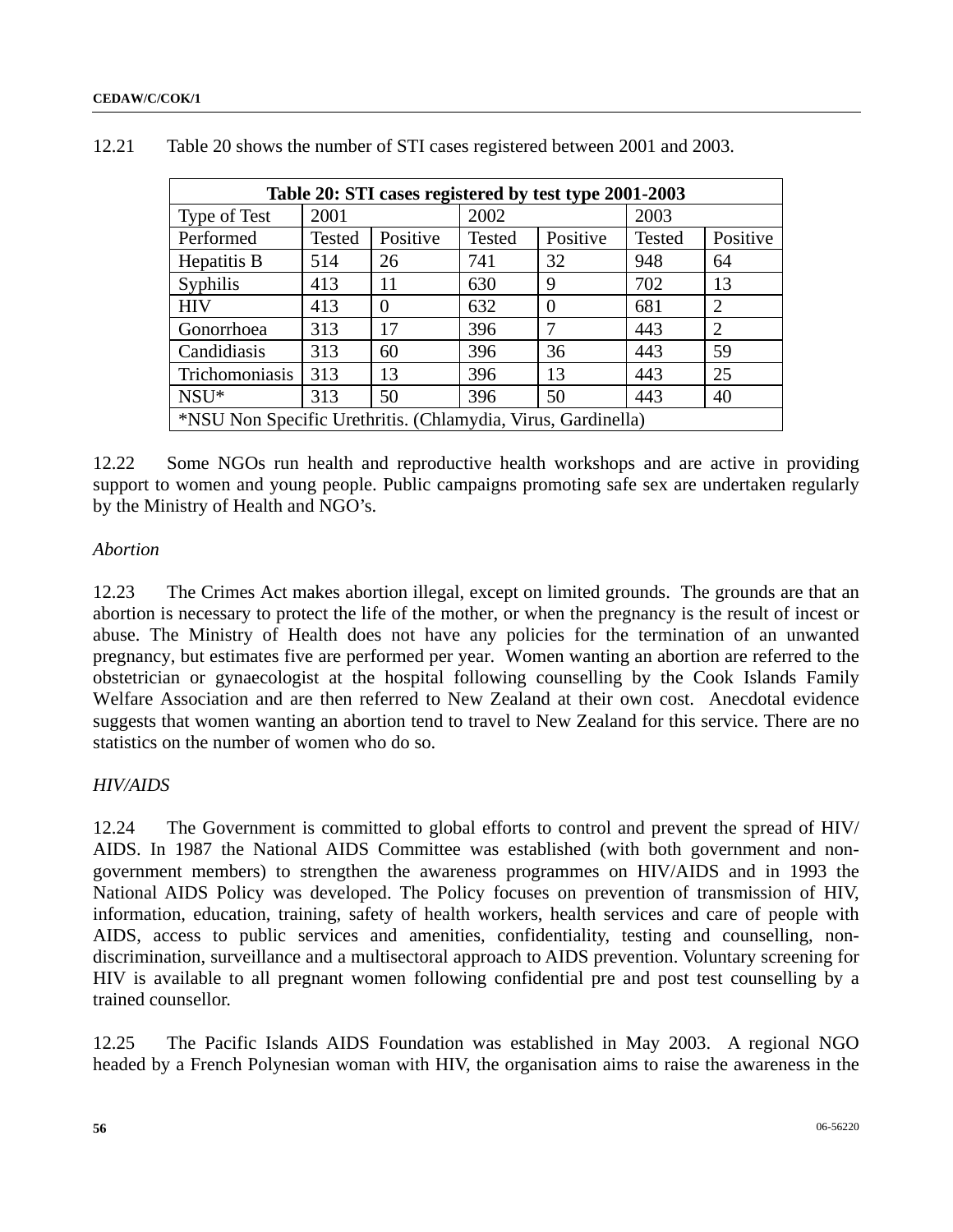12.21 Table 20 shows the number of STI cases registered between 2001 and 2003.

| Table 20: STI cases registered by test type 2001-2003 | | | | | | |
|---|---|---|---|---|---|---|
| Type of Test | 2001 | | 2002 | | 2003 | |
| Performed | Tested | Positive | Tested | Positive | Tested | Positive |
| Hepatitis B | 514 | 26 | 741 | 32 | 948 | 64 |
| Syphilis | 413 | 11 | 630 | 9 | 702 | 13 |
| HIV | 413 | 0 | 632 | 0 | 681 | 2 |
| Gonorrhoea | 313 | 17 | 396 | 7 | 443 | 2 |
| Candidiasis | 313 | 60 | 396 | 36 | 443 | 59 |
| Trichomoniasis | 313 | 13 | 396 | 13 | 443 | 25 |
| NSU* | 313 | 50 | 396 | 50 | 443 | 40 |
| *NSU Non Specific Urethritis. (Chlamydia, Virus, Gardinella) | | | | | | |

12.22 Some NGOs run health and reproductive health workshops and are active in providing support to women and young people. Public campaigns promoting safe sex are undertaken regularly by the Ministry of Health and NGO's.

*Abortion*

12.23 The Crimes Act makes abortion illegal, except on limited grounds. The grounds are that an abortion is necessary to protect the life of the mother, or when the pregnancy is the result of incest or abuse. The Ministry of Health does not have any policies for the termination of an unwanted pregnancy, but estimates five are performed per year. Women wanting an abortion are referred to the obstetrician or gynaecologist at the hospital following counselling by the Cook Islands Family Welfare Association and are then referred to New Zealand at their own cost. Anecdotal evidence suggests that women wanting an abortion tend to travel to New Zealand for this service. There are no statistics on the number of women who do so.

*HIV/AIDS*

12.24 The Government is committed to global efforts to control and prevent the spread of HIV/ AIDS. In 1987 the National AIDS Committee was established (with both government and non-government members) to strengthen the awareness programmes on HIV/AIDS and in 1993 the National AIDS Policy was developed. The Policy focuses on prevention of transmission of HIV, information, education, training, safety of health workers, health services and care of people with AIDS, access to public services and amenities, confidentiality, testing and counselling, non-discrimination, surveillance and a multisectoral approach to AIDS prevention. Voluntary screening for HIV is available to all pregnant women following confidential pre and post test counselling by a trained counsellor.

12.25 The Pacific Islands AIDS Foundation was established in May 2003. A regional NGO headed by a French Polynesian woman with HIV, the organisation aims to raise the awareness in the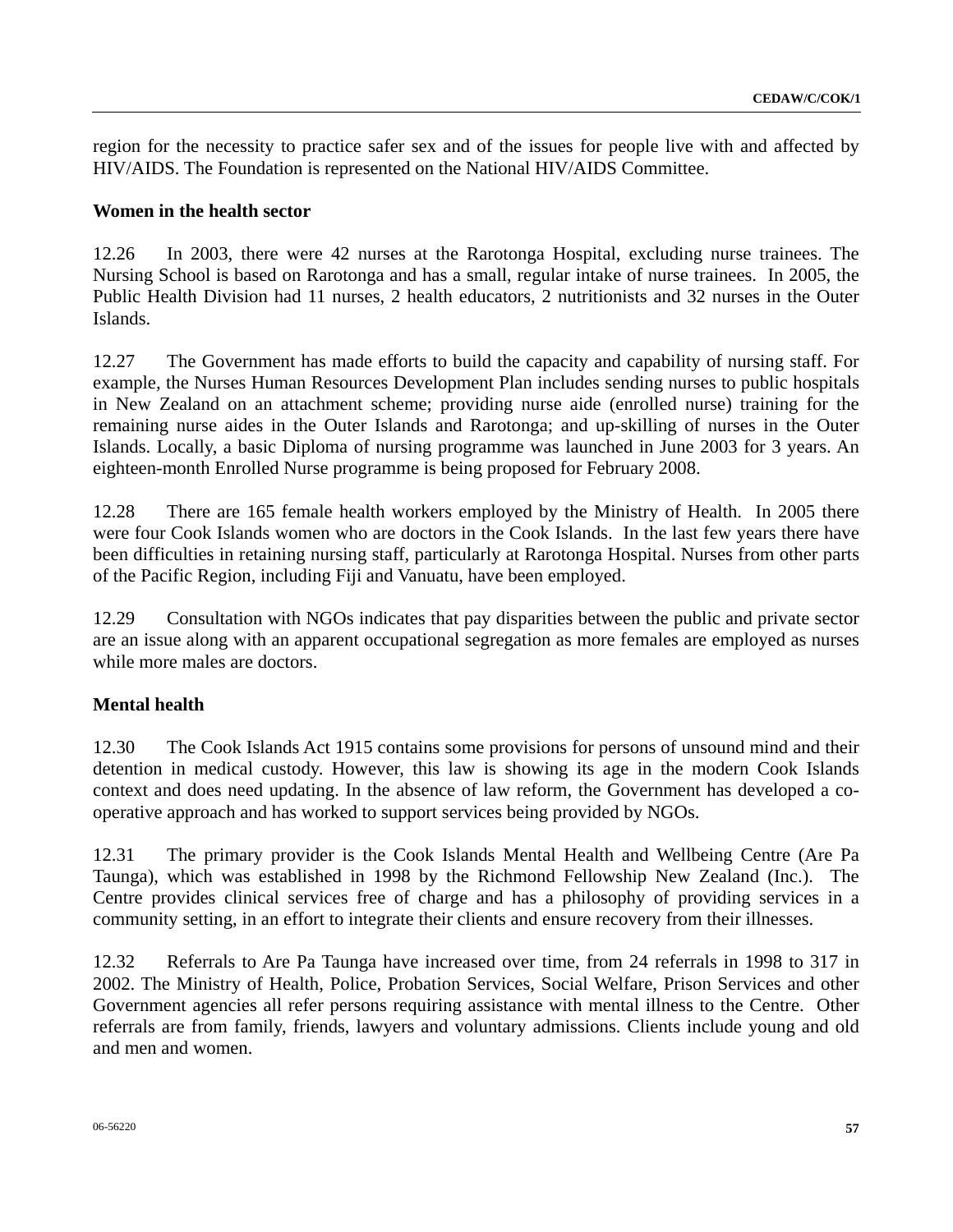region for the necessity to practice safer sex and of the issues for people live with and affected by HIV/AIDS. The Foundation is represented on the National HIV/AIDS Committee.

**Women in the health sector**

12.26 In 2003, there were 42 nurses at the Rarotonga Hospital, excluding nurse trainees. The Nursing School is based on Rarotonga and has a small, regular intake of nurse trainees. In 2005, the Public Health Division had 11 nurses, 2 health educators, 2 nutritionists and 32 nurses in the Outer Islands.

12.27 The Government has made efforts to build the capacity and capability of nursing staff. For example, the Nurses Human Resources Development Plan includes sending nurses to public hospitals in New Zealand on an attachment scheme; providing nurse aide (enrolled nurse) training for the remaining nurse aides in the Outer Islands and Rarotonga; and up-skilling of nurses in the Outer Islands. Locally, a basic Diploma of nursing programme was launched in June 2003 for 3 years. An eighteen-month Enrolled Nurse programme is being proposed for February 2008.

12.28 There are 165 female health workers employed by the Ministry of Health. In 2005 there were four Cook Islands women who are doctors in the Cook Islands. In the last few years there have been difficulties in retaining nursing staff, particularly at Rarotonga Hospital. Nurses from other parts of the Pacific Region, including Fiji and Vanuatu, have been employed.

12.29 Consultation with NGOs indicates that pay disparities between the public and private sector are an issue along with an apparent occupational segregation as more females are employed as nurses while more males are doctors.

**Mental health**

12.30 The Cook Islands Act 1915 contains some provisions for persons of unsound mind and their detention in medical custody. However, this law is showing its age in the modern Cook Islands context and does need updating. In the absence of law reform, the Government has developed a co-operative approach and has worked to support services being provided by NGOs.

12.31 The primary provider is the Cook Islands Mental Health and Wellbeing Centre (Are Pa Taunga), which was established in 1998 by the Richmond Fellowship New Zealand (Inc.). The Centre provides clinical services free of charge and has a philosophy of providing services in a community setting, in an effort to integrate their clients and ensure recovery from their illnesses.

12.32 Referrals to Are Pa Taunga have increased over time, from 24 referrals in 1998 to 317 in 2002. The Ministry of Health, Police, Probation Services, Social Welfare, Prison Services and other Government agencies all refer persons requiring assistance with mental illness to the Centre. Other referrals are from family, friends, lawyers and voluntary admissions. Clients include young and old and men and women.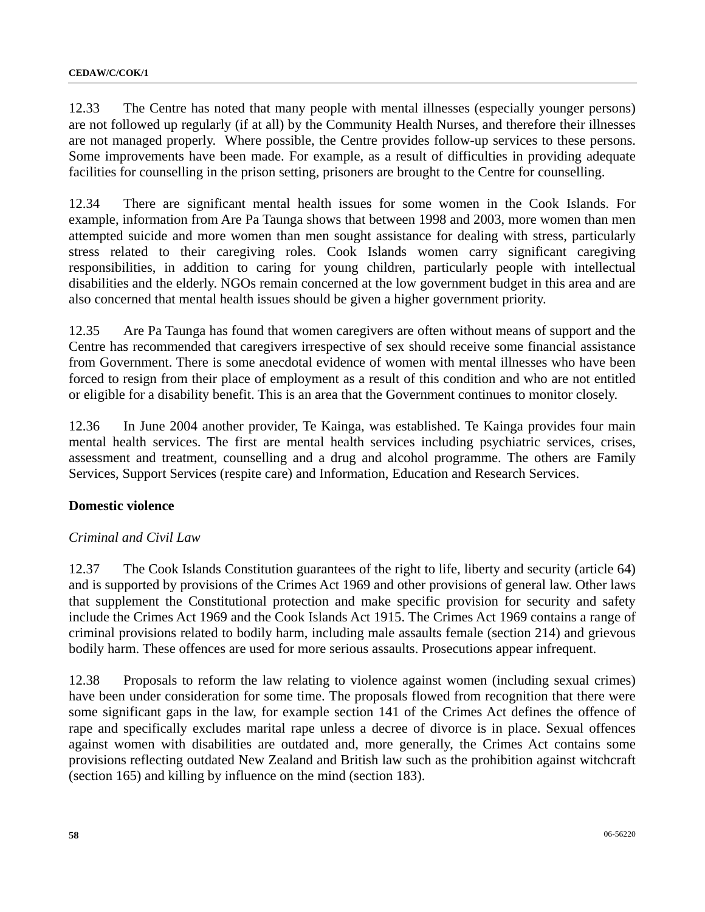12.33 The Centre has noted that many people with mental illnesses (especially younger persons) are not followed up regularly (if at all) by the Community Health Nurses, and therefore their illnesses are not managed properly. Where possible, the Centre provides follow-up services to these persons. Some improvements have been made. For example, as a result of difficulties in providing adequate facilities for counselling in the prison setting, prisoners are brought to the Centre for counselling.

12.34 There are significant mental health issues for some women in the Cook Islands. For example, information from Are Pa Taunga shows that between 1998 and 2003, more women than men attempted suicide and more women than men sought assistance for dealing with stress, particularly stress related to their caregiving roles. Cook Islands women carry significant caregiving responsibilities, in addition to caring for young children, particularly people with intellectual disabilities and the elderly. NGOs remain concerned at the low government budget in this area and are also concerned that mental health issues should be given a higher government priority.

12.35 Are Pa Taunga has found that women caregivers are often without means of support and the Centre has recommended that caregivers irrespective of sex should receive some financial assistance from Government. There is some anecdotal evidence of women with mental illnesses who have been forced to resign from their place of employment as a result of this condition and who are not entitled or eligible for a disability benefit. This is an area that the Government continues to monitor closely.

12.36 In June 2004 another provider, Te Kainga, was established. Te Kainga provides four main mental health services. The first are mental health services including psychiatric services, crises, assessment and treatment, counselling and a drug and alcohol programme. The others are Family Services, Support Services (respite care) and Information, Education and Research Services.

**Domestic violence**

*Criminal and Civil Law*

12.37 The Cook Islands Constitution guarantees of the right to life, liberty and security (article 64) and is supported by provisions of the Crimes Act 1969 and other provisions of general law. Other laws that supplement the Constitutional protection and make specific provision for security and safety include the Crimes Act 1969 and the Cook Islands Act 1915. The Crimes Act 1969 contains a range of criminal provisions related to bodily harm, including male assaults female (section 214) and grievous bodily harm. These offences are used for more serious assaults. Prosecutions appear infrequent.

12.38 Proposals to reform the law relating to violence against women (including sexual crimes) have been under consideration for some time. The proposals flowed from recognition that there were some significant gaps in the law, for example section 141 of the Crimes Act defines the offence of rape and specifically excludes marital rape unless a decree of divorce is in place. Sexual offences against women with disabilities are outdated and, more generally, the Crimes Act contains some provisions reflecting outdated New Zealand and British law such as the prohibition against witchcraft (section 165) and killing by influence on the mind (section 183).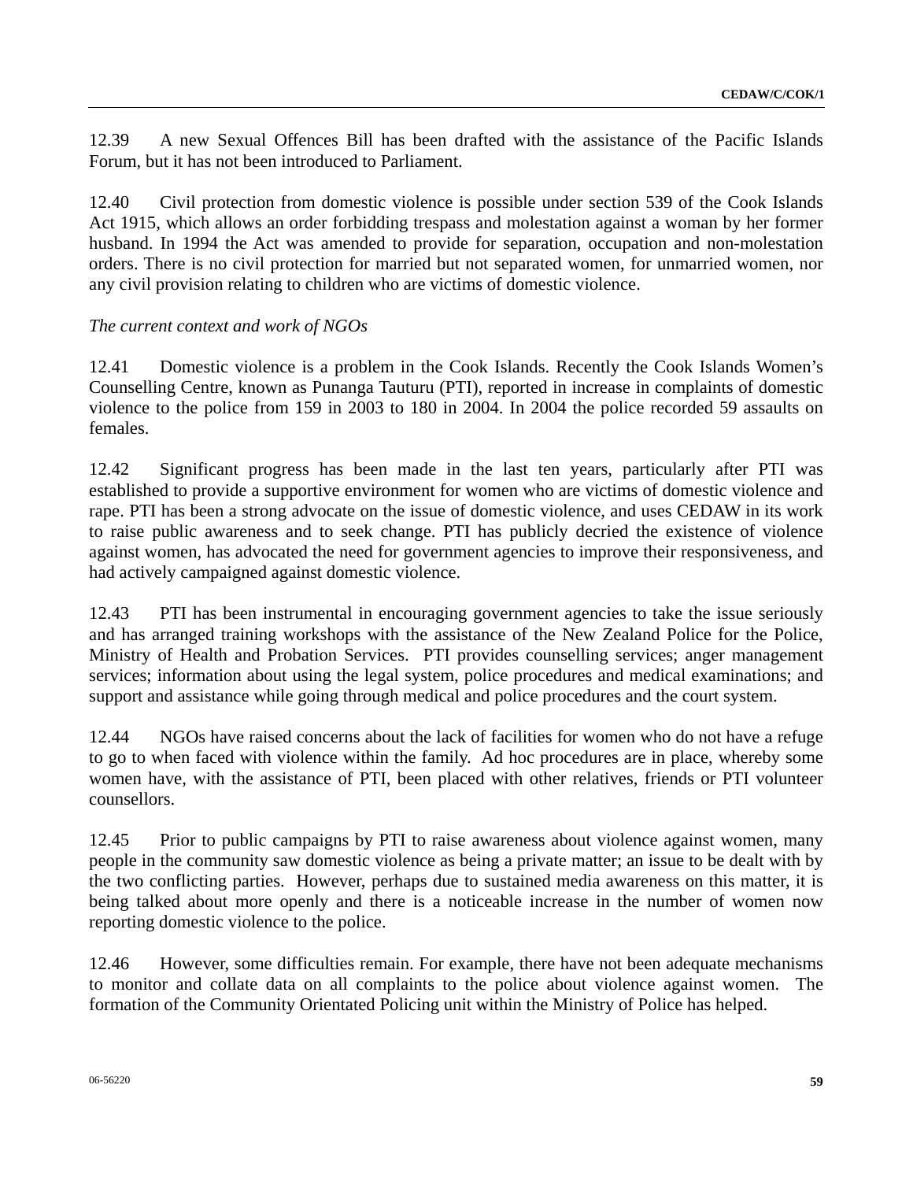12.39 A new Sexual Offences Bill has been drafted with the assistance of the Pacific Islands Forum, but it has not been introduced to Parliament.

12.40 Civil protection from domestic violence is possible under section 539 of the Cook Islands Act 1915, which allows an order forbidding trespass and molestation against a woman by her former husband. In 1994 the Act was amended to provide for separation, occupation and non-molestation orders. There is no civil protection for married but not separated women, for unmarried women, nor any civil provision relating to children who are victims of domestic violence.

*The current context and work of NGOs*

12.41 Domestic violence is a problem in the Cook Islands. Recently the Cook Islands Women's Counselling Centre, known as Punanga Tauturu (PTI), reported in increase in complaints of domestic violence to the police from 159 in 2003 to 180 in 2004. In 2004 the police recorded 59 assaults on females.

12.42 Significant progress has been made in the last ten years, particularly after PTI was established to provide a supportive environment for women who are victims of domestic violence and rape. PTI has been a strong advocate on the issue of domestic violence, and uses CEDAW in its work to raise public awareness and to seek change. PTI has publicly decried the existence of violence against women, has advocated the need for government agencies to improve their responsiveness, and had actively campaigned against domestic violence.

12.43 PTI has been instrumental in encouraging government agencies to take the issue seriously and has arranged training workshops with the assistance of the New Zealand Police for the Police, Ministry of Health and Probation Services. PTI provides counselling services; anger management services; information about using the legal system, police procedures and medical examinations; and support and assistance while going through medical and police procedures and the court system.

12.44 NGOs have raised concerns about the lack of facilities for women who do not have a refuge to go to when faced with violence within the family. Ad hoc procedures are in place, whereby some women have, with the assistance of PTI, been placed with other relatives, friends or PTI volunteer counsellors.

12.45 Prior to public campaigns by PTI to raise awareness about violence against women, many people in the community saw domestic violence as being a private matter; an issue to be dealt with by the two conflicting parties. However, perhaps due to sustained media awareness on this matter, it is being talked about more openly and there is a noticeable increase in the number of women now reporting domestic violence to the police.

12.46 However, some difficulties remain. For example, there have not been adequate mechanisms to monitor and collate data on all complaints to the police about violence against women. The formation of the Community Orientated Policing unit within the Ministry of Police has helped.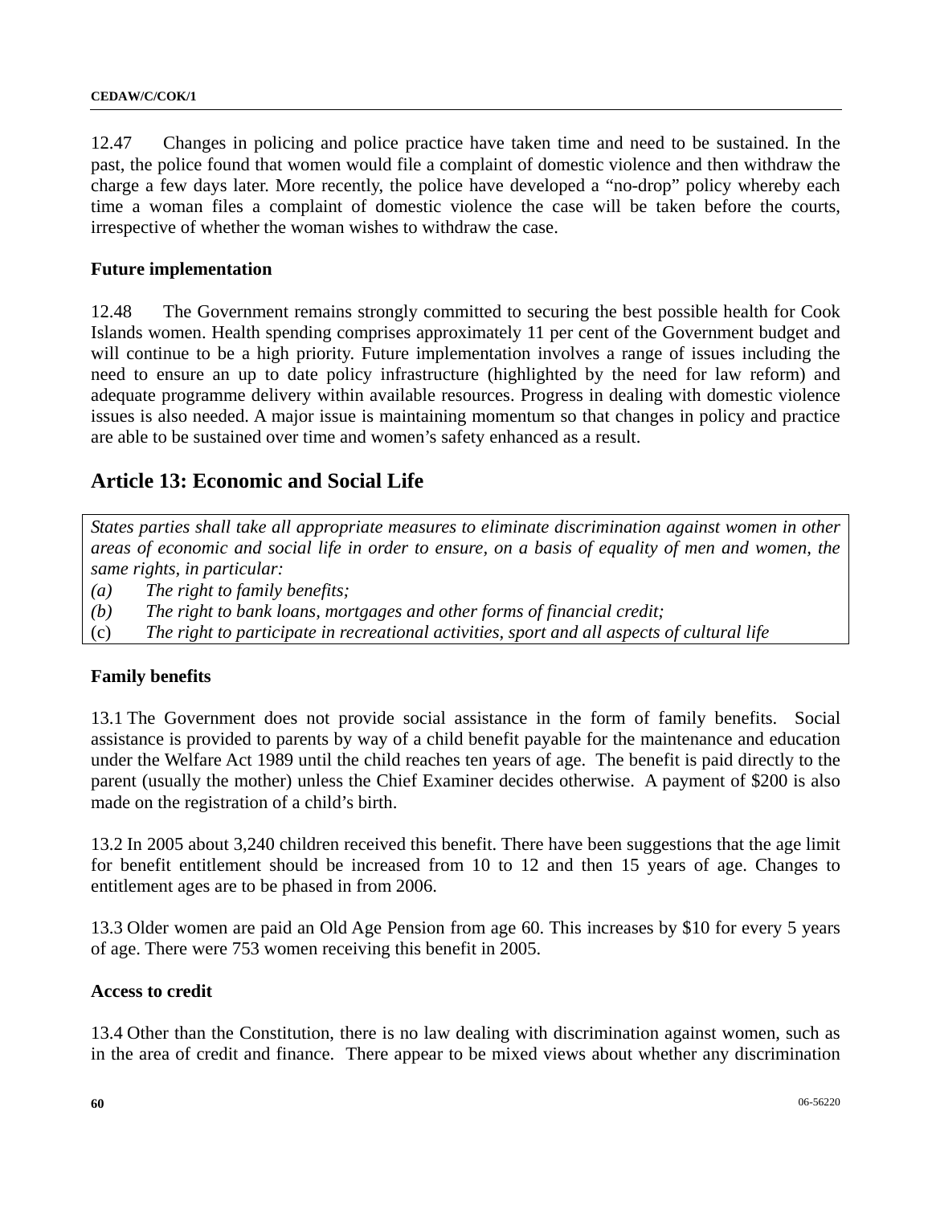12.47 Changes in policing and police practice have taken time and need to be sustained. In the past, the police found that women would file a complaint of domestic violence and then withdraw the charge a few days later. More recently, the police have developed a "no-drop" policy whereby each time a woman files a complaint of domestic violence the case will be taken before the courts, irrespective of whether the woman wishes to withdraw the case.

### Future implementation

12.48 The Government remains strongly committed to securing the best possible health for Cook Islands women. Health spending comprises approximately 11 per cent of the Government budget and will continue to be a high priority. Future implementation involves a range of issues including the need to ensure an up to date policy infrastructure (highlighted by the need for law reform) and adequate programme delivery within available resources. Progress in dealing with domestic violence issues is also needed. A major issue is maintaining momentum so that changes in policy and practice are able to be sustained over time and women's safety enhanced as a result.

## Article 13: Economic and Social Life

*States parties shall take all appropriate measures to eliminate discrimination against women in other areas of economic and social life in order to ensure, on a basis of equality of men and women, the same rights, in particular:*

*(a) The right to family benefits;*

*(b) The right to bank loans, mortgages and other forms of financial credit;*

(c) *The right to participate in recreational activities, sport and all aspects of cultural life*

### Family benefits

13.1 The Government does not provide social assistance in the form of family benefits. Social assistance is provided to parents by way of a child benefit payable for the maintenance and education under the Welfare Act 1989 until the child reaches ten years of age. The benefit is paid directly to the parent (usually the mother) unless the Chief Examiner decides otherwise. A payment of $200 is also made on the registration of a child's birth.

13.2 In 2005 about 3,240 children received this benefit. There have been suggestions that the age limit for benefit entitlement should be increased from 10 to 12 and then 15 years of age. Changes to entitlement ages are to be phased in from 2006.

13.3 Older women are paid an Old Age Pension from age 60. This increases by $10 for every 5 years of age. There were 753 women receiving this benefit in 2005.

### Access to credit

13.4 Other than the Constitution, there is no law dealing with discrimination against women, such as in the area of credit and finance. There appear to be mixed views about whether any discrimination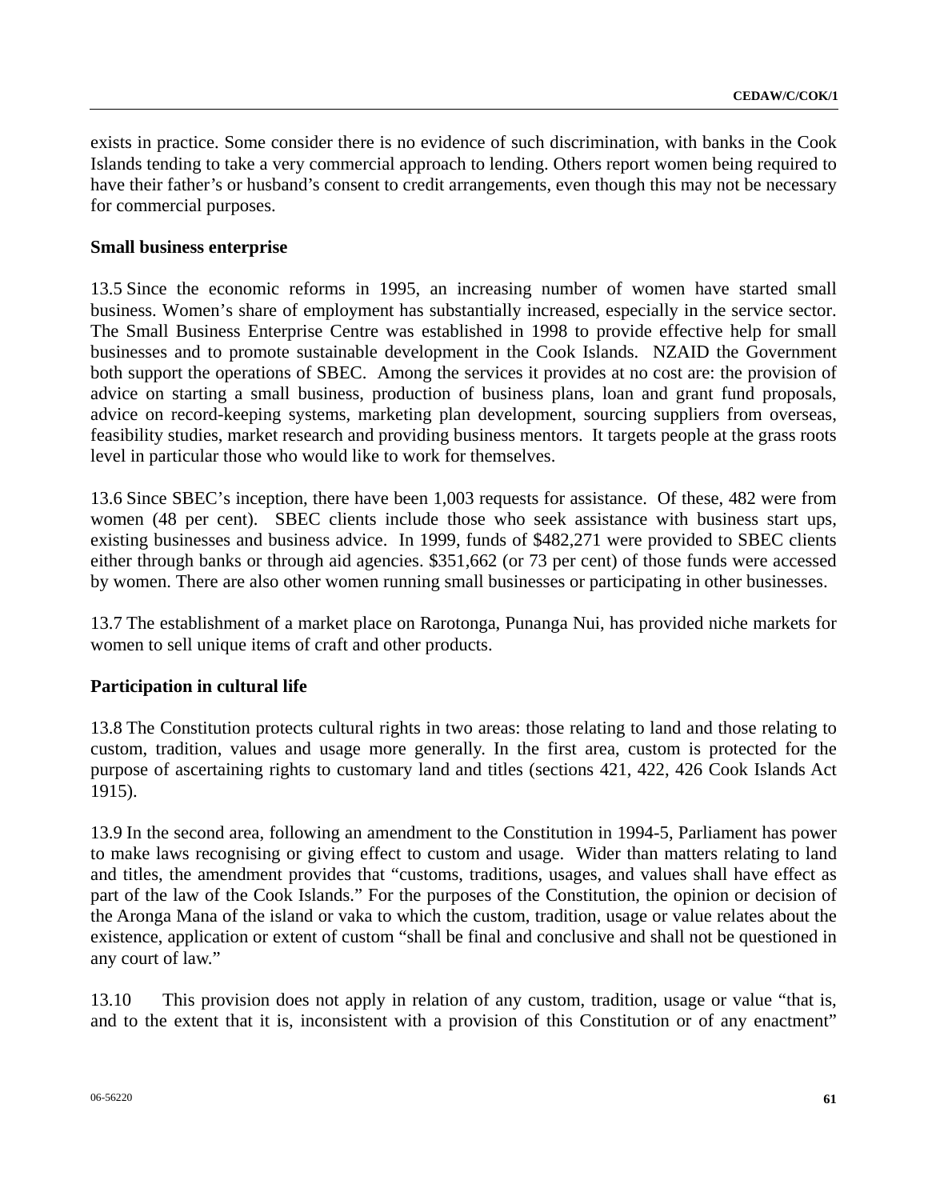exists in practice. Some consider there is no evidence of such discrimination, with banks in the Cook Islands tending to take a very commercial approach to lending. Others report women being required to have their father's or husband's consent to credit arrangements, even though this may not be necessary for commercial purposes.

**Small business enterprise**

13.5 Since the economic reforms in 1995, an increasing number of women have started small business. Women's share of employment has substantially increased, especially in the service sector. The Small Business Enterprise Centre was established in 1998 to provide effective help for small businesses and to promote sustainable development in the Cook Islands. NZAID the Government both support the operations of SBEC. Among the services it provides at no cost are: the provision of advice on starting a small business, production of business plans, loan and grant fund proposals, advice on record-keeping systems, marketing plan development, sourcing suppliers from overseas, feasibility studies, market research and providing business mentors. It targets people at the grass roots level in particular those who would like to work for themselves.

13.6 Since SBEC's inception, there have been 1,003 requests for assistance. Of these, 482 were from women (48 per cent). SBEC clients include those who seek assistance with business start ups, existing businesses and business advice. In 1999, funds of $482,271 were provided to SBEC clients either through banks or through aid agencies. $351,662 (or 73 per cent) of those funds were accessed by women. There are also other women running small businesses or participating in other businesses.

13.7 The establishment of a market place on Rarotonga, Punanga Nui, has provided niche markets for women to sell unique items of craft and other products.

**Participation in cultural life**

13.8 The Constitution protects cultural rights in two areas: those relating to land and those relating to custom, tradition, values and usage more generally. In the first area, custom is protected for the purpose of ascertaining rights to customary land and titles (sections 421, 422, 426 Cook Islands Act 1915).

13.9 In the second area, following an amendment to the Constitution in 1994-5, Parliament has power to make laws recognising or giving effect to custom and usage. Wider than matters relating to land and titles, the amendment provides that "customs, traditions, usages, and values shall have effect as part of the law of the Cook Islands." For the purposes of the Constitution, the opinion or decision of the Aronga Mana of the island or vaka to which the custom, tradition, usage or value relates about the existence, application or extent of custom "shall be final and conclusive and shall not be questioned in any court of law."

13.10 This provision does not apply in relation of any custom, tradition, usage or value "that is, and to the extent that it is, inconsistent with a provision of this Constitution or of any enactment"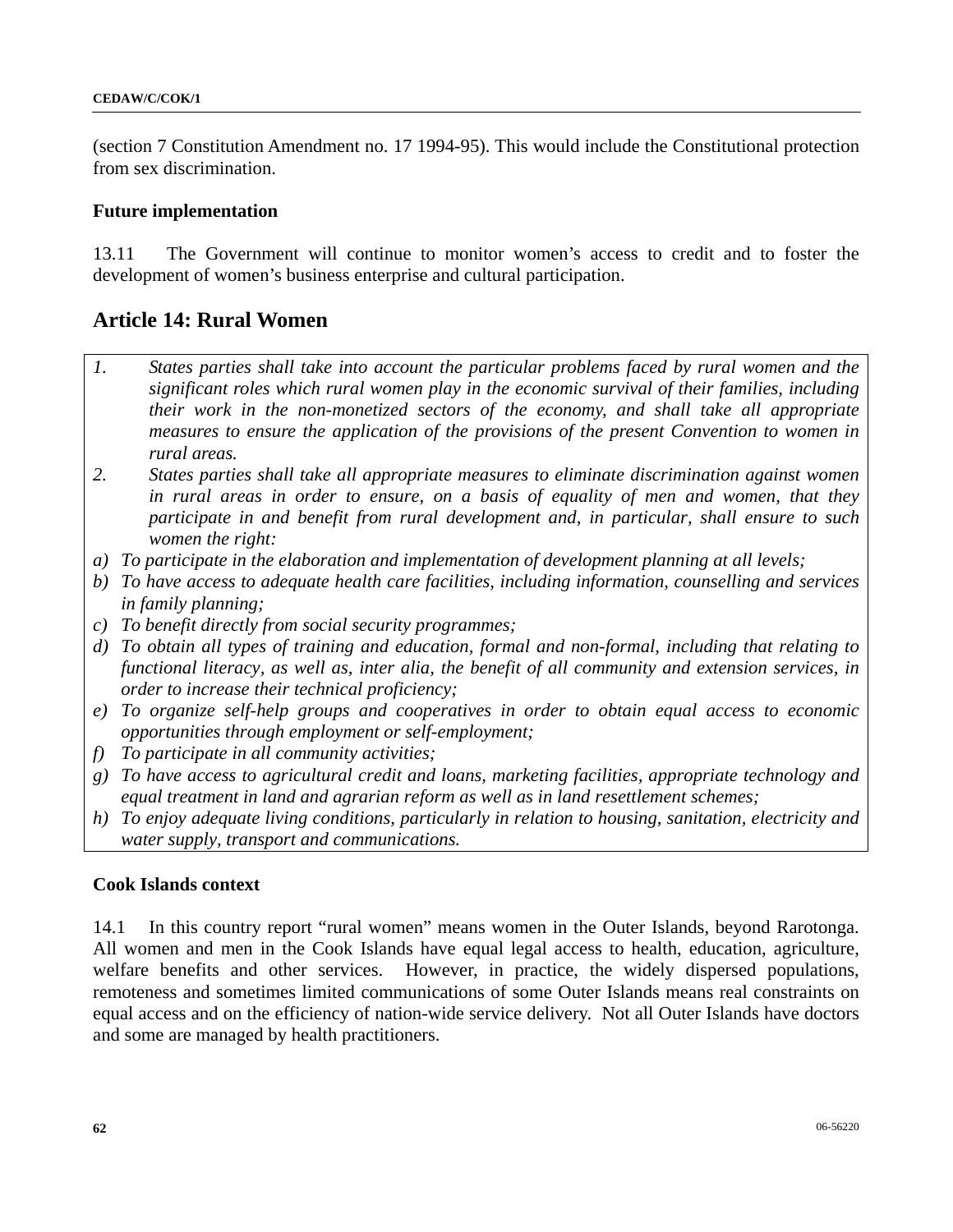(section 7 Constitution Amendment no. 17 1994-95). This would include the Constitutional protection from sex discrimination.

**Future implementation**

13.11 The Government will continue to monitor women's access to credit and to foster the development of women's business enterprise and cultural participation.

## Article 14: Rural Women

1. *States parties shall take into account the particular problems faced by rural women and the significant roles which rural women play in the economic survival of their families, including their work in the non-monetized sectors of the economy, and shall take all appropriate measures to ensure the application of the provisions of the present Convention to women in rural areas.*
2. *States parties shall take all appropriate measures to eliminate discrimination against women in rural areas in order to ensure, on a basis of equality of men and women, that they participate in and benefit from rural development and, in particular, shall ensure to such women the right:*

a) *To participate in the elaboration and implementation of development planning at all levels;*
b) *To have access to adequate health care facilities, including information, counselling and services in family planning;*
c) *To benefit directly from social security programmes;*
d) *To obtain all types of training and education, formal and non-formal, including that relating to functional literacy, as well as, inter alia, the benefit of all community and extension services, in order to increase their technical proficiency;*
e) *To organize self-help groups and cooperatives in order to obtain equal access to economic opportunities through employment or self-employment;*
f) *To participate in all community activities;*
g) *To have access to agricultural credit and loans, marketing facilities, appropriate technology and equal treatment in land and agrarian reform as well as in land resettlement schemes;*
h) *To enjoy adequate living conditions, particularly in relation to housing, sanitation, electricity and water supply, transport and communications.*

**Cook Islands context**

14.1 In this country report "rural women" means women in the Outer Islands, beyond Rarotonga. All women and men in the Cook Islands have equal legal access to health, education, agriculture, welfare benefits and other services. However, in practice, the widely dispersed populations, remoteness and sometimes limited communications of some Outer Islands means real constraints on equal access and on the efficiency of nation-wide service delivery. Not all Outer Islands have doctors and some are managed by health practitioners.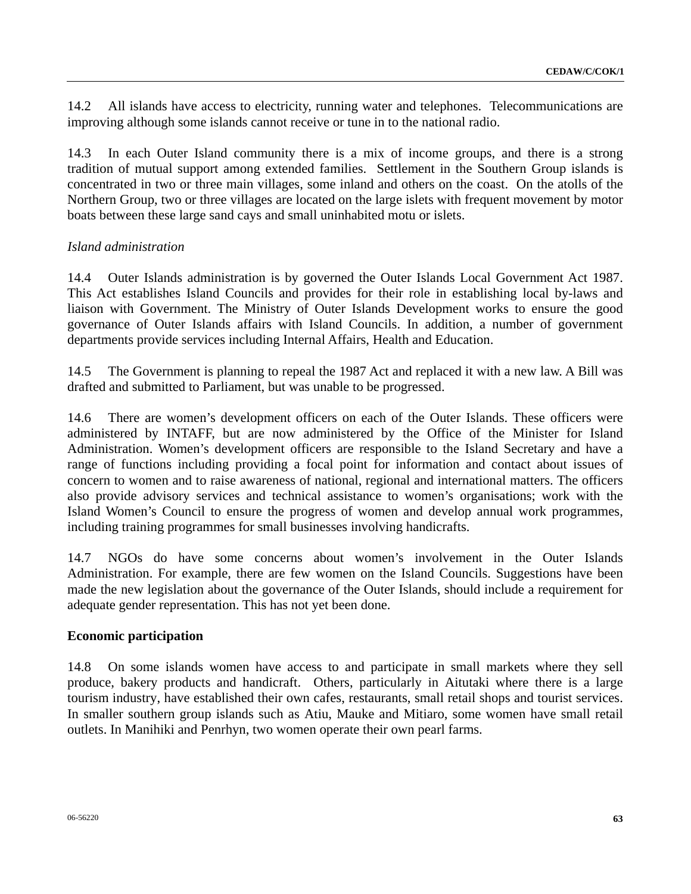14.2 All islands have access to electricity, running water and telephones. Telecommunications are improving although some islands cannot receive or tune in to the national radio.

14.3 In each Outer Island community there is a mix of income groups, and there is a strong tradition of mutual support among extended families. Settlement in the Southern Group islands is concentrated in two or three main villages, some inland and others on the coast. On the atolls of the Northern Group, two or three villages are located on the large islets with frequent movement by motor boats between these large sand cays and small uninhabited motu or islets.

*Island administration*

14.4 Outer Islands administration is by governed the Outer Islands Local Government Act 1987. This Act establishes Island Councils and provides for their role in establishing local by-laws and liaison with Government. The Ministry of Outer Islands Development works to ensure the good governance of Outer Islands affairs with Island Councils. In addition, a number of government departments provide services including Internal Affairs, Health and Education.

14.5 The Government is planning to repeal the 1987 Act and replaced it with a new law. A Bill was drafted and submitted to Parliament, but was unable to be progressed.

14.6 There are women's development officers on each of the Outer Islands. These officers were administered by INTAFF, but are now administered by the Office of the Minister for Island Administration. Women's development officers are responsible to the Island Secretary and have a range of functions including providing a focal point for information and contact about issues of concern to women and to raise awareness of national, regional and international matters. The officers also provide advisory services and technical assistance to women's organisations; work with the Island Women's Council to ensure the progress of women and develop annual work programmes, including training programmes for small businesses involving handicrafts.

14.7 NGOs do have some concerns about women's involvement in the Outer Islands Administration. For example, there are few women on the Island Councils. Suggestions have been made the new legislation about the governance of the Outer Islands, should include a requirement for adequate gender representation. This has not yet been done.

**Economic participation**

14.8 On some islands women have access to and participate in small markets where they sell produce, bakery products and handicraft. Others, particularly in Aitutaki where there is a large tourism industry, have established their own cafes, restaurants, small retail shops and tourist services. In smaller southern group islands such as Atiu, Mauke and Mitiaro, some women have small retail outlets. In Manihiki and Penrhyn, two women operate their own pearl farms.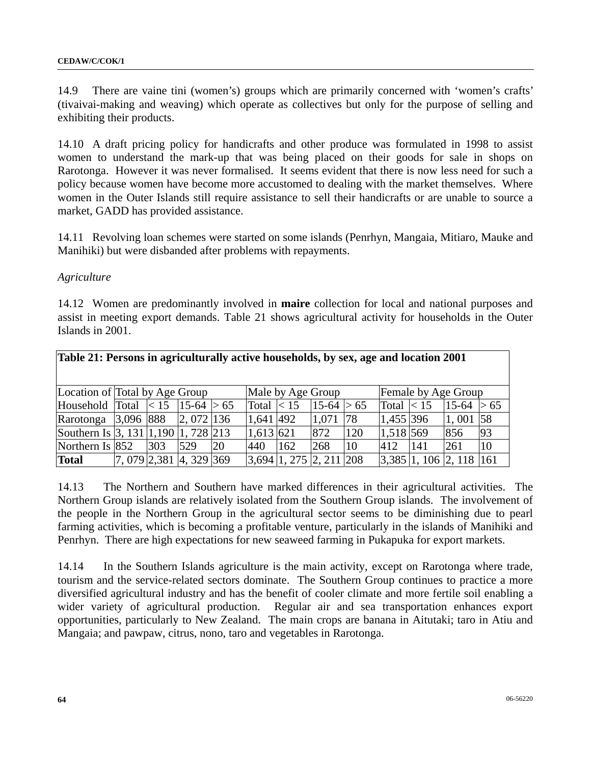14.9 There are vaine tini (women's) groups which are primarily concerned with 'women's crafts' (tivaivai-making and weaving) which operate as collectives but only for the purpose of selling and exhibiting their products.

14.10 A draft pricing policy for handicrafts and other produce was formulated in 1998 to assist women to understand the mark-up that was being placed on their goods for sale in shops on Rarotonga. However it was never formalised. It seems evident that there is now less need for such a policy because women have become more accustomed to dealing with the market themselves. Where women in the Outer Islands still require assistance to sell their handicrafts or are unable to source a market, GADD has provided assistance.

14.11 Revolving loan schemes were started on some islands (Penrhyn, Mangaia, Mitiaro, Mauke and Manihiki) but were disbanded after problems with repayments.

*Agriculture*

14.12 Women are predominantly involved in **maire** collection for local and national purposes and assist in meeting export demands. Table 21 shows agricultural activity for households in the Outer Islands in 2001.

**Table 21: Persons in agriculturally active households, by sex, age and location 2001**

| Location of | Total by Age Group | | | | Male by Age Group | | | | Female by Age Group | | | |
|---|---|---|---|---|---|---|---|---|---|---|---|---|
| Household | Total | < 15 | 15-64 | > 65 | Total | < 15 | 15-64 | > 65 | Total | < 15 | 15-64 | > 65 |
| Rarotonga | 3,096 | 888 | 2, 072 | 136 | 1,641 | 492 | 1,071 | 78 | 1,455 | 396 | 1, 001 | 58 |
| Southern Is | 3, 131 | 1,190 | 1, 728 | 213 | 1,613 | 621 | 872 | 120 | 1,518 | 569 | 856 | 93 |
| Northern Is | 852 | 303 | 529 | 20 | 440 | 162 | 268 | 10 | 412 | 141 | 261 | 10 |
| **Total** | 7, 079 | 2,381 | 4, 329 | 369 | 3,694 | 1, 275 | 2, 211 | 208 | 3,385 | 1, 106 | 2, 118 | 161 |

14.13 The Northern and Southern have marked differences in their agricultural activities. The Northern Group islands are relatively isolated from the Southern Group islands. The involvement of the people in the Northern Group in the agricultural sector seems to be diminishing due to pearl farming activities, which is becoming a profitable venture, particularly in the islands of Manihiki and Penrhyn. There are high expectations for new seaweed farming in Pukapuka for export markets.

14.14 In the Southern Islands agriculture is the main activity, except on Rarotonga where trade, tourism and the service-related sectors dominate. The Southern Group continues to practice a more diversified agricultural industry and has the benefit of cooler climate and more fertile soil enabling a wider variety of agricultural production. Regular air and sea transportation enhances export opportunities, particularly to New Zealand. The main crops are banana in Aitutaki; taro in Atiu and Mangaia; and pawpaw, citrus, nono, taro and vegetables in Rarotonga.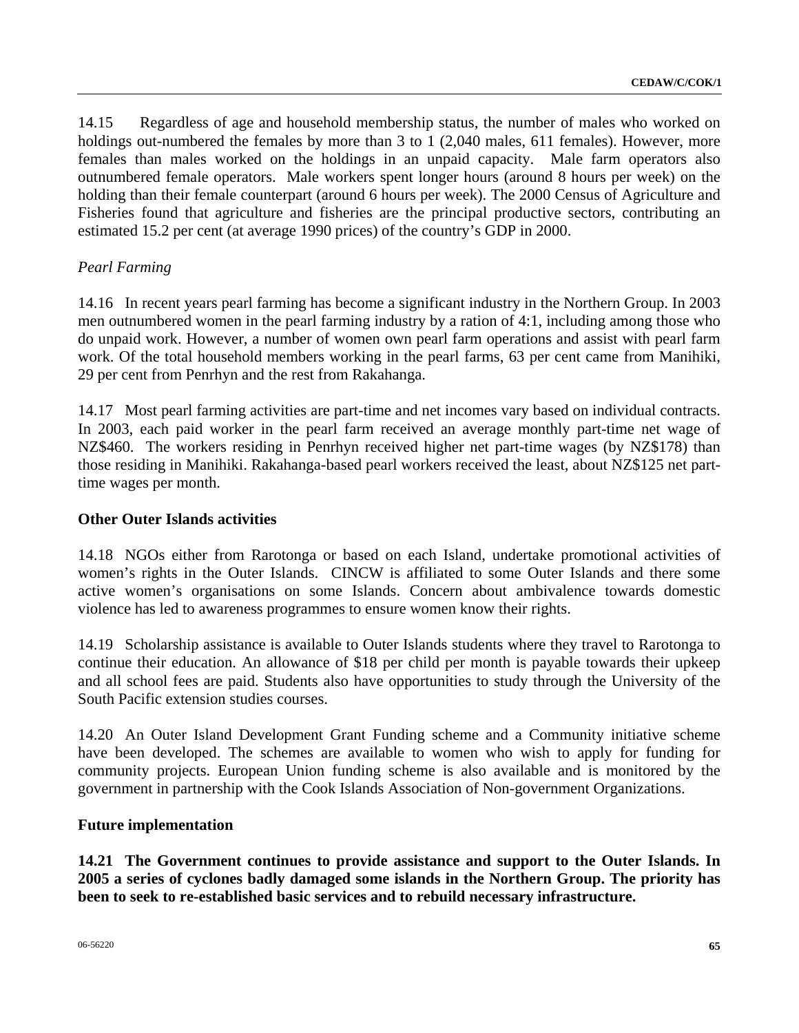14.15 Regardless of age and household membership status, the number of males who worked on holdings out-numbered the females by more than 3 to 1 (2,040 males, 611 females). However, more females than males worked on the holdings in an unpaid capacity. Male farm operators also outnumbered female operators. Male workers spent longer hours (around 8 hours per week) on the holding than their female counterpart (around 6 hours per week). The 2000 Census of Agriculture and Fisheries found that agriculture and fisheries are the principal productive sectors, contributing an estimated 15.2 per cent (at average 1990 prices) of the country's GDP in 2000.

*Pearl Farming*

14.16 In recent years pearl farming has become a significant industry in the Northern Group. In 2003 men outnumbered women in the pearl farming industry by a ration of 4:1, including among those who do unpaid work. However, a number of women own pearl farm operations and assist with pearl farm work. Of the total household members working in the pearl farms, 63 per cent came from Manihiki, 29 per cent from Penrhyn and the rest from Rakahanga.

14.17 Most pearl farming activities are part-time and net incomes vary based on individual contracts. In 2003, each paid worker in the pearl farm received an average monthly part-time net wage of NZ$460. The workers residing in Penrhyn received higher net part-time wages (by NZ$178) than those residing in Manihiki. Rakahanga-based pearl workers received the least, about NZ$125 net part-time wages per month.

**Other Outer Islands activities**

14.18 NGOs either from Rarotonga or based on each Island, undertake promotional activities of women's rights in the Outer Islands. CINCW is affiliated to some Outer Islands and there some active women's organisations on some Islands. Concern about ambivalence towards domestic violence has led to awareness programmes to ensure women know their rights.

14.19 Scholarship assistance is available to Outer Islands students where they travel to Rarotonga to continue their education. An allowance of $18 per child per month is payable towards their upkeep and all school fees are paid. Students also have opportunities to study through the University of the South Pacific extension studies courses.

14.20 An Outer Island Development Grant Funding scheme and a Community initiative scheme have been developed. The schemes are available to women who wish to apply for funding for community projects. European Union funding scheme is also available and is monitored by the government in partnership with the Cook Islands Association of Non-government Organizations.

**Future implementation**

**14.21 The Government continues to provide assistance and support to the Outer Islands. In 2005 a series of cyclones badly damaged some islands in the Northern Group. The priority has been to seek to re-established basic services and to rebuild necessary infrastructure.**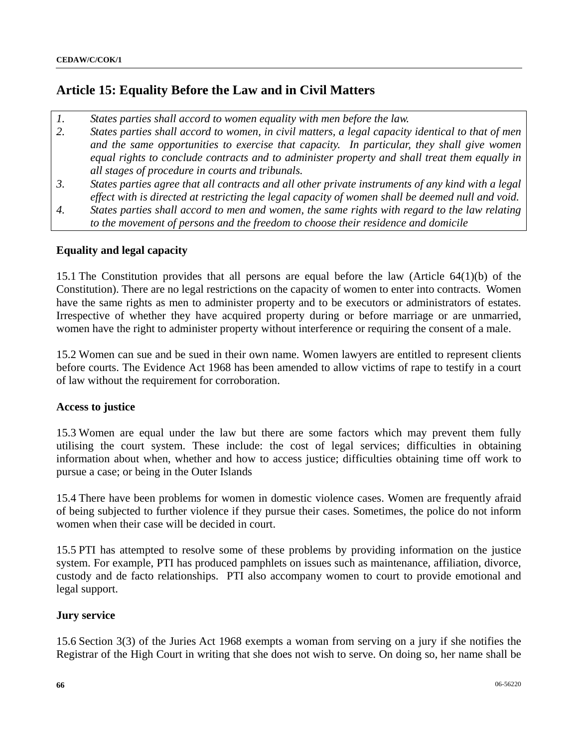## Article 15: Equality Before the Law and in Civil Matters

> *1. States parties shall accord to women equality with men before the law.*
>
> *2. States parties shall accord to women, in civil matters, a legal capacity identical to that of men and the same opportunities to exercise that capacity. In particular, they shall give women equal rights to conclude contracts and to administer property and shall treat them equally in all stages of procedure in courts and tribunals.*
>
> *3. States parties agree that all contracts and all other private instruments of any kind with a legal effect with is directed at restricting the legal capacity of women shall be deemed null and void.*
>
> *4. States parties shall accord to men and women, the same rights with regard to the law relating to the movement of persons and the freedom to choose their residence and domicile*

### Equality and legal capacity

15.1 The Constitution provides that all persons are equal before the law (Article 64(1)(b) of the Constitution). There are no legal restrictions on the capacity of women to enter into contracts. Women have the same rights as men to administer property and to be executors or administrators of estates. Irrespective of whether they have acquired property during or before marriage or are unmarried, women have the right to administer property without interference or requiring the consent of a male.

15.2 Women can sue and be sued in their own name. Women lawyers are entitled to represent clients before courts. The Evidence Act 1968 has been amended to allow victims of rape to testify in a court of law without the requirement for corroboration.

### Access to justice

15.3 Women are equal under the law but there are some factors which may prevent them fully utilising the court system. These include: the cost of legal services; difficulties in obtaining information about when, whether and how to access justice; difficulties obtaining time off work to pursue a case; or being in the Outer Islands

15.4 There have been problems for women in domestic violence cases. Women are frequently afraid of being subjected to further violence if they pursue their cases. Sometimes, the police do not inform women when their case will be decided in court.

15.5 PTI has attempted to resolve some of these problems by providing information on the justice system. For example, PTI has produced pamphlets on issues such as maintenance, affiliation, divorce, custody and de facto relationships. PTI also accompany women to court to provide emotional and legal support.

### Jury service

15.6 Section 3(3) of the Juries Act 1968 exempts a woman from serving on a jury if she notifies the Registrar of the High Court in writing that she does not wish to serve. On doing so, her name shall be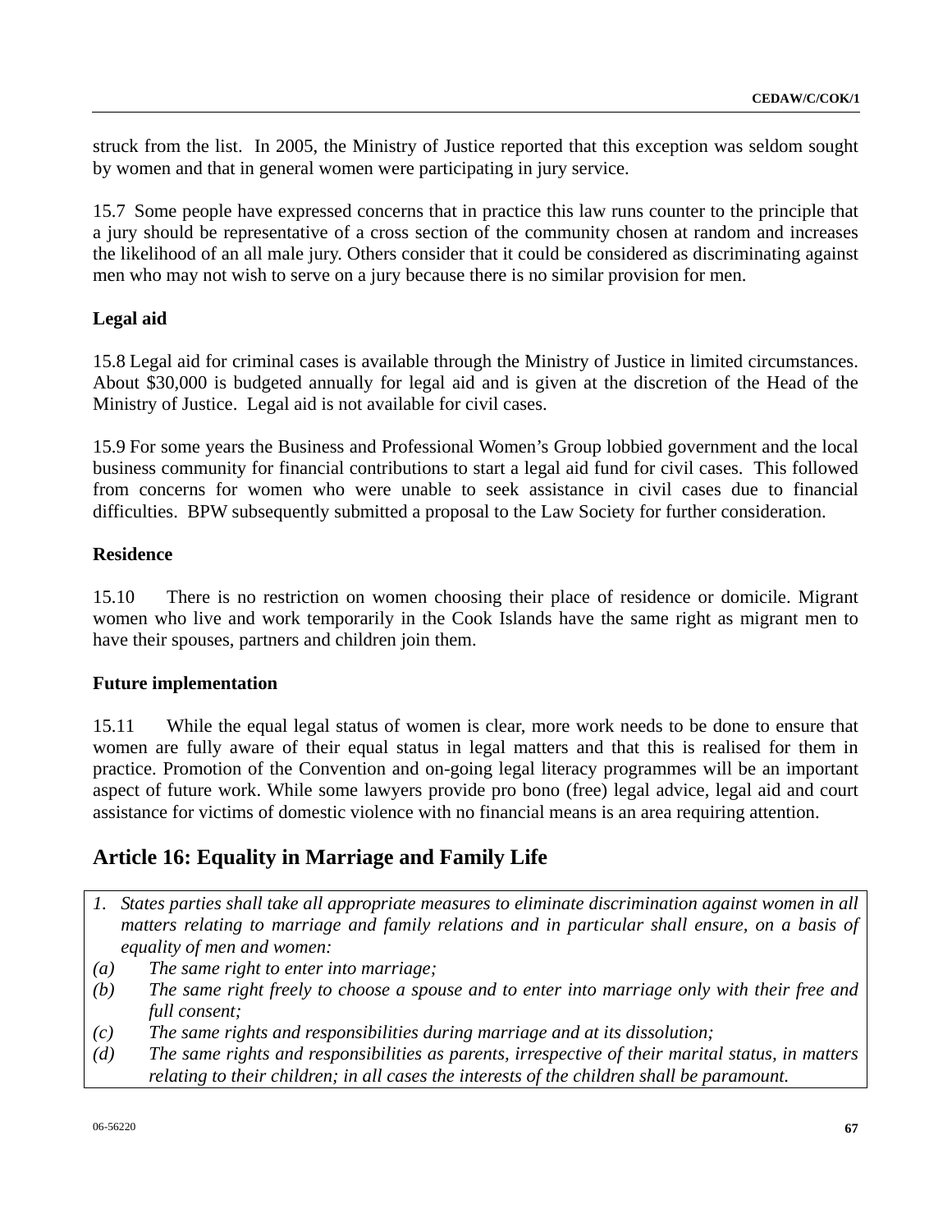struck from the list.  In 2005, the Ministry of Justice reported that this exception was seldom sought by women and that in general women were participating in jury service.

15.7 Some people have expressed concerns that in practice this law runs counter to the principle that a jury should be representative of a cross section of the community chosen at random and increases the likelihood of an all male jury. Others consider that it could be considered as discriminating against men who may not wish to serve on a jury because there is no similar provision for men.

**Legal aid**

15.8 Legal aid for criminal cases is available through the Ministry of Justice in limited circumstances. About $30,000 is budgeted annually for legal aid and is given at the discretion of the Head of the Ministry of Justice.  Legal aid is not available for civil cases.

15.9 For some years the Business and Professional Women's Group lobbied government and the local business community for financial contributions to start a legal aid fund for civil cases.  This followed from concerns for women who were unable to seek assistance in civil cases due to financial difficulties.  BPW subsequently submitted a proposal to the Law Society for further consideration.

**Residence**

15.10 There is no restriction on women choosing their place of residence or domicile. Migrant women who live and work temporarily in the Cook Islands have the same right as migrant men to have their spouses, partners and children join them.

**Future implementation**

15.11 While the equal legal status of women is clear, more work needs to be done to ensure that women are fully aware of their equal status in legal matters and that this is realised for them in practice. Promotion of the Convention and on-going legal literacy programmes will be an important aspect of future work. While some lawyers provide pro bono (free) legal advice, legal aid and court assistance for victims of domestic violence with no financial means is an area requiring attention.

## Article 16: Equality in Marriage and Family Life

*1. States parties shall take all appropriate measures to eliminate discrimination against women in all matters relating to marriage and family relations and in particular shall ensure, on a basis of equality of men and women:*

*(a) The same right to enter into marriage;*

*(b) The same right freely to choose a spouse and to enter into marriage only with their free and full consent;*

*(c) The same rights and responsibilities during marriage and at its dissolution;*

*(d) The same rights and responsibilities as parents, irrespective of their marital status, in matters relating to their children; in all cases the interests of the children shall be paramount.*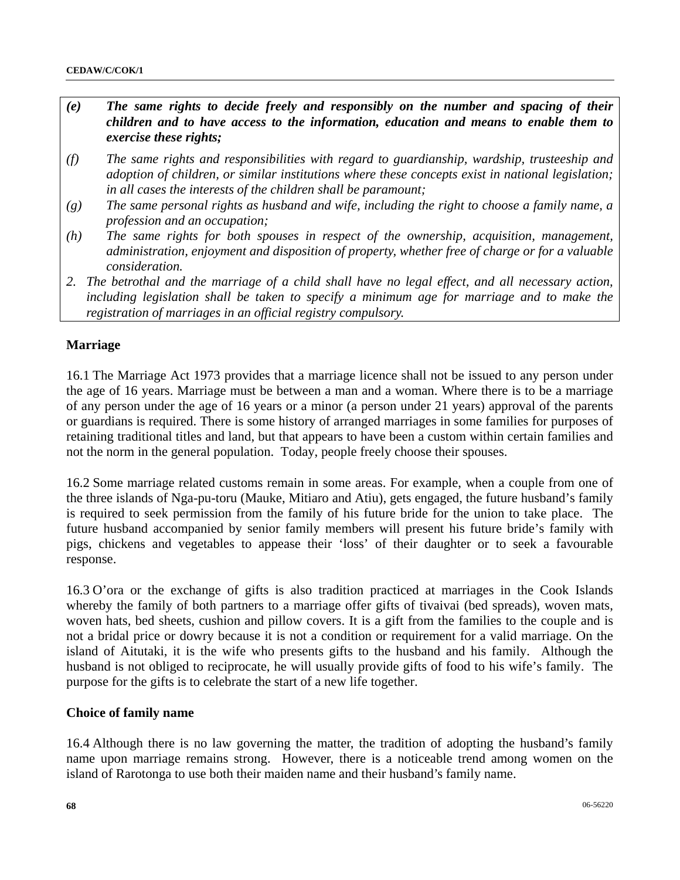*(e)* ***The same rights to decide freely and responsibly on the number and spacing of their children and to have access to the information, education and means to enable them to exercise these rights;***

*(f) The same rights and responsibilities with regard to guardianship, wardship, trusteeship and adoption of children, or similar institutions where these concepts exist in national legislation; in all cases the interests of the children shall be paramount;*

*(g) The same personal rights as husband and wife, including the right to choose a family name, a profession and an occupation;*

*(h) The same rights for both spouses in respect of the ownership, acquisition, management, administration, enjoyment and disposition of property, whether free of charge or for a valuable consideration.*

*2. The betrothal and the marriage of a child shall have no legal effect, and all necessary action, including legislation shall be taken to specify a minimum age for marriage and to make the registration of marriages in an official registry compulsory.*

**Marriage**

16.1 The Marriage Act 1973 provides that a marriage licence shall not be issued to any person under the age of 16 years. Marriage must be between a man and a woman. Where there is to be a marriage of any person under the age of 16 years or a minor (a person under 21 years) approval of the parents or guardians is required. There is some history of arranged marriages in some families for purposes of retaining traditional titles and land, but that appears to have been a custom within certain families and not the norm in the general population. Today, people freely choose their spouses.

16.2 Some marriage related customs remain in some areas. For example, when a couple from one of the three islands of Nga-pu-toru (Mauke, Mitiaro and Atiu), gets engaged, the future husband's family is required to seek permission from the family of his future bride for the union to take place. The future husband accompanied by senior family members will present his future bride's family with pigs, chickens and vegetables to appease their 'loss' of their daughter or to seek a favourable response.

16.3 O'ora or the exchange of gifts is also tradition practiced at marriages in the Cook Islands whereby the family of both partners to a marriage offer gifts of tivaivai (bed spreads), woven mats, woven hats, bed sheets, cushion and pillow covers. It is a gift from the families to the couple and is not a bridal price or dowry because it is not a condition or requirement for a valid marriage. On the island of Aitutaki, it is the wife who presents gifts to the husband and his family. Although the husband is not obliged to reciprocate, he will usually provide gifts of food to his wife's family. The purpose for the gifts is to celebrate the start of a new life together.

**Choice of family name**

16.4 Although there is no law governing the matter, the tradition of adopting the husband's family name upon marriage remains strong. However, there is a noticeable trend among women on the island of Rarotonga to use both their maiden name and their husband's family name.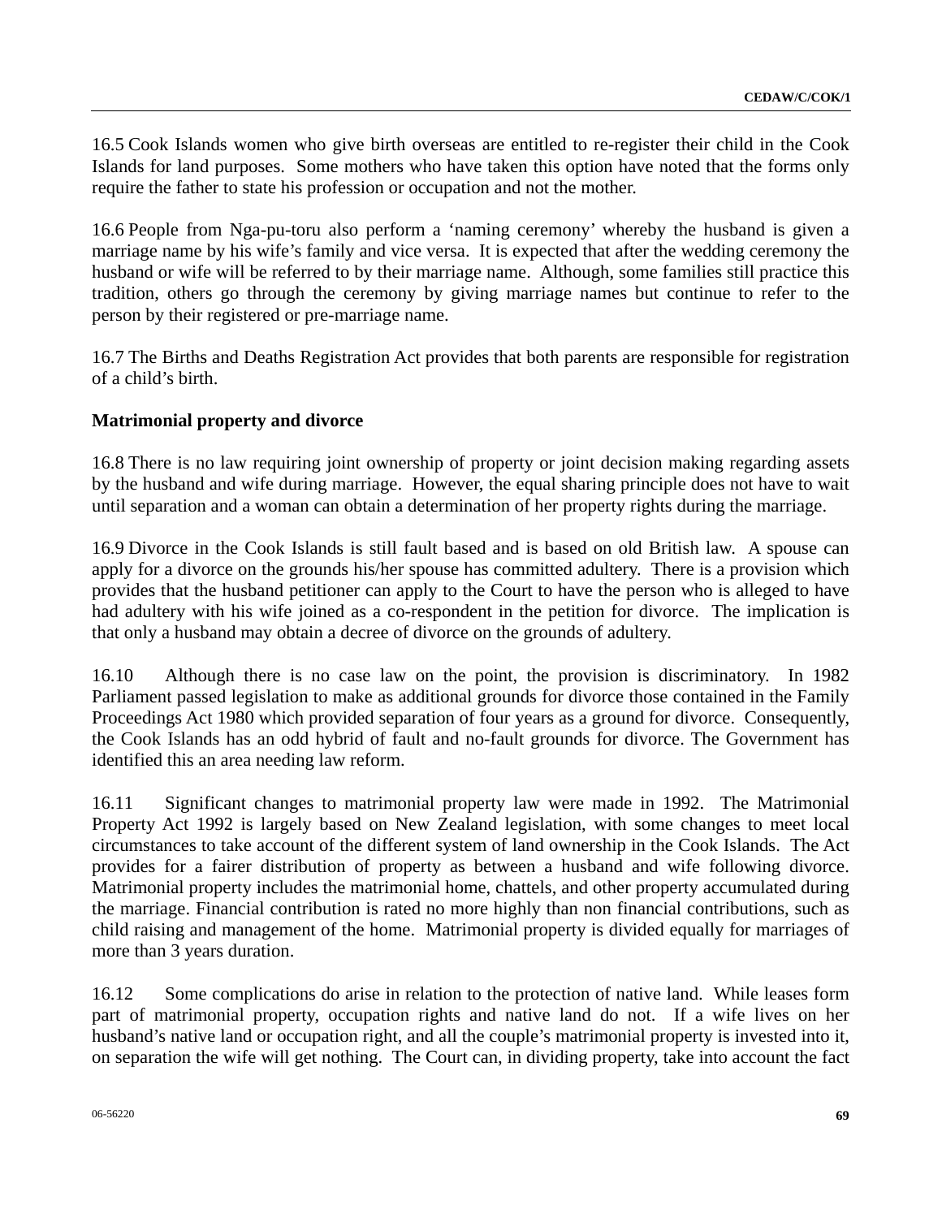16.5 Cook Islands women who give birth overseas are entitled to re-register their child in the Cook Islands for land purposes. Some mothers who have taken this option have noted that the forms only require the father to state his profession or occupation and not the mother.

16.6 People from Nga-pu-toru also perform a 'naming ceremony' whereby the husband is given a marriage name by his wife's family and vice versa. It is expected that after the wedding ceremony the husband or wife will be referred to by their marriage name. Although, some families still practice this tradition, others go through the ceremony by giving marriage names but continue to refer to the person by their registered or pre-marriage name.

16.7 The Births and Deaths Registration Act provides that both parents are responsible for registration of a child's birth.

**Matrimonial property and divorce**

16.8 There is no law requiring joint ownership of property or joint decision making regarding assets by the husband and wife during marriage. However, the equal sharing principle does not have to wait until separation and a woman can obtain a determination of her property rights during the marriage.

16.9 Divorce in the Cook Islands is still fault based and is based on old British law. A spouse can apply for a divorce on the grounds his/her spouse has committed adultery. There is a provision which provides that the husband petitioner can apply to the Court to have the person who is alleged to have had adultery with his wife joined as a co-respondent in the petition for divorce. The implication is that only a husband may obtain a decree of divorce on the grounds of adultery.

16.10 Although there is no case law on the point, the provision is discriminatory. In 1982 Parliament passed legislation to make as additional grounds for divorce those contained in the Family Proceedings Act 1980 which provided separation of four years as a ground for divorce. Consequently, the Cook Islands has an odd hybrid of fault and no-fault grounds for divorce. The Government has identified this an area needing law reform.

16.11 Significant changes to matrimonial property law were made in 1992. The Matrimonial Property Act 1992 is largely based on New Zealand legislation, with some changes to meet local circumstances to take account of the different system of land ownership in the Cook Islands. The Act provides for a fairer distribution of property as between a husband and wife following divorce. Matrimonial property includes the matrimonial home, chattels, and other property accumulated during the marriage. Financial contribution is rated no more highly than non financial contributions, such as child raising and management of the home. Matrimonial property is divided equally for marriages of more than 3 years duration.

16.12 Some complications do arise in relation to the protection of native land. While leases form part of matrimonial property, occupation rights and native land do not. If a wife lives on her husband's native land or occupation right, and all the couple's matrimonial property is invested into it, on separation the wife will get nothing. The Court can, in dividing property, take into account the fact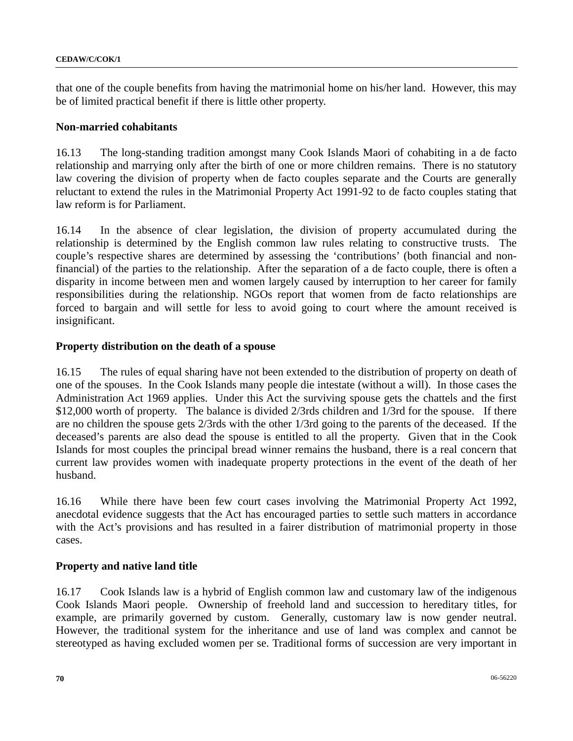that one of the couple benefits from having the matrimonial home on his/her land. However, this may be of limited practical benefit if there is little other property.

**Non-married cohabitants**

16.13 The long-standing tradition amongst many Cook Islands Maori of cohabiting in a de facto relationship and marrying only after the birth of one or more children remains. There is no statutory law covering the division of property when de facto couples separate and the Courts are generally reluctant to extend the rules in the Matrimonial Property Act 1991-92 to de facto couples stating that law reform is for Parliament.

16.14 In the absence of clear legislation, the division of property accumulated during the relationship is determined by the English common law rules relating to constructive trusts. The couple's respective shares are determined by assessing the 'contributions' (both financial and non-financial) of the parties to the relationship. After the separation of a de facto couple, there is often a disparity in income between men and women largely caused by interruption to her career for family responsibilities during the relationship. NGOs report that women from de facto relationships are forced to bargain and will settle for less to avoid going to court where the amount received is insignificant.

**Property distribution on the death of a spouse**

16.15 The rules of equal sharing have not been extended to the distribution of property on death of one of the spouses. In the Cook Islands many people die intestate (without a will). In those cases the Administration Act 1969 applies. Under this Act the surviving spouse gets the chattels and the first $12,000 worth of property. The balance is divided 2/3rds children and 1/3rd for the spouse. If there are no children the spouse gets 2/3rds with the other 1/3rd going to the parents of the deceased. If the deceased's parents are also dead the spouse is entitled to all the property. Given that in the Cook Islands for most couples the principal bread winner remains the husband, there is a real concern that current law provides women with inadequate property protections in the event of the death of her husband.

16.16 While there have been few court cases involving the Matrimonial Property Act 1992, anecdotal evidence suggests that the Act has encouraged parties to settle such matters in accordance with the Act's provisions and has resulted in a fairer distribution of matrimonial property in those cases.

**Property and native land title**

16.17 Cook Islands law is a hybrid of English common law and customary law of the indigenous Cook Islands Maori people. Ownership of freehold land and succession to hereditary titles, for example, are primarily governed by custom. Generally, customary law is now gender neutral. However, the traditional system for the inheritance and use of land was complex and cannot be stereotyped as having excluded women per se. Traditional forms of succession are very important in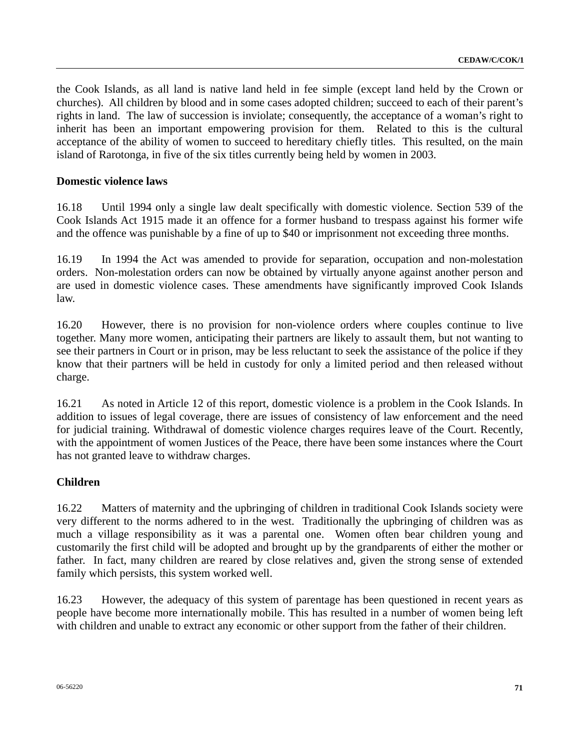the Cook Islands, as all land is native land held in fee simple (except land held by the Crown or churches). All children by blood and in some cases adopted children; succeed to each of their parent's rights in land. The law of succession is inviolate; consequently, the acceptance of a woman's right to inherit has been an important empowering provision for them. Related to this is the cultural acceptance of the ability of women to succeed to hereditary chiefly titles. This resulted, on the main island of Rarotonga, in five of the six titles currently being held by women in 2003.

**Domestic violence laws**

16.18 Until 1994 only a single law dealt specifically with domestic violence. Section 539 of the Cook Islands Act 1915 made it an offence for a former husband to trespass against his former wife and the offence was punishable by a fine of up to $40 or imprisonment not exceeding three months.

16.19 In 1994 the Act was amended to provide for separation, occupation and non-molestation orders. Non-molestation orders can now be obtained by virtually anyone against another person and are used in domestic violence cases. These amendments have significantly improved Cook Islands law.

16.20 However, there is no provision for non-violence orders where couples continue to live together. Many more women, anticipating their partners are likely to assault them, but not wanting to see their partners in Court or in prison, may be less reluctant to seek the assistance of the police if they know that their partners will be held in custody for only a limited period and then released without charge.

16.21 As noted in Article 12 of this report, domestic violence is a problem in the Cook Islands. In addition to issues of legal coverage, there are issues of consistency of law enforcement and the need for judicial training. Withdrawal of domestic violence charges requires leave of the Court. Recently, with the appointment of women Justices of the Peace, there have been some instances where the Court has not granted leave to withdraw charges.

**Children**

16.22 Matters of maternity and the upbringing of children in traditional Cook Islands society were very different to the norms adhered to in the west. Traditionally the upbringing of children was as much a village responsibility as it was a parental one. Women often bear children young and customarily the first child will be adopted and brought up by the grandparents of either the mother or father. In fact, many children are reared by close relatives and, given the strong sense of extended family which persists, this system worked well.

16.23 However, the adequacy of this system of parentage has been questioned in recent years as people have become more internationally mobile. This has resulted in a number of women being left with children and unable to extract any economic or other support from the father of their children.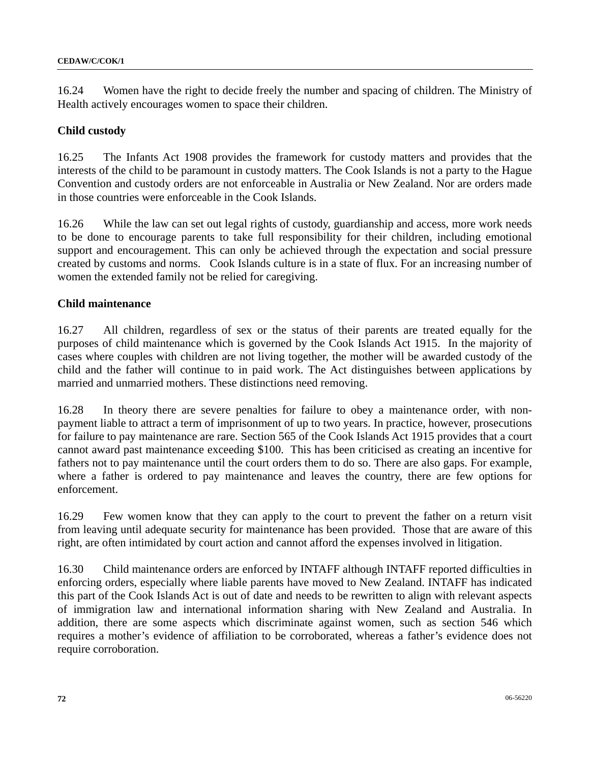16.24 Women have the right to decide freely the number and spacing of children. The Ministry of Health actively encourages women to space their children.

**Child custody**

16.25 The Infants Act 1908 provides the framework for custody matters and provides that the interests of the child to be paramount in custody matters. The Cook Islands is not a party to the Hague Convention and custody orders are not enforceable in Australia or New Zealand. Nor are orders made in those countries were enforceable in the Cook Islands.

16.26 While the law can set out legal rights of custody, guardianship and access, more work needs to be done to encourage parents to take full responsibility for their children, including emotional support and encouragement. This can only be achieved through the expectation and social pressure created by customs and norms. Cook Islands culture is in a state of flux. For an increasing number of women the extended family not be relied for caregiving.

**Child maintenance**

16.27 All children, regardless of sex or the status of their parents are treated equally for the purposes of child maintenance which is governed by the Cook Islands Act 1915. In the majority of cases where couples with children are not living together, the mother will be awarded custody of the child and the father will continue to in paid work. The Act distinguishes between applications by married and unmarried mothers. These distinctions need removing.

16.28 In theory there are severe penalties for failure to obey a maintenance order, with non-payment liable to attract a term of imprisonment of up to two years. In practice, however, prosecutions for failure to pay maintenance are rare. Section 565 of the Cook Islands Act 1915 provides that a court cannot award past maintenance exceeding $100. This has been criticised as creating an incentive for fathers not to pay maintenance until the court orders them to do so. There are also gaps. For example, where a father is ordered to pay maintenance and leaves the country, there are few options for enforcement.

16.29 Few women know that they can apply to the court to prevent the father on a return visit from leaving until adequate security for maintenance has been provided. Those that are aware of this right, are often intimidated by court action and cannot afford the expenses involved in litigation.

16.30 Child maintenance orders are enforced by INTAFF although INTAFF reported difficulties in enforcing orders, especially where liable parents have moved to New Zealand. INTAFF has indicated this part of the Cook Islands Act is out of date and needs to be rewritten to align with relevant aspects of immigration law and international information sharing with New Zealand and Australia. In addition, there are some aspects which discriminate against women, such as section 546 which requires a mother's evidence of affiliation to be corroborated, whereas a father's evidence does not require corroboration.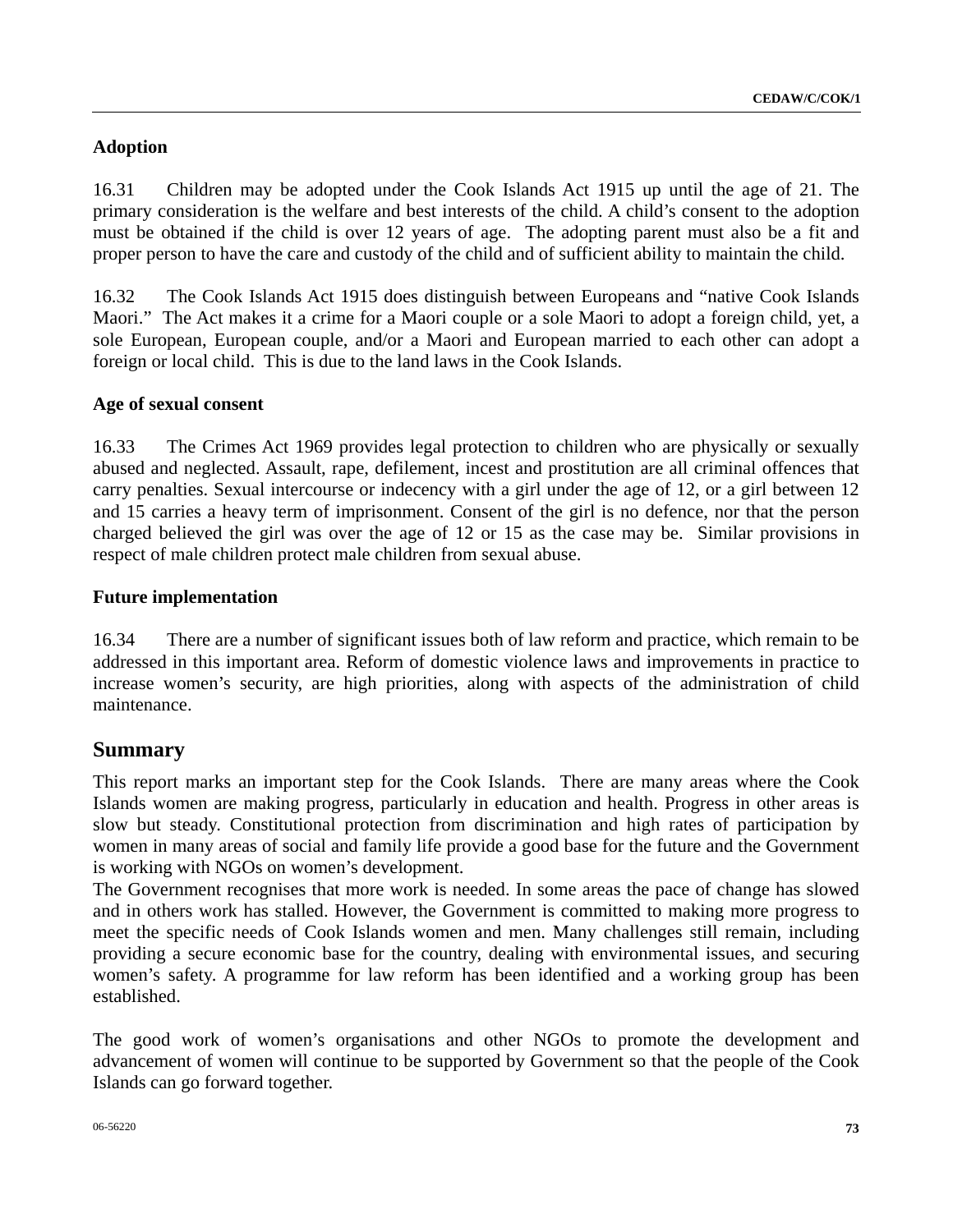**Adoption**

16.31 Children may be adopted under the Cook Islands Act 1915 up until the age of 21. The primary consideration is the welfare and best interests of the child. A child's consent to the adoption must be obtained if the child is over 12 years of age. The adopting parent must also be a fit and proper person to have the care and custody of the child and of sufficient ability to maintain the child.

16.32 The Cook Islands Act 1915 does distinguish between Europeans and "native Cook Islands Maori." The Act makes it a crime for a Maori couple or a sole Maori to adopt a foreign child, yet, a sole European, European couple, and/or a Maori and European married to each other can adopt a foreign or local child. This is due to the land laws in the Cook Islands.

**Age of sexual consent**

16.33 The Crimes Act 1969 provides legal protection to children who are physically or sexually abused and neglected. Assault, rape, defilement, incest and prostitution are all criminal offences that carry penalties. Sexual intercourse or indecency with a girl under the age of 12, or a girl between 12 and 15 carries a heavy term of imprisonment. Consent of the girl is no defence, nor that the person charged believed the girl was over the age of 12 or 15 as the case may be. Similar provisions in respect of male children protect male children from sexual abuse.

**Future implementation**

16.34 There are a number of significant issues both of law reform and practice, which remain to be addressed in this important area. Reform of domestic violence laws and improvements in practice to increase women's security, are high priorities, along with aspects of the administration of child maintenance.

## Summary

This report marks an important step for the Cook Islands. There are many areas where the Cook Islands women are making progress, particularly in education and health. Progress in other areas is slow but steady. Constitutional protection from discrimination and high rates of participation by women in many areas of social and family life provide a good base for the future and the Government is working with NGOs on women's development.

The Government recognises that more work is needed. In some areas the pace of change has slowed and in others work has stalled. However, the Government is committed to making more progress to meet the specific needs of Cook Islands women and men. Many challenges still remain, including providing a secure economic base for the country, dealing with environmental issues, and securing women's safety. A programme for law reform has been identified and a working group has been established.

The good work of women's organisations and other NGOs to promote the development and advancement of women will continue to be supported by Government so that the people of the Cook Islands can go forward together.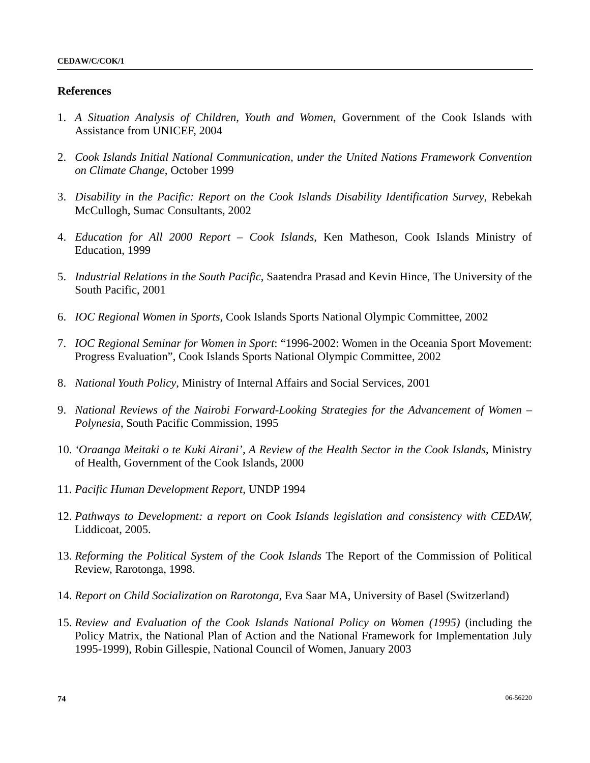## References

1. *A Situation Analysis of Children, Youth and Women*, Government of the Cook Islands with Assistance from UNICEF, 2004

2. *Cook Islands Initial National Communication, under the United Nations Framework Convention on Climate Change*, October 1999

3. *Disability in the Pacific: Report on the Cook Islands Disability Identification Survey*, Rebekah McCullogh, Sumac Consultants, 2002

4. *Education for All 2000 Report – Cook Islands*, Ken Matheson, Cook Islands Ministry of Education, 1999

5. *Industrial Relations in the South Pacific*, Saatendra Prasad and Kevin Hince, The University of the South Pacific, 2001

6. *IOC Regional Women in Sports*, Cook Islands Sports National Olympic Committee, 2002

7. *IOC Regional Seminar for Women in Sport*: "1996-2002: Women in the Oceania Sport Movement: Progress Evaluation", Cook Islands Sports National Olympic Committee, 2002

8. *National Youth Policy*, Ministry of Internal Affairs and Social Services, 2001

9. *National Reviews of the Nairobi Forward-Looking Strategies for the Advancement of Women – Polynesia*, South Pacific Commission, 1995

10. *'Oraanga Meitaki o te Kuki Airani', A Review of the Health Sector in the Cook Islands*, Ministry of Health, Government of the Cook Islands, 2000

11. *Pacific Human Development Report*, UNDP 1994

12. *Pathways to Development: a report on Cook Islands legislation and consistency with CEDAW,* Liddicoat, 2005.

13. *Reforming the Political System of the Cook Islands* The Report of the Commission of Political Review, Rarotonga, 1998.

14. *Report on Child Socialization on Rarotonga*, Eva Saar MA, University of Basel (Switzerland)

15. *Review and Evaluation of the Cook Islands National Policy on Women (1995)* (including the Policy Matrix, the National Plan of Action and the National Framework for Implementation July 1995-1999), Robin Gillespie, National Council of Women, January 2003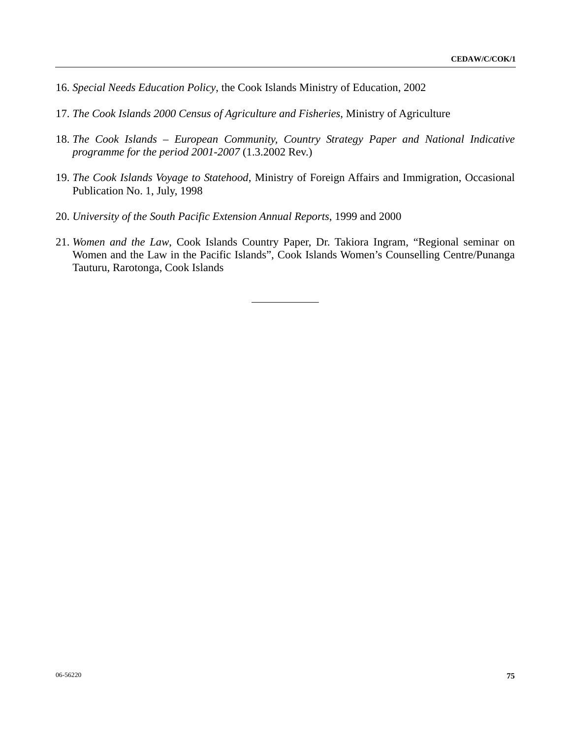16. *Special Needs Education Policy*, the Cook Islands Ministry of Education, 2002

17. *The Cook Islands 2000 Census of Agriculture and Fisheries*, Ministry of Agriculture

18. *The Cook Islands – European Community, Country Strategy Paper and National Indicative programme for the period 2001-2007* (1.3.2002 Rev.)

19. *The Cook Islands Voyage to Statehood*, Ministry of Foreign Affairs and Immigration, Occasional Publication No. 1, July, 1998

20. *University of the South Pacific Extension Annual Reports*, 1999 and 2000

21. *Women and the Law*, Cook Islands Country Paper, Dr. Takiora Ingram, “Regional seminar on Women and the Law in the Pacific Islands”, Cook Islands Women’s Counselling Centre/Punanga Tauturu, Rarotonga, Cook Islands